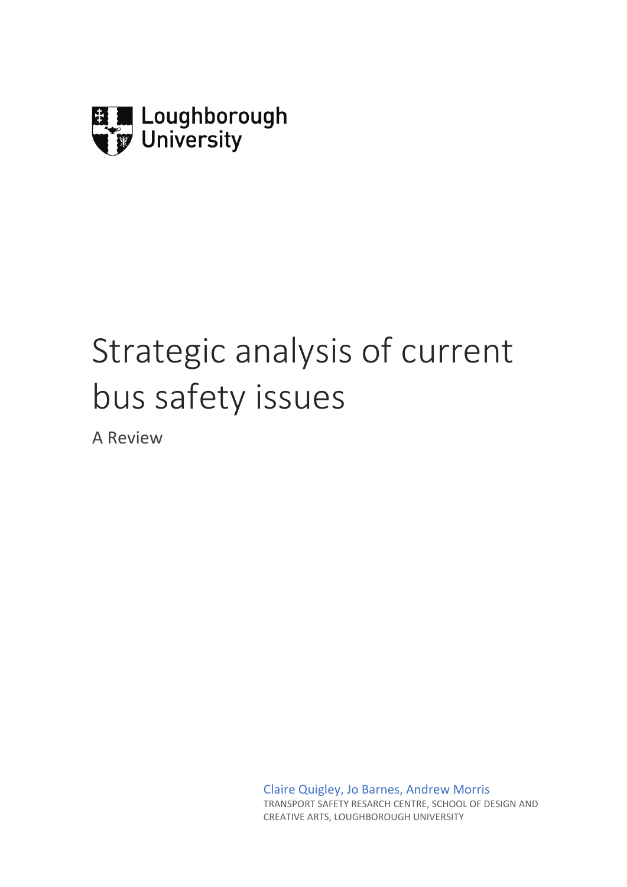Loughborough University

# Strategic analysis of current bus safety issues

A Review

Claire Quigley, Jo Barnes, Andrew Morris

TRANSPORT SAFETY RESARCH CENTRE, SCHOOL OF DESIGN AND CREATIVE ARTS, LOUGHBOROUGH UNIVERSITY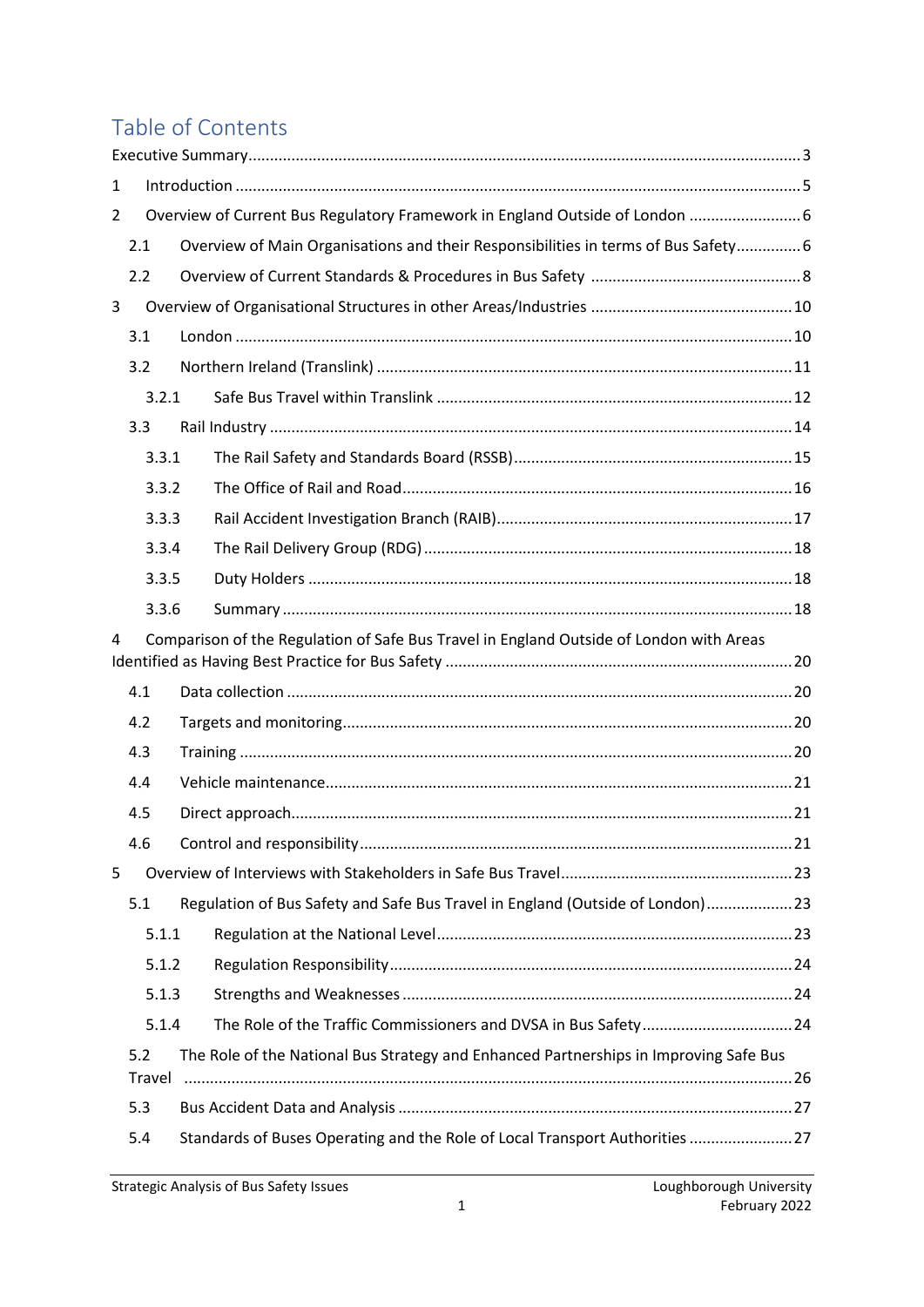# Table of Contents

Executive Summary ... 3

1 Introduction ... 5

2 Overview of Current Bus Regulatory Framework in England Outside of London ... 6

- 2.1 Overview of Main Organisations and their Responsibilities in terms of Bus Safety ... 6
- 2.2 Overview of Current Standards & Procedures in Bus Safety ... 8

3 Overview of Organisational Structures in other Areas/Industries ... 10

- 3.1 London ... 10
- 3.2 Northern Ireland (Translink) ... 11
  - 3.2.1 Safe Bus Travel within Translink ... 12
- 3.3 Rail Industry ... 14
  - 3.3.1 The Rail Safety and Standards Board (RSSB) ... 15
  - 3.3.2 The Office of Rail and Road ... 16
  - 3.3.3 Rail Accident Investigation Branch (RAIB) ... 17
  - 3.3.4 The Rail Delivery Group (RDG) ... 18
  - 3.3.5 Duty Holders ... 18
  - 3.3.6 Summary ... 18

4 Comparison of the Regulation of Safe Bus Travel in England Outside of London with Areas Identified as Having Best Practice for Bus Safety ... 20

- 4.1 Data collection ... 20
- 4.2 Targets and monitoring ... 20
- 4.3 Training ... 20
- 4.4 Vehicle maintenance ... 21
- 4.5 Direct approach ... 21
- 4.6 Control and responsibility ... 21

5 Overview of Interviews with Stakeholders in Safe Bus Travel ... 23

- 5.1 Regulation of Bus Safety and Safe Bus Travel in England (Outside of London) ... 23
  - 5.1.1 Regulation at the National Level ... 23
  - 5.1.2 Regulation Responsibility ... 24
  - 5.1.3 Strengths and Weaknesses ... 24
  - 5.1.4 The Role of the Traffic Commissioners and DVSA in Bus Safety ... 24
- 5.2 The Role of the National Bus Strategy and Enhanced Partnerships in Improving Safe Bus Travel ... 26
- 5.3 Bus Accident Data and Analysis ... 27
- 5.4 Standards of Buses Operating and the Role of Local Transport Authorities ... 27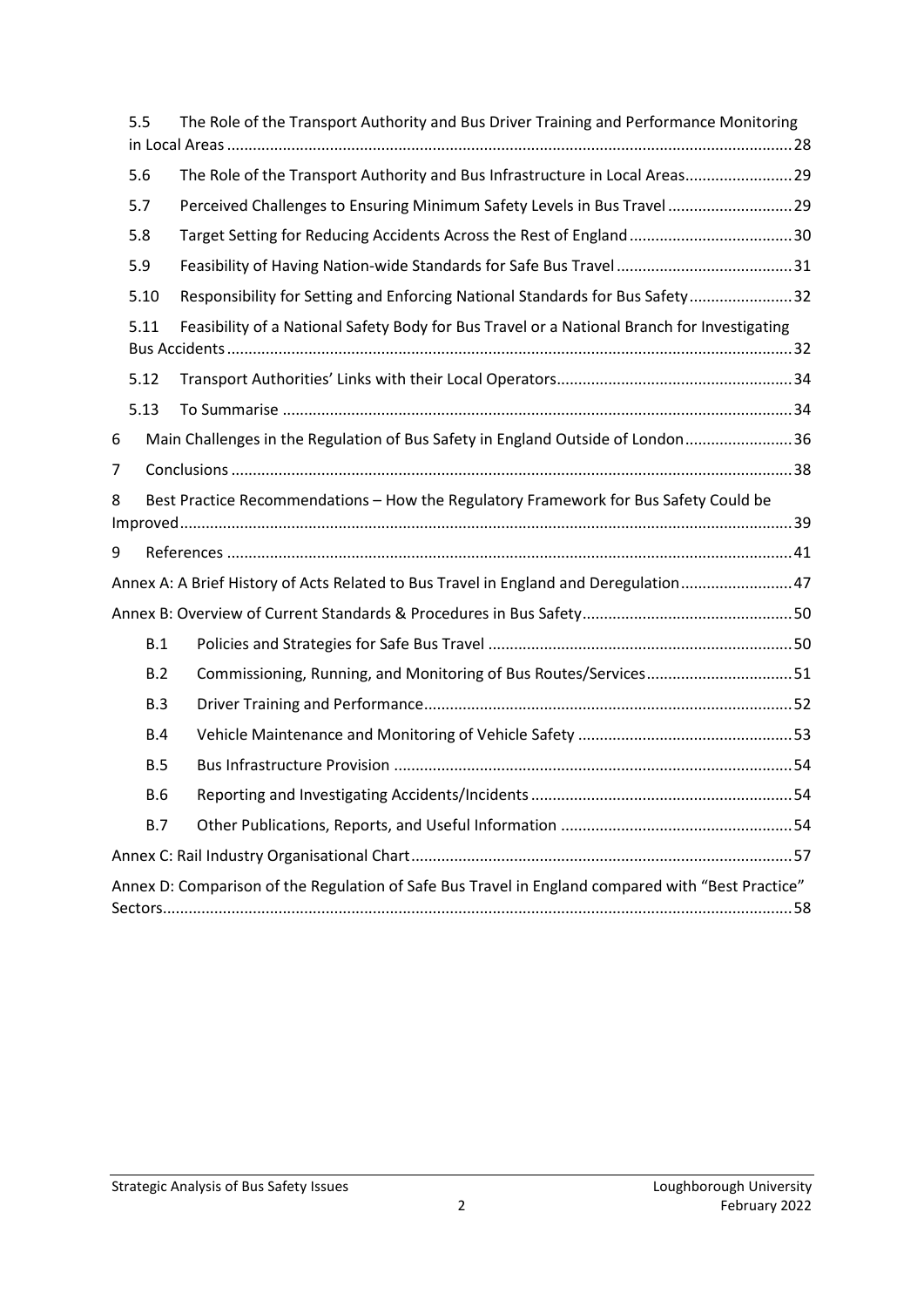5.5 The Role of the Transport Authority and Bus Driver Training and Performance Monitoring in Local Areas ..... 28

5.6 The Role of the Transport Authority and Bus Infrastructure in Local Areas ..... 29

5.7 Perceived Challenges to Ensuring Minimum Safety Levels in Bus Travel ..... 29

5.8 Target Setting for Reducing Accidents Across the Rest of England ..... 30

5.9 Feasibility of Having Nation-wide Standards for Safe Bus Travel ..... 31

5.10 Responsibility for Setting and Enforcing National Standards for Bus Safety ..... 32

5.11 Feasibility of a National Safety Body for Bus Travel or a National Branch for Investigating Bus Accidents ..... 32

5.12 Transport Authorities' Links with their Local Operators ..... 34

5.13 To Summarise ..... 34

6 Main Challenges in the Regulation of Bus Safety in England Outside of London ..... 36

7 Conclusions ..... 38

8 Best Practice Recommendations – How the Regulatory Framework for Bus Safety Could be Improved ..... 39

9 References ..... 41

Annex A: A Brief History of Acts Related to Bus Travel in England and Deregulation ..... 47

Annex B: Overview of Current Standards & Procedures in Bus Safety ..... 50

B.1 Policies and Strategies for Safe Bus Travel ..... 50

B.2 Commissioning, Running, and Monitoring of Bus Routes/Services ..... 51

B.3 Driver Training and Performance ..... 52

B.4 Vehicle Maintenance and Monitoring of Vehicle Safety ..... 53

B.5 Bus Infrastructure Provision ..... 54

B.6 Reporting and Investigating Accidents/Incidents ..... 54

B.7 Other Publications, Reports, and Useful Information ..... 54

Annex C: Rail Industry Organisational Chart ..... 57

Annex D: Comparison of the Regulation of Safe Bus Travel in England compared with "Best Practice" Sectors ..... 58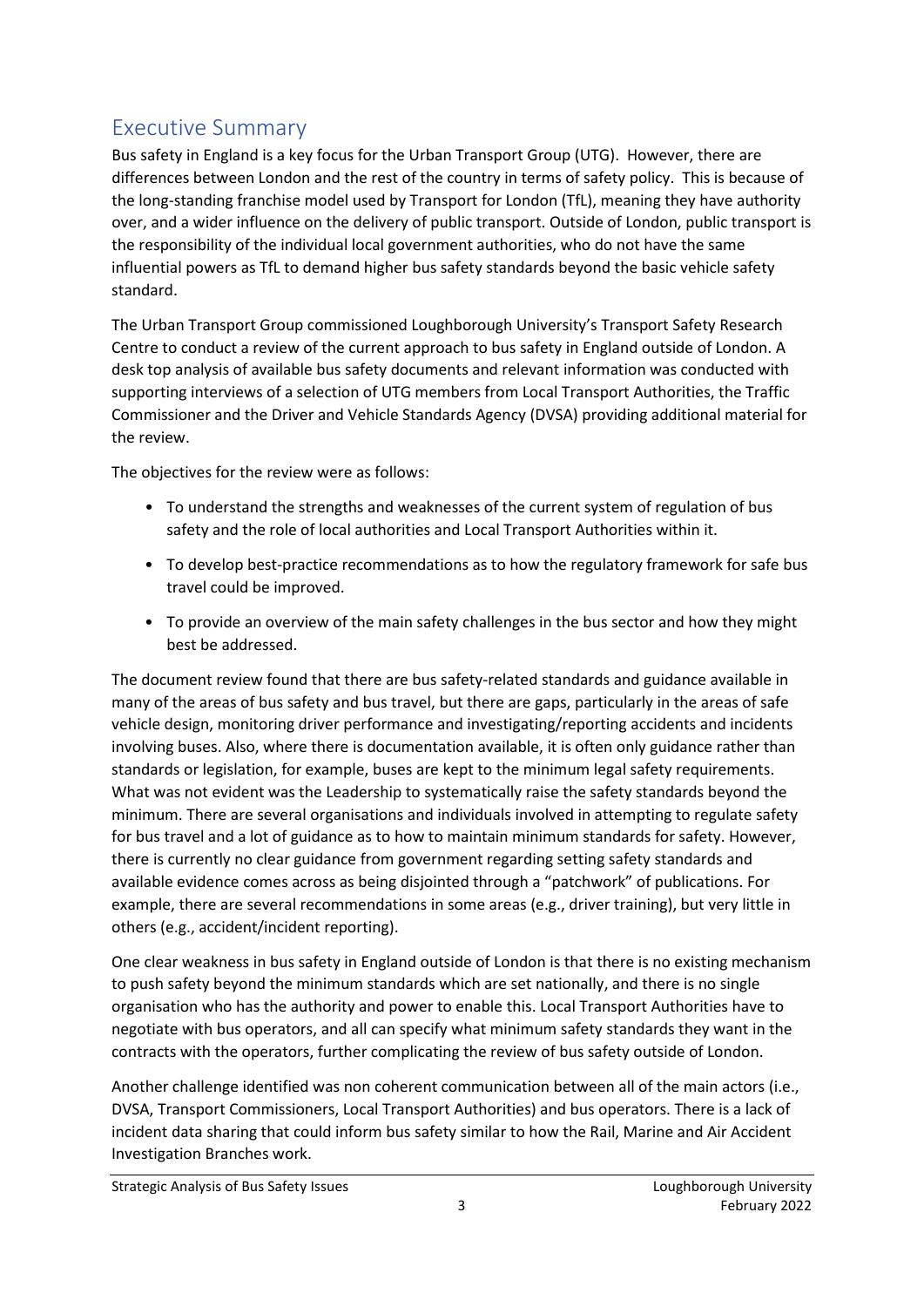## Executive Summary

Bus safety in England is a key focus for the Urban Transport Group (UTG). However, there are differences between London and the rest of the country in terms of safety policy. This is because of the long-standing franchise model used by Transport for London (TfL), meaning they have authority over, and a wider influence on the delivery of public transport. Outside of London, public transport is the responsibility of the individual local government authorities, who do not have the same influential powers as TfL to demand higher bus safety standards beyond the basic vehicle safety standard.

The Urban Transport Group commissioned Loughborough University's Transport Safety Research Centre to conduct a review of the current approach to bus safety in England outside of London. A desk top analysis of available bus safety documents and relevant information was conducted with supporting interviews of a selection of UTG members from Local Transport Authorities, the Traffic Commissioner and the Driver and Vehicle Standards Agency (DVSA) providing additional material for the review.

The objectives for the review were as follows:

- To understand the strengths and weaknesses of the current system of regulation of bus safety and the role of local authorities and Local Transport Authorities within it.
- To develop best-practice recommendations as to how the regulatory framework for safe bus travel could be improved.
- To provide an overview of the main safety challenges in the bus sector and how they might best be addressed.

The document review found that there are bus safety-related standards and guidance available in many of the areas of bus safety and bus travel, but there are gaps, particularly in the areas of safe vehicle design, monitoring driver performance and investigating/reporting accidents and incidents involving buses. Also, where there is documentation available, it is often only guidance rather than standards or legislation, for example, buses are kept to the minimum legal safety requirements. What was not evident was the Leadership to systematically raise the safety standards beyond the minimum. There are several organisations and individuals involved in attempting to regulate safety for bus travel and a lot of guidance as to how to maintain minimum standards for safety. However, there is currently no clear guidance from government regarding setting safety standards and available evidence comes across as being disjointed through a "patchwork" of publications. For example, there are several recommendations in some areas (e.g., driver training), but very little in others (e.g., accident/incident reporting).

One clear weakness in bus safety in England outside of London is that there is no existing mechanism to push safety beyond the minimum standards which are set nationally, and there is no single organisation who has the authority and power to enable this. Local Transport Authorities have to negotiate with bus operators, and all can specify what minimum safety standards they want in the contracts with the operators, further complicating the review of bus safety outside of London.

Another challenge identified was non coherent communication between all of the main actors (i.e., DVSA, Transport Commissioners, Local Transport Authorities) and bus operators. There is a lack of incident data sharing that could inform bus safety similar to how the Rail, Marine and Air Accident Investigation Branches work.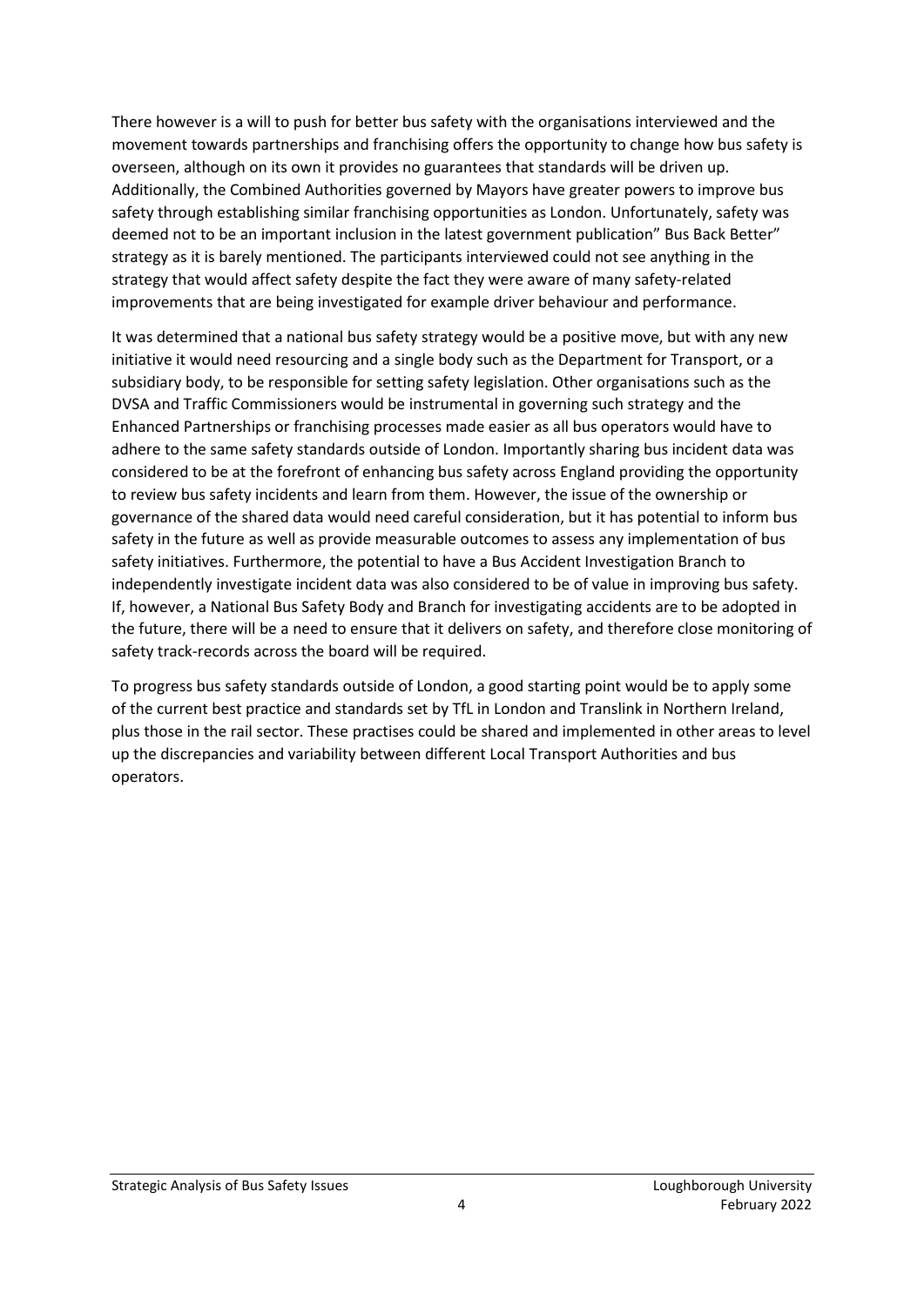There however is a will to push for better bus safety with the organisations interviewed and the movement towards partnerships and franchising offers the opportunity to change how bus safety is overseen, although on its own it provides no guarantees that standards will be driven up. Additionally, the Combined Authorities governed by Mayors have greater powers to improve bus safety through establishing similar franchising opportunities as London. Unfortunately, safety was deemed not to be an important inclusion in the latest government publication" Bus Back Better" strategy as it is barely mentioned. The participants interviewed could not see anything in the strategy that would affect safety despite the fact they were aware of many safety-related improvements that are being investigated for example driver behaviour and performance.

It was determined that a national bus safety strategy would be a positive move, but with any new initiative it would need resourcing and a single body such as the Department for Transport, or a subsidiary body, to be responsible for setting safety legislation. Other organisations such as the DVSA and Traffic Commissioners would be instrumental in governing such strategy and the Enhanced Partnerships or franchising processes made easier as all bus operators would have to adhere to the same safety standards outside of London. Importantly sharing bus incident data was considered to be at the forefront of enhancing bus safety across England providing the opportunity to review bus safety incidents and learn from them. However, the issue of the ownership or governance of the shared data would need careful consideration, but it has potential to inform bus safety in the future as well as provide measurable outcomes to assess any implementation of bus safety initiatives. Furthermore, the potential to have a Bus Accident Investigation Branch to independently investigate incident data was also considered to be of value in improving bus safety. If, however, a National Bus Safety Body and Branch for investigating accidents are to be adopted in the future, there will be a need to ensure that it delivers on safety, and therefore close monitoring of safety track-records across the board will be required.

To progress bus safety standards outside of London, a good starting point would be to apply some of the current best practice and standards set by TfL in London and Translink in Northern Ireland, plus those in the rail sector. These practises could be shared and implemented in other areas to level up the discrepancies and variability between different Local Transport Authorities and bus operators.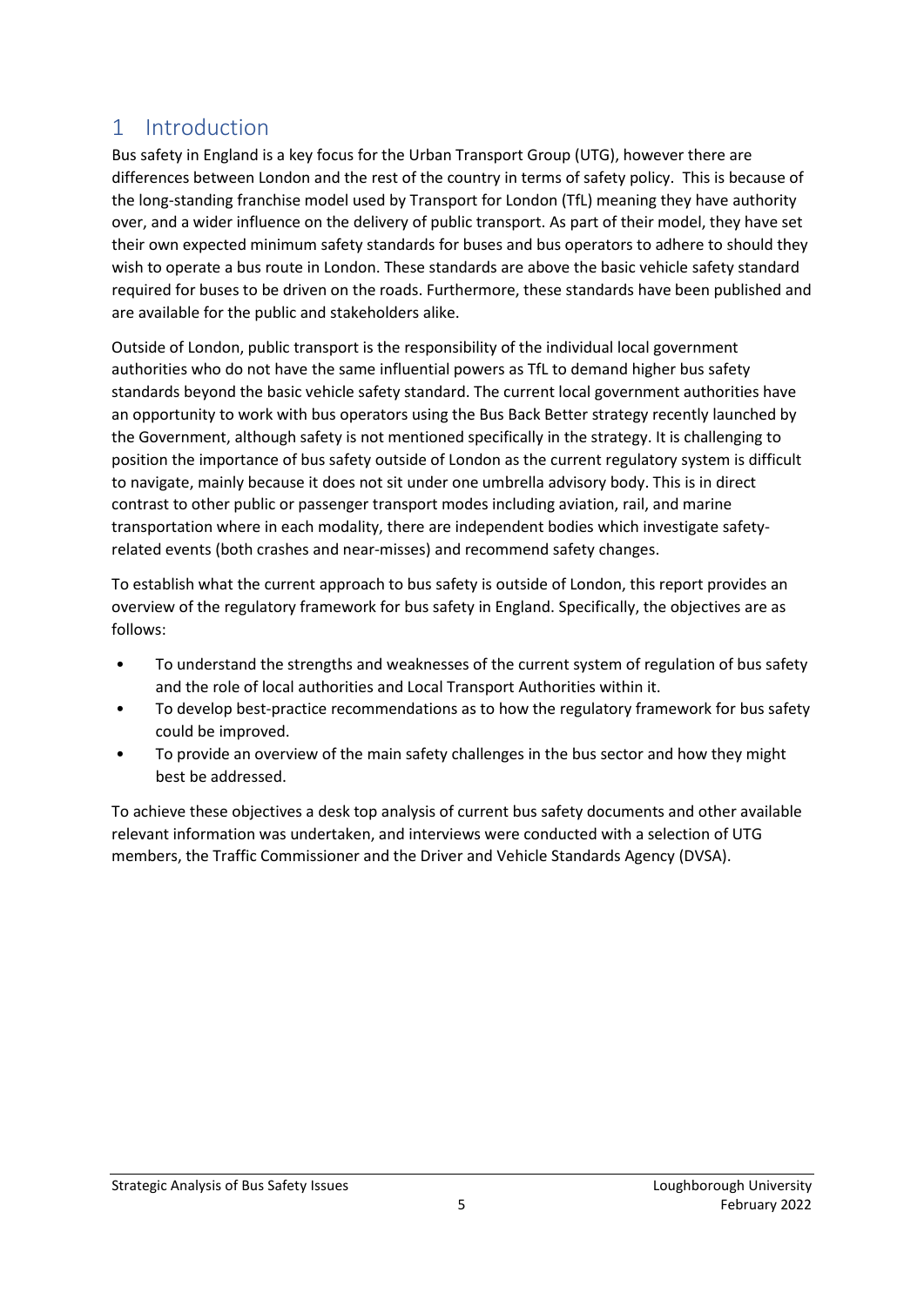# 1 Introduction

Bus safety in England is a key focus for the Urban Transport Group (UTG), however there are differences between London and the rest of the country in terms of safety policy. This is because of the long-standing franchise model used by Transport for London (TfL) meaning they have authority over, and a wider influence on the delivery of public transport. As part of their model, they have set their own expected minimum safety standards for buses and bus operators to adhere to should they wish to operate a bus route in London. These standards are above the basic vehicle safety standard required for buses to be driven on the roads. Furthermore, these standards have been published and are available for the public and stakeholders alike.

Outside of London, public transport is the responsibility of the individual local government authorities who do not have the same influential powers as TfL to demand higher bus safety standards beyond the basic vehicle safety standard. The current local government authorities have an opportunity to work with bus operators using the Bus Back Better strategy recently launched by the Government, although safety is not mentioned specifically in the strategy. It is challenging to position the importance of bus safety outside of London as the current regulatory system is difficult to navigate, mainly because it does not sit under one umbrella advisory body. This is in direct contrast to other public or passenger transport modes including aviation, rail, and marine transportation where in each modality, there are independent bodies which investigate safety-related events (both crashes and near-misses) and recommend safety changes.

To establish what the current approach to bus safety is outside of London, this report provides an overview of the regulatory framework for bus safety in England. Specifically, the objectives are as follows:

- To understand the strengths and weaknesses of the current system of regulation of bus safety and the role of local authorities and Local Transport Authorities within it.
- To develop best-practice recommendations as to how the regulatory framework for bus safety could be improved.
- To provide an overview of the main safety challenges in the bus sector and how they might best be addressed.

To achieve these objectives a desk top analysis of current bus safety documents and other available relevant information was undertaken, and interviews were conducted with a selection of UTG members, the Traffic Commissioner and the Driver and Vehicle Standards Agency (DVSA).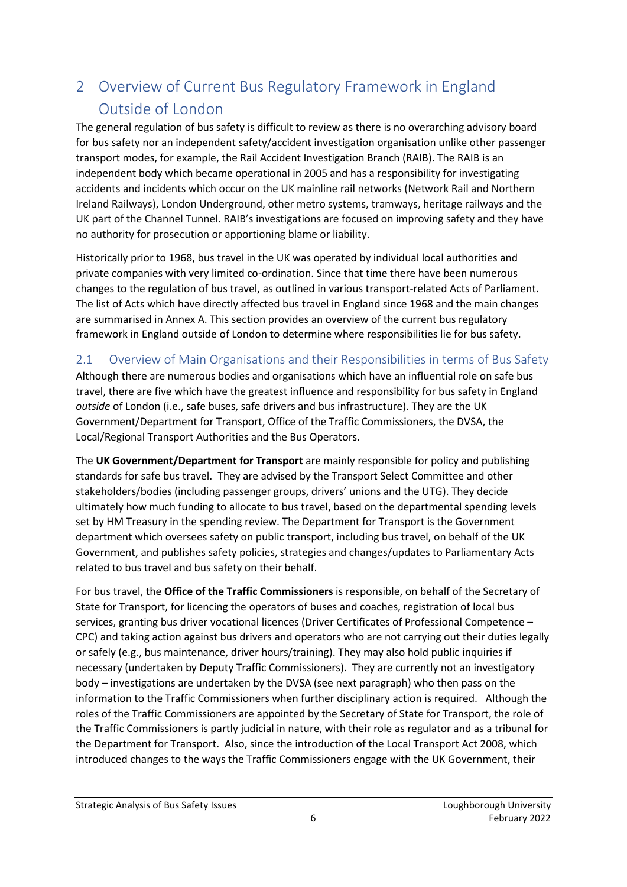# 2 Overview of Current Bus Regulatory Framework in England Outside of London

The general regulation of bus safety is difficult to review as there is no overarching advisory board for bus safety nor an independent safety/accident investigation organisation unlike other passenger transport modes, for example, the Rail Accident Investigation Branch (RAIB). The RAIB is an independent body which became operational in 2005 and has a responsibility for investigating accidents and incidents which occur on the UK mainline rail networks (Network Rail and Northern Ireland Railways), London Underground, other metro systems, tramways, heritage railways and the UK part of the Channel Tunnel. RAIB's investigations are focused on improving safety and they have no authority for prosecution or apportioning blame or liability.

Historically prior to 1968, bus travel in the UK was operated by individual local authorities and private companies with very limited co-ordination. Since that time there have been numerous changes to the regulation of bus travel, as outlined in various transport-related Acts of Parliament. The list of Acts which have directly affected bus travel in England since 1968 and the main changes are summarised in Annex A. This section provides an overview of the current bus regulatory framework in England outside of London to determine where responsibilities lie for bus safety.

## 2.1 Overview of Main Organisations and their Responsibilities in terms of Bus Safety

Although there are numerous bodies and organisations which have an influential role on safe bus travel, there are five which have the greatest influence and responsibility for bus safety in England *outside* of London (i.e., safe buses, safe drivers and bus infrastructure). They are the UK Government/Department for Transport, Office of the Traffic Commissioners, the DVSA, the Local/Regional Transport Authorities and the Bus Operators.

The **UK Government/Department for Transport** are mainly responsible for policy and publishing standards for safe bus travel. They are advised by the Transport Select Committee and other stakeholders/bodies (including passenger groups, drivers' unions and the UTG). They decide ultimately how much funding to allocate to bus travel, based on the departmental spending levels set by HM Treasury in the spending review. The Department for Transport is the Government department which oversees safety on public transport, including bus travel, on behalf of the UK Government, and publishes safety policies, strategies and changes/updates to Parliamentary Acts related to bus travel and bus safety on their behalf.

For bus travel, the **Office of the Traffic Commissioners** is responsible, on behalf of the Secretary of State for Transport, for licencing the operators of buses and coaches, registration of local bus services, granting bus driver vocational licences (Driver Certificates of Professional Competence – CPC) and taking action against bus drivers and operators who are not carrying out their duties legally or safely (e.g., bus maintenance, driver hours/training). They may also hold public inquiries if necessary (undertaken by Deputy Traffic Commissioners). They are currently not an investigatory body – investigations are undertaken by the DVSA (see next paragraph) who then pass on the information to the Traffic Commissioners when further disciplinary action is required. Although the roles of the Traffic Commissioners are appointed by the Secretary of State for Transport, the role of the Traffic Commissioners is partly judicial in nature, with their role as regulator and as a tribunal for the Department for Transport. Also, since the introduction of the Local Transport Act 2008, which introduced changes to the ways the Traffic Commissioners engage with the UK Government, their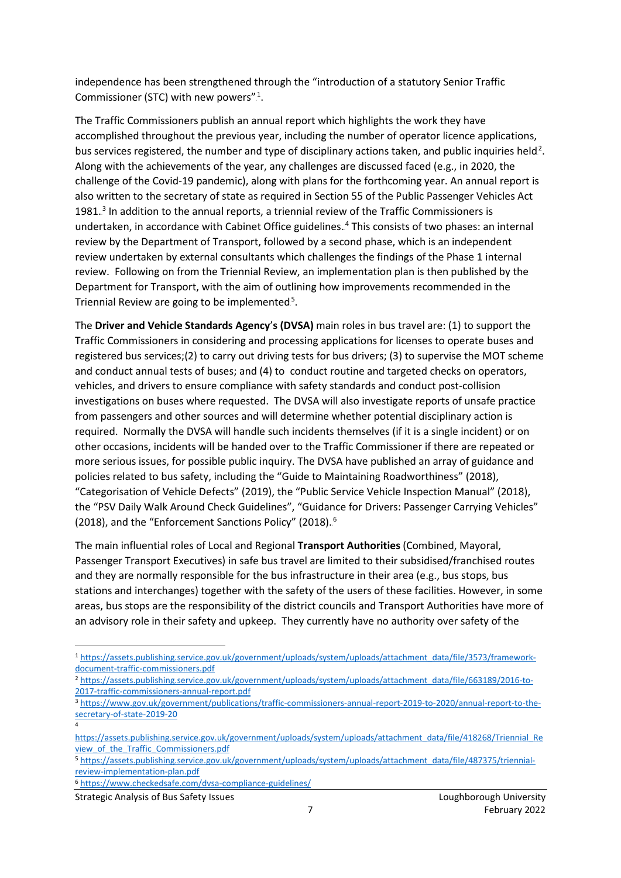independence has been strengthened through the "introduction of a statutory Senior Traffic Commissioner (STC) with new powers"[1].

The Traffic Commissioners publish an annual report which highlights the work they have accomplished throughout the previous year, including the number of operator licence applications, bus services registered, the number and type of disciplinary actions taken, and public inquiries held[2]. Along with the achievements of the year, any challenges are discussed faced (e.g., in 2020, the challenge of the Covid-19 pandemic), along with plans for the forthcoming year. An annual report is also written to the secretary of state as required in Section 55 of the Public Passenger Vehicles Act 1981.[3] In addition to the annual reports, a triennial review of the Traffic Commissioners is undertaken, in accordance with Cabinet Office guidelines.[4] This consists of two phases: an internal review by the Department of Transport, followed by a second phase, which is an independent review undertaken by external consultants which challenges the findings of the Phase 1 internal review. Following on from the Triennial Review, an implementation plan is then published by the Department for Transport, with the aim of outlining how improvements recommended in the Triennial Review are going to be implemented[5].

The **Driver and Vehicle Standards Agency's (DVSA)** main roles in bus travel are: (1) to support the Traffic Commissioners in considering and processing applications for licenses to operate buses and registered bus services;(2) to carry out driving tests for bus drivers; (3) to supervise the MOT scheme and conduct annual tests of buses; and (4) to conduct routine and targeted checks on operators, vehicles, and drivers to ensure compliance with safety standards and conduct post-collision investigations on buses where requested. The DVSA will also investigate reports of unsafe practice from passengers and other sources and will determine whether potential disciplinary action is required. Normally the DVSA will handle such incidents themselves (if it is a single incident) or on other occasions, incidents will be handed over to the Traffic Commissioner if there are repeated or more serious issues, for possible public inquiry. The DVSA have published an array of guidance and policies related to bus safety, including the "Guide to Maintaining Roadworthiness" (2018), "Categorisation of Vehicle Defects" (2019), the "Public Service Vehicle Inspection Manual" (2018), the "PSV Daily Walk Around Check Guidelines", "Guidance for Drivers: Passenger Carrying Vehicles" (2018), and the "Enforcement Sanctions Policy" (2018).[6]

The main influential roles of Local and Regional **Transport Authorities** (Combined, Mayoral, Passenger Transport Executives) in safe bus travel are limited to their subsidised/franchised routes and they are normally responsible for the bus infrastructure in their area (e.g., bus stops, bus stations and interchanges) together with the safety of the users of these facilities. However, in some areas, bus stops are the responsibility of the district councils and Transport Authorities have more of an advisory role in their safety and upkeep. They currently have no authority over safety of the

---

[1] https://assets.publishing.service.gov.uk/government/uploads/system/uploads/attachment_data/file/3573/framework-document-traffic-commissioners.pdf

[2] https://assets.publishing.service.gov.uk/government/uploads/system/uploads/attachment_data/file/663189/2016-to-2017-traffic-commissioners-annual-report.pdf

[3] https://www.gov.uk/government/publications/traffic-commissioners-annual-report-2019-to-2020/annual-report-to-the-secretary-of-state-2019-20

[4] https://assets.publishing.service.gov.uk/government/uploads/system/uploads/attachment_data/file/418268/Triennial_Review_of_the_Traffic_Commissioners.pdf

[5] https://assets.publishing.service.gov.uk/government/uploads/system/uploads/attachment_data/file/487375/triennial-review-implementation-plan.pdf

[6] https://www.checkedsafe.com/dvsa-compliance-guidelines/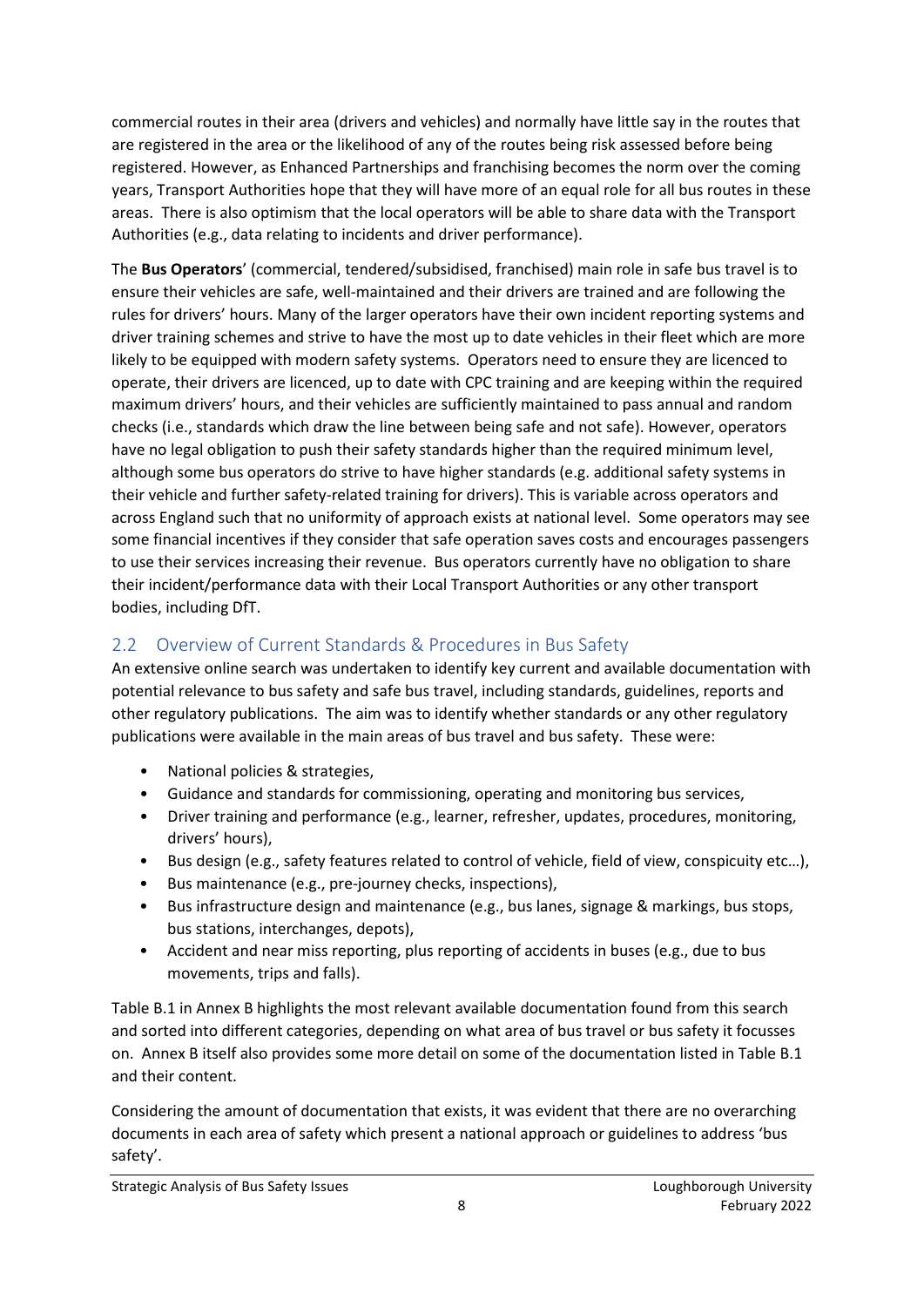commercial routes in their area (drivers and vehicles) and normally have little say in the routes that are registered in the area or the likelihood of any of the routes being risk assessed before being registered. However, as Enhanced Partnerships and franchising becomes the norm over the coming years, Transport Authorities hope that they will have more of an equal role for all bus routes in these areas. There is also optimism that the local operators will be able to share data with the Transport Authorities (e.g., data relating to incidents and driver performance).

The **Bus Operators**' (commercial, tendered/subsidised, franchised) main role in safe bus travel is to ensure their vehicles are safe, well-maintained and their drivers are trained and are following the rules for drivers' hours. Many of the larger operators have their own incident reporting systems and driver training schemes and strive to have the most up to date vehicles in their fleet which are more likely to be equipped with modern safety systems. Operators need to ensure they are licenced to operate, their drivers are licenced, up to date with CPC training and are keeping within the required maximum drivers' hours, and their vehicles are sufficiently maintained to pass annual and random checks (i.e., standards which draw the line between being safe and not safe). However, operators have no legal obligation to push their safety standards higher than the required minimum level, although some bus operators do strive to have higher standards (e.g. additional safety systems in their vehicle and further safety-related training for drivers). This is variable across operators and across England such that no uniformity of approach exists at national level. Some operators may see some financial incentives if they consider that safe operation saves costs and encourages passengers to use their services increasing their revenue. Bus operators currently have no obligation to share their incident/performance data with their Local Transport Authorities or any other transport bodies, including DfT.

## 2.2 Overview of Current Standards & Procedures in Bus Safety

An extensive online search was undertaken to identify key current and available documentation with potential relevance to bus safety and safe bus travel, including standards, guidelines, reports and other regulatory publications. The aim was to identify whether standards or any other regulatory publications were available in the main areas of bus travel and bus safety. These were:

- National policies & strategies,
- Guidance and standards for commissioning, operating and monitoring bus services,
- Driver training and performance (e.g., learner, refresher, updates, procedures, monitoring, drivers' hours),
- Bus design (e.g., safety features related to control of vehicle, field of view, conspicuity etc…),
- Bus maintenance (e.g., pre-journey checks, inspections),
- Bus infrastructure design and maintenance (e.g., bus lanes, signage & markings, bus stops, bus stations, interchanges, depots),
- Accident and near miss reporting, plus reporting of accidents in buses (e.g., due to bus movements, trips and falls).

Table B.1 in Annex B highlights the most relevant available documentation found from this search and sorted into different categories, depending on what area of bus travel or bus safety it focusses on. Annex B itself also provides some more detail on some of the documentation listed in Table B.1 and their content.

Considering the amount of documentation that exists, it was evident that there are no overarching documents in each area of safety which present a national approach or guidelines to address 'bus safety'.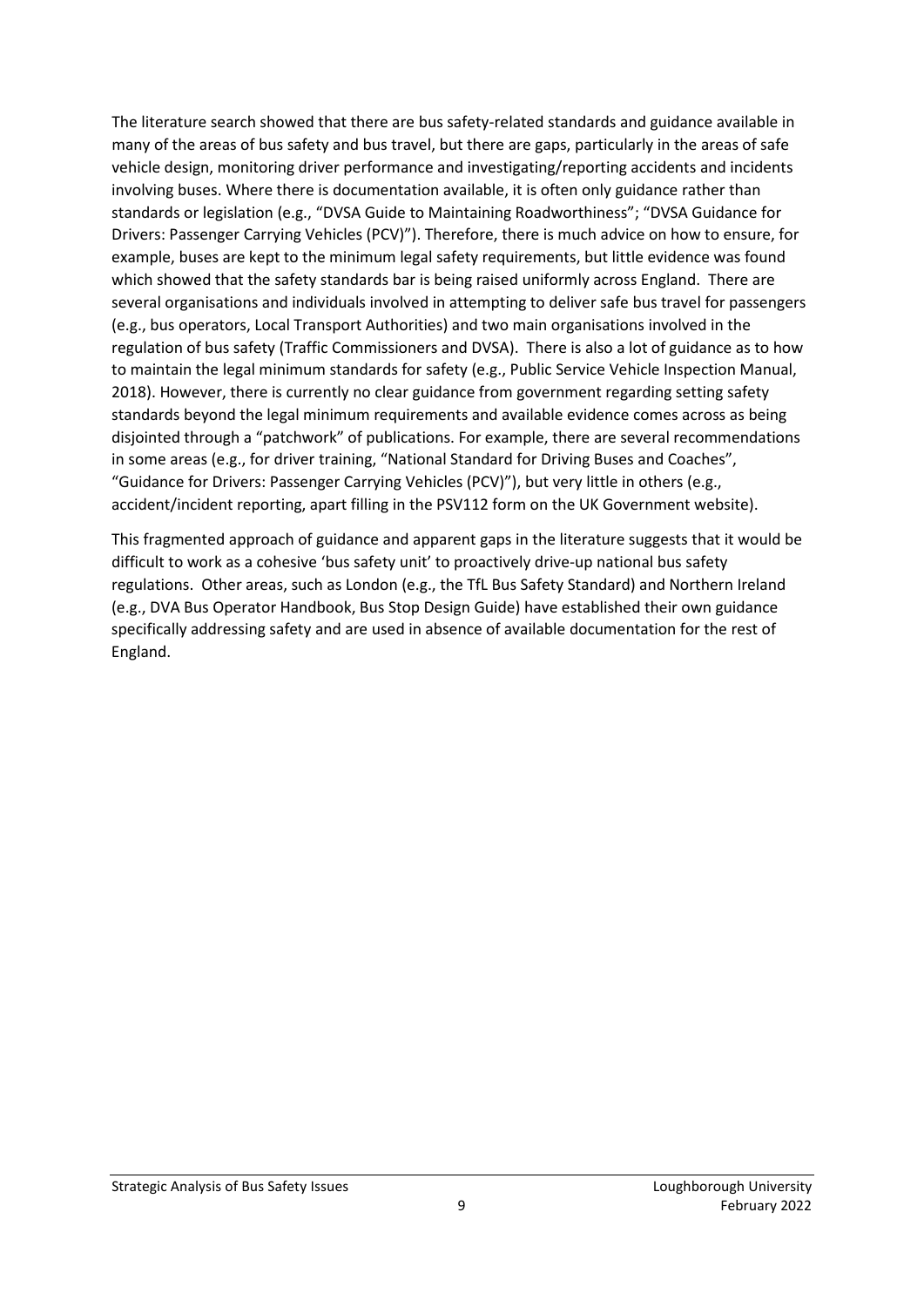The literature search showed that there are bus safety-related standards and guidance available in many of the areas of bus safety and bus travel, but there are gaps, particularly in the areas of safe vehicle design, monitoring driver performance and investigating/reporting accidents and incidents involving buses. Where there is documentation available, it is often only guidance rather than standards or legislation (e.g., "DVSA Guide to Maintaining Roadworthiness"; "DVSA Guidance for Drivers: Passenger Carrying Vehicles (PCV)"). Therefore, there is much advice on how to ensure, for example, buses are kept to the minimum legal safety requirements, but little evidence was found which showed that the safety standards bar is being raised uniformly across England. There are several organisations and individuals involved in attempting to deliver safe bus travel for passengers (e.g., bus operators, Local Transport Authorities) and two main organisations involved in the regulation of bus safety (Traffic Commissioners and DVSA). There is also a lot of guidance as to how to maintain the legal minimum standards for safety (e.g., Public Service Vehicle Inspection Manual, 2018). However, there is currently no clear guidance from government regarding setting safety standards beyond the legal minimum requirements and available evidence comes across as being disjointed through a "patchwork" of publications. For example, there are several recommendations in some areas (e.g., for driver training, "National Standard for Driving Buses and Coaches", "Guidance for Drivers: Passenger Carrying Vehicles (PCV)"), but very little in others (e.g., accident/incident reporting, apart filling in the PSV112 form on the UK Government website).

This fragmented approach of guidance and apparent gaps in the literature suggests that it would be difficult to work as a cohesive 'bus safety unit' to proactively drive-up national bus safety regulations. Other areas, such as London (e.g., the TfL Bus Safety Standard) and Northern Ireland (e.g., DVA Bus Operator Handbook, Bus Stop Design Guide) have established their own guidance specifically addressing safety and are used in absence of available documentation for the rest of England.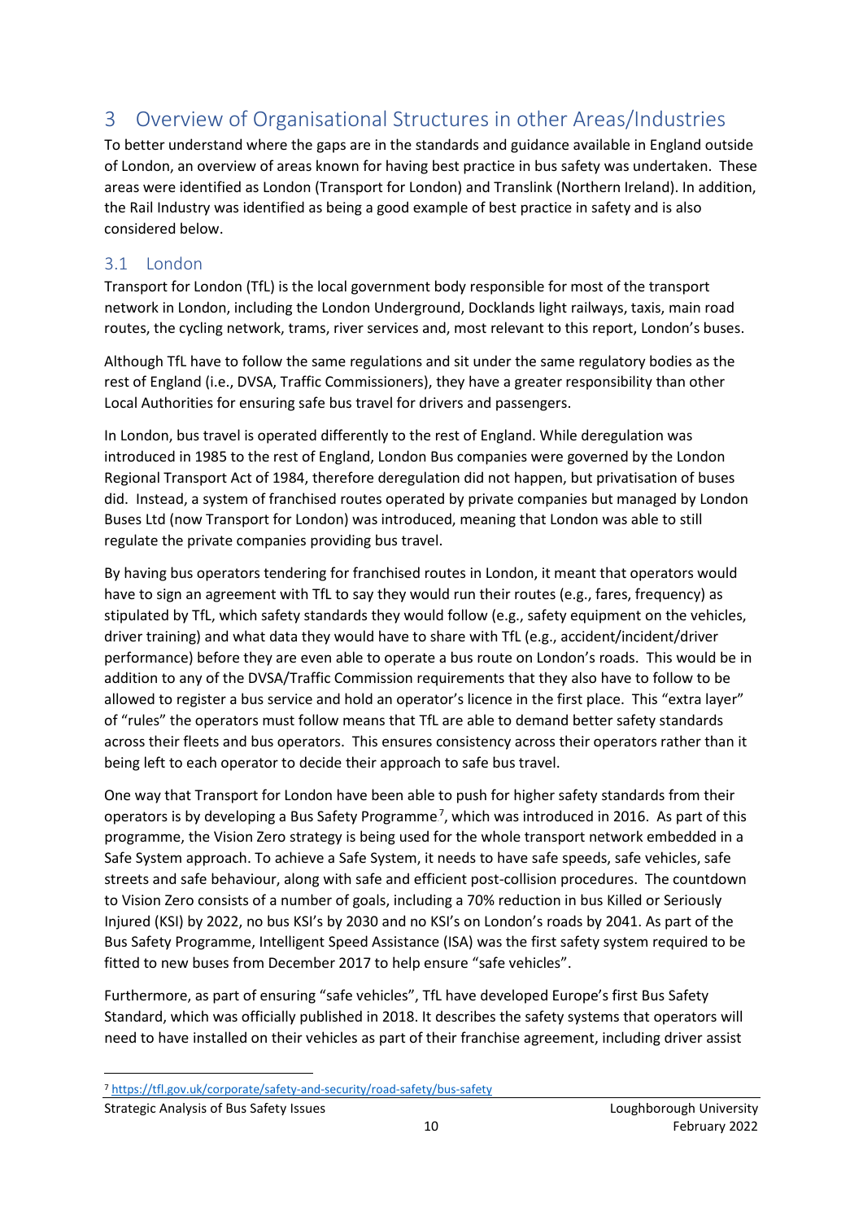# 3 Overview of Organisational Structures in other Areas/Industries

To better understand where the gaps are in the standards and guidance available in England outside of London, an overview of areas known for having best practice in bus safety was undertaken. These areas were identified as London (Transport for London) and Translink (Northern Ireland). In addition, the Rail Industry was identified as being a good example of best practice in safety and is also considered below.

## 3.1 London

Transport for London (TfL) is the local government body responsible for most of the transport network in London, including the London Underground, Docklands light railways, taxis, main road routes, the cycling network, trams, river services and, most relevant to this report, London's buses.

Although TfL have to follow the same regulations and sit under the same regulatory bodies as the rest of England (i.e., DVSA, Traffic Commissioners), they have a greater responsibility than other Local Authorities for ensuring safe bus travel for drivers and passengers.

In London, bus travel is operated differently to the rest of England. While deregulation was introduced in 1985 to the rest of England, London Bus companies were governed by the London Regional Transport Act of 1984, therefore deregulation did not happen, but privatisation of buses did. Instead, a system of franchised routes operated by private companies but managed by London Buses Ltd (now Transport for London) was introduced, meaning that London was able to still regulate the private companies providing bus travel.

By having bus operators tendering for franchised routes in London, it meant that operators would have to sign an agreement with TfL to say they would run their routes (e.g., fares, frequency) as stipulated by TfL, which safety standards they would follow (e.g., safety equipment on the vehicles, driver training) and what data they would have to share with TfL (e.g., accident/incident/driver performance) before they are even able to operate a bus route on London's roads. This would be in addition to any of the DVSA/Traffic Commission requirements that they also have to follow to be allowed to register a bus service and hold an operator's licence in the first place. This "extra layer" of "rules" the operators must follow means that TfL are able to demand better safety standards across their fleets and bus operators. This ensures consistency across their operators rather than it being left to each operator to decide their approach to safe bus travel.

One way that Transport for London have been able to push for higher safety standards from their operators is by developing a Bus Safety Programme[7], which was introduced in 2016. As part of this programme, the Vision Zero strategy is being used for the whole transport network embedded in a Safe System approach. To achieve a Safe System, it needs to have safe speeds, safe vehicles, safe streets and safe behaviour, along with safe and efficient post-collision procedures. The countdown to Vision Zero consists of a number of goals, including a 70% reduction in bus Killed or Seriously Injured (KSI) by 2022, no bus KSI's by 2030 and no KSI's on London's roads by 2041. As part of the Bus Safety Programme, Intelligent Speed Assistance (ISA) was the first safety system required to be fitted to new buses from December 2017 to help ensure "safe vehicles".

Furthermore, as part of ensuring "safe vehicles", TfL have developed Europe's first Bus Safety Standard, which was officially published in 2018. It describes the safety systems that operators will need to have installed on their vehicles as part of their franchise agreement, including driver assist

[7] https://tfl.gov.uk/corporate/safety-and-security/road-safety/bus-safety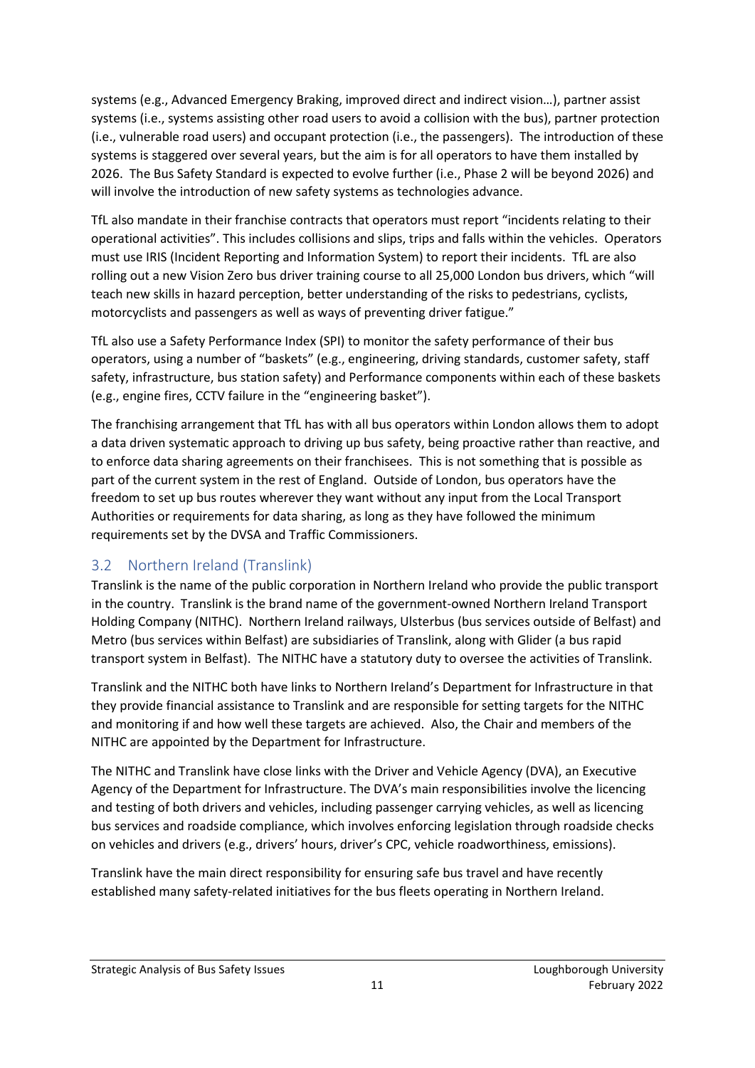systems (e.g., Advanced Emergency Braking, improved direct and indirect vision…), partner assist systems (i.e., systems assisting other road users to avoid a collision with the bus), partner protection (i.e., vulnerable road users) and occupant protection (i.e., the passengers). The introduction of these systems is staggered over several years, but the aim is for all operators to have them installed by 2026. The Bus Safety Standard is expected to evolve further (i.e., Phase 2 will be beyond 2026) and will involve the introduction of new safety systems as technologies advance.

TfL also mandate in their franchise contracts that operators must report "incidents relating to their operational activities". This includes collisions and slips, trips and falls within the vehicles. Operators must use IRIS (Incident Reporting and Information System) to report their incidents. TfL are also rolling out a new Vision Zero bus driver training course to all 25,000 London bus drivers, which "will teach new skills in hazard perception, better understanding of the risks to pedestrians, cyclists, motorcyclists and passengers as well as ways of preventing driver fatigue."

TfL also use a Safety Performance Index (SPI) to monitor the safety performance of their bus operators, using a number of "baskets" (e.g., engineering, driving standards, customer safety, staff safety, infrastructure, bus station safety) and Performance components within each of these baskets (e.g., engine fires, CCTV failure in the "engineering basket").

The franchising arrangement that TfL has with all bus operators within London allows them to adopt a data driven systematic approach to driving up bus safety, being proactive rather than reactive, and to enforce data sharing agreements on their franchisees. This is not something that is possible as part of the current system in the rest of England. Outside of London, bus operators have the freedom to set up bus routes wherever they want without any input from the Local Transport Authorities or requirements for data sharing, as long as they have followed the minimum requirements set by the DVSA and Traffic Commissioners.

## 3.2 Northern Ireland (Translink)

Translink is the name of the public corporation in Northern Ireland who provide the public transport in the country. Translink is the brand name of the government-owned Northern Ireland Transport Holding Company (NITHC). Northern Ireland railways, Ulsterbus (bus services outside of Belfast) and Metro (bus services within Belfast) are subsidiaries of Translink, along with Glider (a bus rapid transport system in Belfast). The NITHC have a statutory duty to oversee the activities of Translink.

Translink and the NITHC both have links to Northern Ireland's Department for Infrastructure in that they provide financial assistance to Translink and are responsible for setting targets for the NITHC and monitoring if and how well these targets are achieved. Also, the Chair and members of the NITHC are appointed by the Department for Infrastructure.

The NITHC and Translink have close links with the Driver and Vehicle Agency (DVA), an Executive Agency of the Department for Infrastructure. The DVA's main responsibilities involve the licencing and testing of both drivers and vehicles, including passenger carrying vehicles, as well as licencing bus services and roadside compliance, which involves enforcing legislation through roadside checks on vehicles and drivers (e.g., drivers' hours, driver's CPC, vehicle roadworthiness, emissions).

Translink have the main direct responsibility for ensuring safe bus travel and have recently established many safety-related initiatives for the bus fleets operating in Northern Ireland.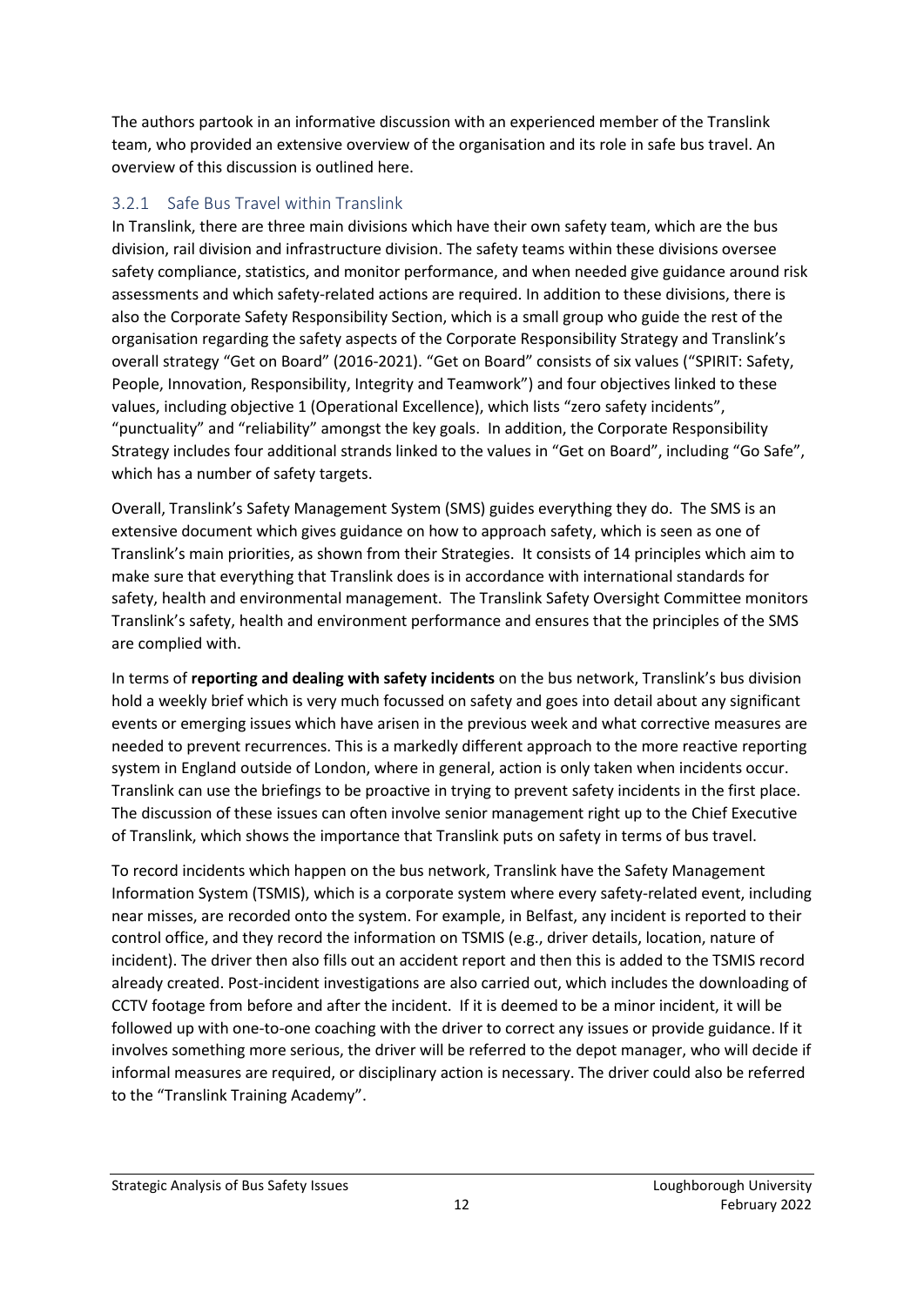The authors partook in an informative discussion with an experienced member of the Translink team, who provided an extensive overview of the organisation and its role in safe bus travel. An overview of this discussion is outlined here.

### 3.2.1 Safe Bus Travel within Translink

In Translink, there are three main divisions which have their own safety team, which are the bus division, rail division and infrastructure division. The safety teams within these divisions oversee safety compliance, statistics, and monitor performance, and when needed give guidance around risk assessments and which safety-related actions are required. In addition to these divisions, there is also the Corporate Safety Responsibility Section, which is a small group who guide the rest of the organisation regarding the safety aspects of the Corporate Responsibility Strategy and Translink's overall strategy "Get on Board" (2016-2021). "Get on Board" consists of six values ("SPIRIT: Safety, People, Innovation, Responsibility, Integrity and Teamwork") and four objectives linked to these values, including objective 1 (Operational Excellence), which lists "zero safety incidents", "punctuality" and "reliability" amongst the key goals. In addition, the Corporate Responsibility Strategy includes four additional strands linked to the values in "Get on Board", including "Go Safe", which has a number of safety targets.

Overall, Translink's Safety Management System (SMS) guides everything they do. The SMS is an extensive document which gives guidance on how to approach safety, which is seen as one of Translink's main priorities, as shown from their Strategies. It consists of 14 principles which aim to make sure that everything that Translink does is in accordance with international standards for safety, health and environmental management. The Translink Safety Oversight Committee monitors Translink's safety, health and environment performance and ensures that the principles of the SMS are complied with.

In terms of **reporting and dealing with safety incidents** on the bus network, Translink's bus division hold a weekly brief which is very much focussed on safety and goes into detail about any significant events or emerging issues which have arisen in the previous week and what corrective measures are needed to prevent recurrences. This is a markedly different approach to the more reactive reporting system in England outside of London, where in general, action is only taken when incidents occur. Translink can use the briefings to be proactive in trying to prevent safety incidents in the first place. The discussion of these issues can often involve senior management right up to the Chief Executive of Translink, which shows the importance that Translink puts on safety in terms of bus travel.

To record incidents which happen on the bus network, Translink have the Safety Management Information System (TSMIS), which is a corporate system where every safety-related event, including near misses, are recorded onto the system. For example, in Belfast, any incident is reported to their control office, and they record the information on TSMIS (e.g., driver details, location, nature of incident). The driver then also fills out an accident report and then this is added to the TSMIS record already created. Post-incident investigations are also carried out, which includes the downloading of CCTV footage from before and after the incident. If it is deemed to be a minor incident, it will be followed up with one-to-one coaching with the driver to correct any issues or provide guidance. If it involves something more serious, the driver will be referred to the depot manager, who will decide if informal measures are required, or disciplinary action is necessary. The driver could also be referred to the "Translink Training Academy".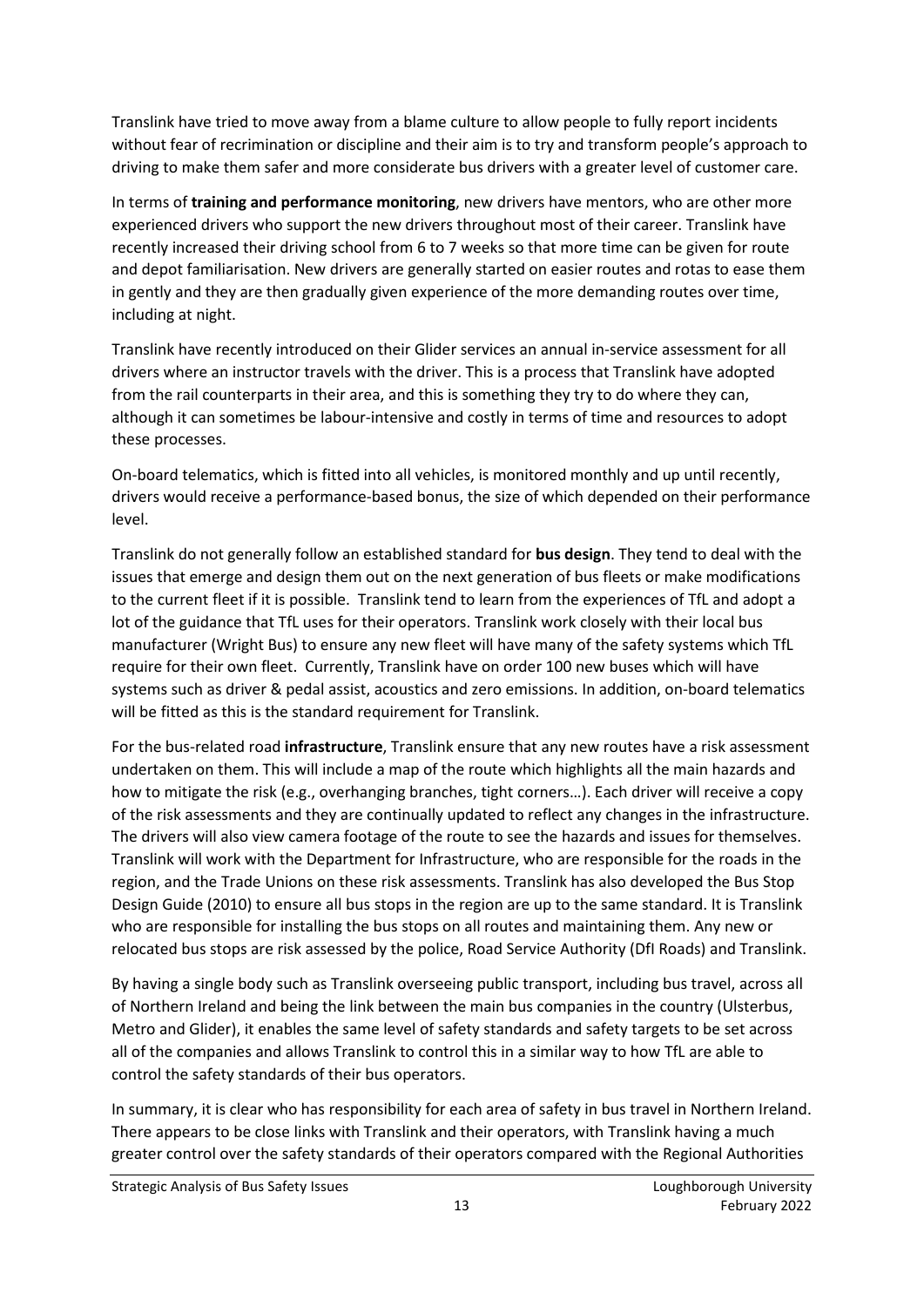Translink have tried to move away from a blame culture to allow people to fully report incidents without fear of recrimination or discipline and their aim is to try and transform people's approach to driving to make them safer and more considerate bus drivers with a greater level of customer care.

In terms of **training and performance monitoring**, new drivers have mentors, who are other more experienced drivers who support the new drivers throughout most of their career. Translink have recently increased their driving school from 6 to 7 weeks so that more time can be given for route and depot familiarisation. New drivers are generally started on easier routes and rotas to ease them in gently and they are then gradually given experience of the more demanding routes over time, including at night.

Translink have recently introduced on their Glider services an annual in-service assessment for all drivers where an instructor travels with the driver. This is a process that Translink have adopted from the rail counterparts in their area, and this is something they try to do where they can, although it can sometimes be labour-intensive and costly in terms of time and resources to adopt these processes.

On-board telematics, which is fitted into all vehicles, is monitored monthly and up until recently, drivers would receive a performance-based bonus, the size of which depended on their performance level.

Translink do not generally follow an established standard for **bus design**. They tend to deal with the issues that emerge and design them out on the next generation of bus fleets or make modifications to the current fleet if it is possible. Translink tend to learn from the experiences of TfL and adopt a lot of the guidance that TfL uses for their operators. Translink work closely with their local bus manufacturer (Wright Bus) to ensure any new fleet will have many of the safety systems which TfL require for their own fleet. Currently, Translink have on order 100 new buses which will have systems such as driver & pedal assist, acoustics and zero emissions. In addition, on-board telematics will be fitted as this is the standard requirement for Translink.

For the bus-related road **infrastructure**, Translink ensure that any new routes have a risk assessment undertaken on them. This will include a map of the route which highlights all the main hazards and how to mitigate the risk (e.g., overhanging branches, tight corners…). Each driver will receive a copy of the risk assessments and they are continually updated to reflect any changes in the infrastructure. The drivers will also view camera footage of the route to see the hazards and issues for themselves. Translink will work with the Department for Infrastructure, who are responsible for the roads in the region, and the Trade Unions on these risk assessments. Translink has also developed the Bus Stop Design Guide (2010) to ensure all bus stops in the region are up to the same standard. It is Translink who are responsible for installing the bus stops on all routes and maintaining them. Any new or relocated bus stops are risk assessed by the police, Road Service Authority (DfI Roads) and Translink.

By having a single body such as Translink overseeing public transport, including bus travel, across all of Northern Ireland and being the link between the main bus companies in the country (Ulsterbus, Metro and Glider), it enables the same level of safety standards and safety targets to be set across all of the companies and allows Translink to control this in a similar way to how TfL are able to control the safety standards of their bus operators.

In summary, it is clear who has responsibility for each area of safety in bus travel in Northern Ireland. There appears to be close links with Translink and their operators, with Translink having a much greater control over the safety standards of their operators compared with the Regional Authorities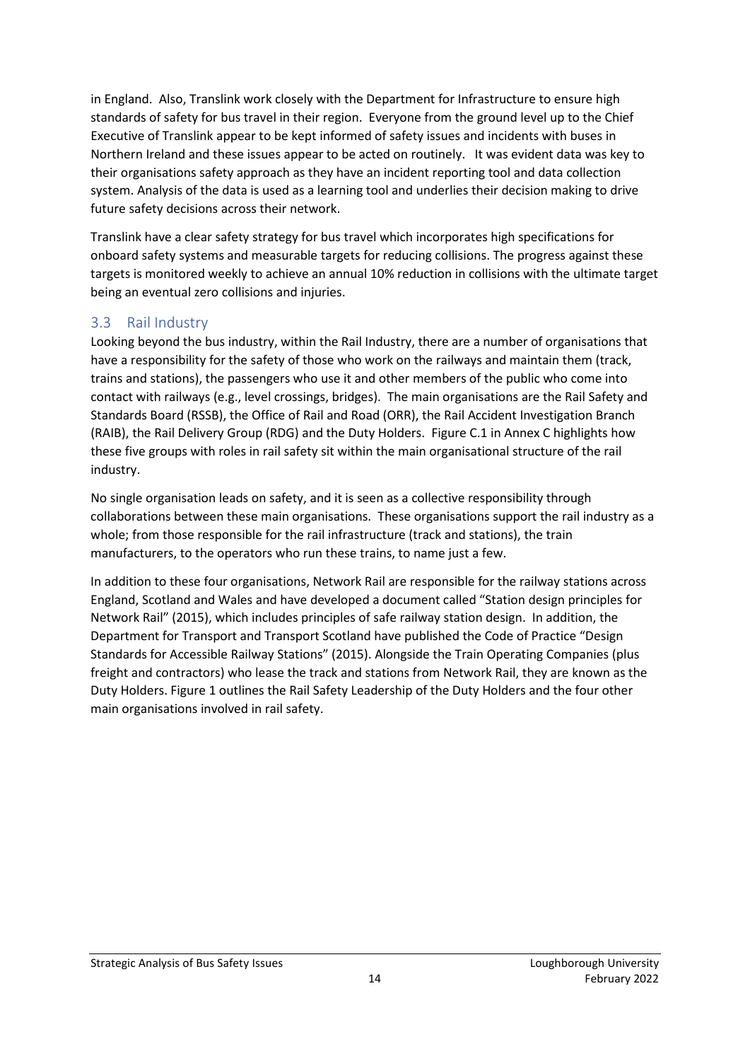in England. Also, Translink work closely with the Department for Infrastructure to ensure high standards of safety for bus travel in their region. Everyone from the ground level up to the Chief Executive of Translink appear to be kept informed of safety issues and incidents with buses in Northern Ireland and these issues appear to be acted on routinely. It was evident data was key to their organisations safety approach as they have an incident reporting tool and data collection system. Analysis of the data is used as a learning tool and underlies their decision making to drive future safety decisions across their network.

Translink have a clear safety strategy for bus travel which incorporates high specifications for onboard safety systems and measurable targets for reducing collisions. The progress against these targets is monitored weekly to achieve an annual 10% reduction in collisions with the ultimate target being an eventual zero collisions and injuries.

## 3.3 Rail Industry

Looking beyond the bus industry, within the Rail Industry, there are a number of organisations that have a responsibility for the safety of those who work on the railways and maintain them (track, trains and stations), the passengers who use it and other members of the public who come into contact with railways (e.g., level crossings, bridges). The main organisations are the Rail Safety and Standards Board (RSSB), the Office of Rail and Road (ORR), the Rail Accident Investigation Branch (RAIB), the Rail Delivery Group (RDG) and the Duty Holders. Figure C.1 in Annex C highlights how these five groups with roles in rail safety sit within the main organisational structure of the rail industry.

No single organisation leads on safety, and it is seen as a collective responsibility through collaborations between these main organisations. These organisations support the rail industry as a whole; from those responsible for the rail infrastructure (track and stations), the train manufacturers, to the operators who run these trains, to name just a few.

In addition to these four organisations, Network Rail are responsible for the railway stations across England, Scotland and Wales and have developed a document called "Station design principles for Network Rail" (2015), which includes principles of safe railway station design. In addition, the Department for Transport and Transport Scotland have published the Code of Practice "Design Standards for Accessible Railway Stations" (2015). Alongside the Train Operating Companies (plus freight and contractors) who lease the track and stations from Network Rail, they are known as the Duty Holders. Figure 1 outlines the Rail Safety Leadership of the Duty Holders and the four other main organisations involved in rail safety.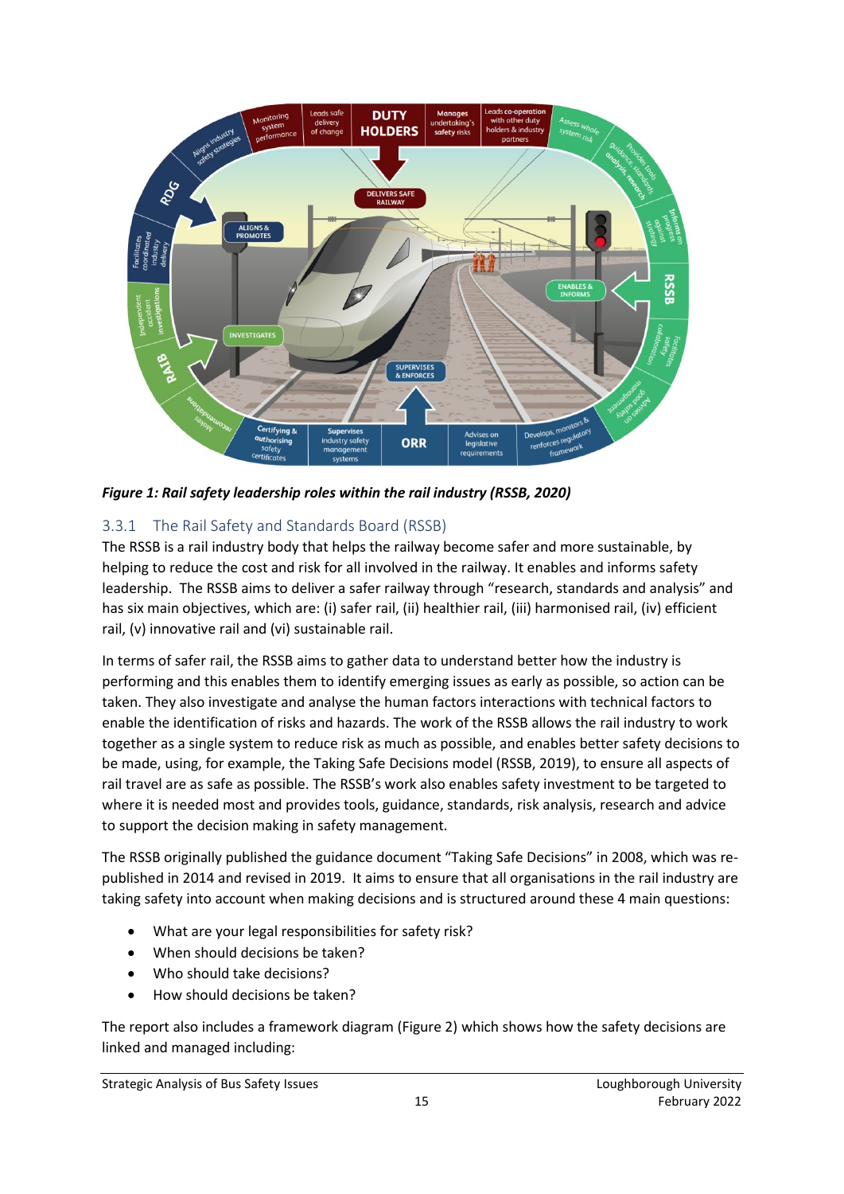*Figure 1: Rail safety leadership roles within the rail industry (RSSB, 2020)*

### 3.3.1 The Rail Safety and Standards Board (RSSB)

The RSSB is a rail industry body that helps the railway become safer and more sustainable, by helping to reduce the cost and risk for all involved in the railway. It enables and informs safety leadership. The RSSB aims to deliver a safer railway through "research, standards and analysis" and has six main objectives, which are: (i) safer rail, (ii) healthier rail, (iii) harmonised rail, (iv) efficient rail, (v) innovative rail and (vi) sustainable rail.

In terms of safer rail, the RSSB aims to gather data to understand better how the industry is performing and this enables them to identify emerging issues as early as possible, so action can be taken. They also investigate and analyse the human factors interactions with technical factors to enable the identification of risks and hazards. The work of the RSSB allows the rail industry to work together as a single system to reduce risk as much as possible, and enables better safety decisions to be made, using, for example, the Taking Safe Decisions model (RSSB, 2019), to ensure all aspects of rail travel are as safe as possible. The RSSB's work also enables safety investment to be targeted to where it is needed most and provides tools, guidance, standards, risk analysis, research and advice to support the decision making in safety management.

The RSSB originally published the guidance document "Taking Safe Decisions" in 2008, which was re-published in 2014 and revised in 2019. It aims to ensure that all organisations in the rail industry are taking safety into account when making decisions and is structured around these 4 main questions:

- What are your legal responsibilities for safety risk?
- When should decisions be taken?
- Who should take decisions?
- How should decisions be taken?

The report also includes a framework diagram (Figure 2) which shows how the safety decisions are linked and managed including: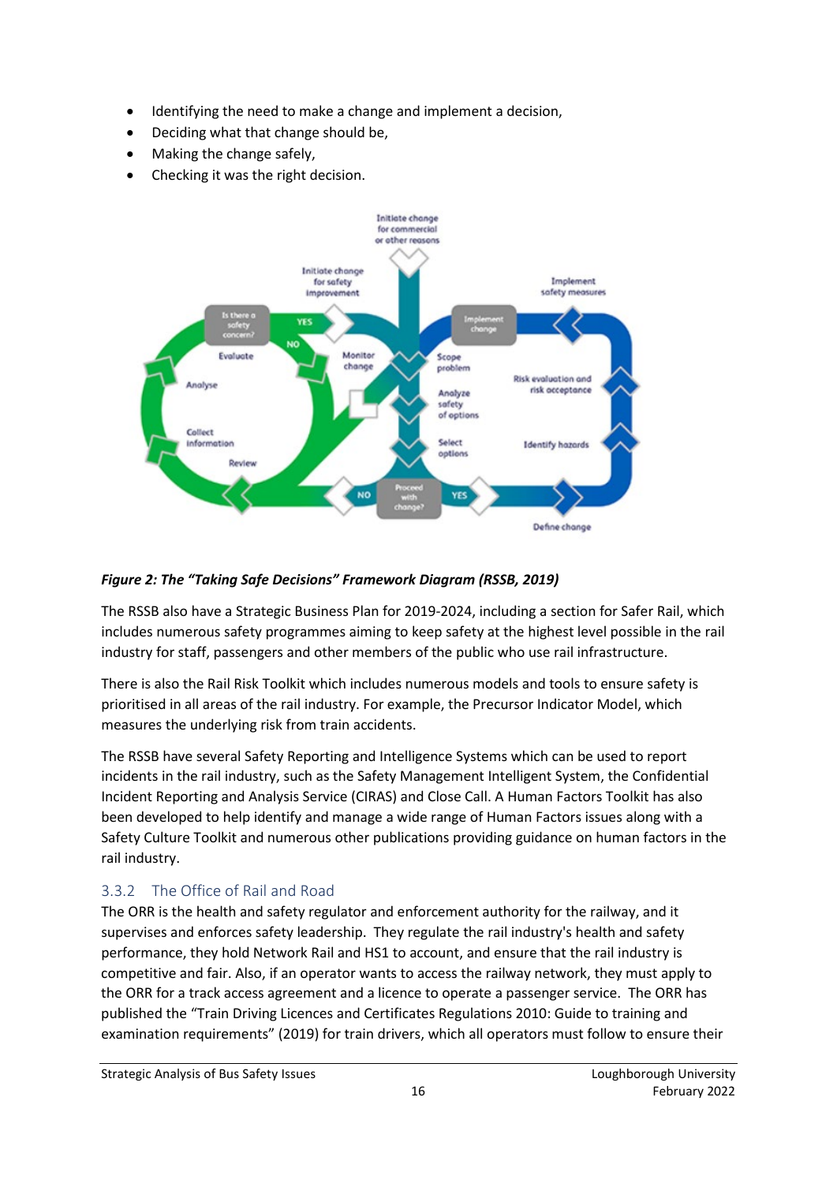- Identifying the need to make a change and implement a decision,
- Deciding what that change should be,
- Making the change safely,
- Checking it was the right decision.

***Figure 2: The "Taking Safe Decisions" Framework Diagram (RSSB, 2019)***

The RSSB also have a Strategic Business Plan for 2019-2024, including a section for Safer Rail, which includes numerous safety programmes aiming to keep safety at the highest level possible in the rail industry for staff, passengers and other members of the public who use rail infrastructure.

There is also the Rail Risk Toolkit which includes numerous models and tools to ensure safety is prioritised in all areas of the rail industry. For example, the Precursor Indicator Model, which measures the underlying risk from train accidents.

The RSSB have several Safety Reporting and Intelligence Systems which can be used to report incidents in the rail industry, such as the Safety Management Intelligent System, the Confidential Incident Reporting and Analysis Service (CIRAS) and Close Call. A Human Factors Toolkit has also been developed to help identify and manage a wide range of Human Factors issues along with a Safety Culture Toolkit and numerous other publications providing guidance on human factors in the rail industry.

### 3.3.2 The Office of Rail and Road

The ORR is the health and safety regulator and enforcement authority for the railway, and it supervises and enforces safety leadership. They regulate the rail industry's health and safety performance, they hold Network Rail and HS1 to account, and ensure that the rail industry is competitive and fair. Also, if an operator wants to access the railway network, they must apply to the ORR for a track access agreement and a licence to operate a passenger service. The ORR has published the "Train Driving Licences and Certificates Regulations 2010: Guide to training and examination requirements" (2019) for train drivers, which all operators must follow to ensure their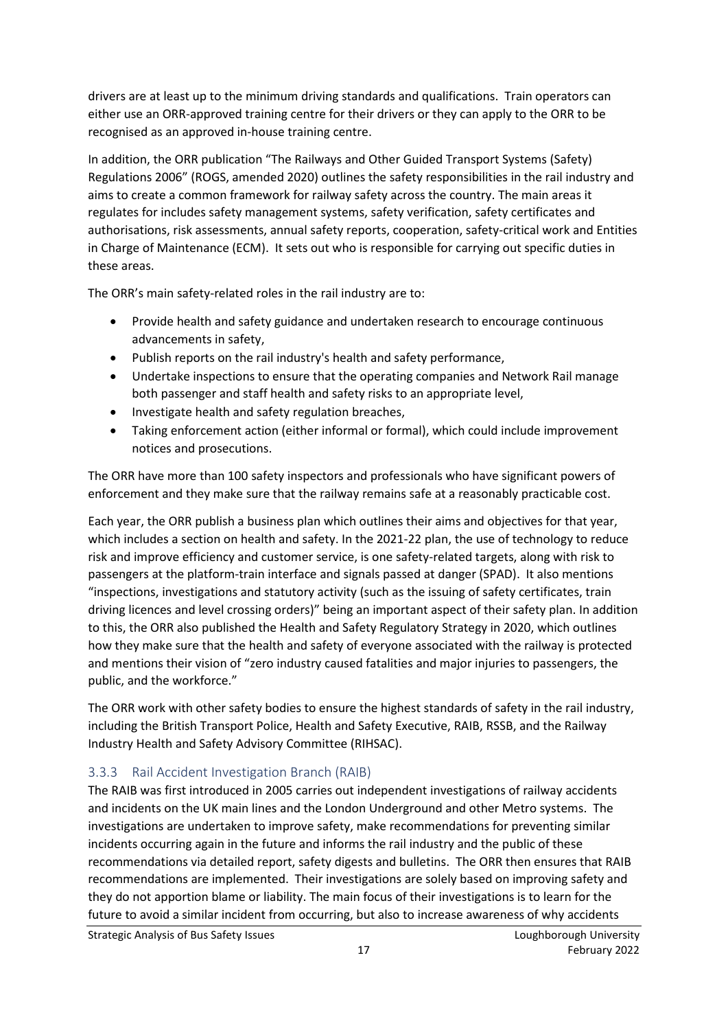drivers are at least up to the minimum driving standards and qualifications. Train operators can either use an ORR-approved training centre for their drivers or they can apply to the ORR to be recognised as an approved in-house training centre.

In addition, the ORR publication "The Railways and Other Guided Transport Systems (Safety) Regulations 2006" (ROGS, amended 2020) outlines the safety responsibilities in the rail industry and aims to create a common framework for railway safety across the country. The main areas it regulates for includes safety management systems, safety verification, safety certificates and authorisations, risk assessments, annual safety reports, cooperation, safety-critical work and Entities in Charge of Maintenance (ECM). It sets out who is responsible for carrying out specific duties in these areas.

The ORR's main safety-related roles in the rail industry are to:

- Provide health and safety guidance and undertaken research to encourage continuous advancements in safety,
- Publish reports on the rail industry's health and safety performance,
- Undertake inspections to ensure that the operating companies and Network Rail manage both passenger and staff health and safety risks to an appropriate level,
- Investigate health and safety regulation breaches,
- Taking enforcement action (either informal or formal), which could include improvement notices and prosecutions.

The ORR have more than 100 safety inspectors and professionals who have significant powers of enforcement and they make sure that the railway remains safe at a reasonably practicable cost.

Each year, the ORR publish a business plan which outlines their aims and objectives for that year, which includes a section on health and safety. In the 2021-22 plan, the use of technology to reduce risk and improve efficiency and customer service, is one safety-related targets, along with risk to passengers at the platform-train interface and signals passed at danger (SPAD). It also mentions "inspections, investigations and statutory activity (such as the issuing of safety certificates, train driving licences and level crossing orders)" being an important aspect of their safety plan. In addition to this, the ORR also published the Health and Safety Regulatory Strategy in 2020, which outlines how they make sure that the health and safety of everyone associated with the railway is protected and mentions their vision of "zero industry caused fatalities and major injuries to passengers, the public, and the workforce."

The ORR work with other safety bodies to ensure the highest standards of safety in the rail industry, including the British Transport Police, Health and Safety Executive, RAIB, RSSB, and the Railway Industry Health and Safety Advisory Committee (RIHSAC).

### 3.3.3 Rail Accident Investigation Branch (RAIB)

The RAIB was first introduced in 2005 carries out independent investigations of railway accidents and incidents on the UK main lines and the London Underground and other Metro systems. The investigations are undertaken to improve safety, make recommendations for preventing similar incidents occurring again in the future and informs the rail industry and the public of these recommendations via detailed report, safety digests and bulletins. The ORR then ensures that RAIB recommendations are implemented. Their investigations are solely based on improving safety and they do not apportion blame or liability. The main focus of their investigations is to learn for the future to avoid a similar incident from occurring, but also to increase awareness of why accidents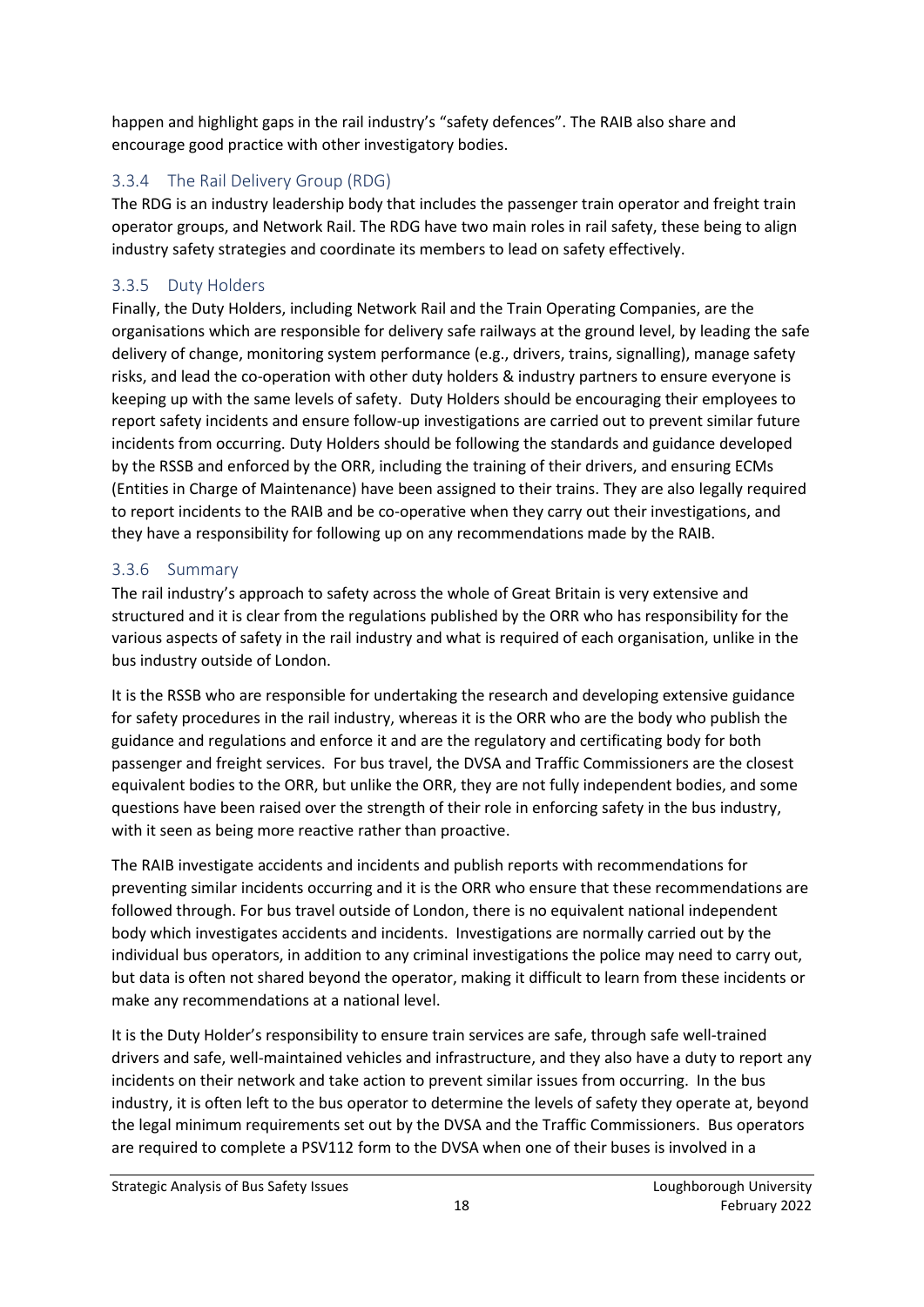happen and highlight gaps in the rail industry's "safety defences". The RAIB also share and encourage good practice with other investigatory bodies.

### 3.3.4 The Rail Delivery Group (RDG)

The RDG is an industry leadership body that includes the passenger train operator and freight train operator groups, and Network Rail. The RDG have two main roles in rail safety, these being to align industry safety strategies and coordinate its members to lead on safety effectively.

### 3.3.5 Duty Holders

Finally, the Duty Holders, including Network Rail and the Train Operating Companies, are the organisations which are responsible for delivery safe railways at the ground level, by leading the safe delivery of change, monitoring system performance (e.g., drivers, trains, signalling), manage safety risks, and lead the co-operation with other duty holders & industry partners to ensure everyone is keeping up with the same levels of safety. Duty Holders should be encouraging their employees to report safety incidents and ensure follow-up investigations are carried out to prevent similar future incidents from occurring. Duty Holders should be following the standards and guidance developed by the RSSB and enforced by the ORR, including the training of their drivers, and ensuring ECMs (Entities in Charge of Maintenance) have been assigned to their trains. They are also legally required to report incidents to the RAIB and be co-operative when they carry out their investigations, and they have a responsibility for following up on any recommendations made by the RAIB.

### 3.3.6 Summary

The rail industry's approach to safety across the whole of Great Britain is very extensive and structured and it is clear from the regulations published by the ORR who has responsibility for the various aspects of safety in the rail industry and what is required of each organisation, unlike in the bus industry outside of London.

It is the RSSB who are responsible for undertaking the research and developing extensive guidance for safety procedures in the rail industry, whereas it is the ORR who are the body who publish the guidance and regulations and enforce it and are the regulatory and certificating body for both passenger and freight services. For bus travel, the DVSA and Traffic Commissioners are the closest equivalent bodies to the ORR, but unlike the ORR, they are not fully independent bodies, and some questions have been raised over the strength of their role in enforcing safety in the bus industry, with it seen as being more reactive rather than proactive.

The RAIB investigate accidents and incidents and publish reports with recommendations for preventing similar incidents occurring and it is the ORR who ensure that these recommendations are followed through. For bus travel outside of London, there is no equivalent national independent body which investigates accidents and incidents. Investigations are normally carried out by the individual bus operators, in addition to any criminal investigations the police may need to carry out, but data is often not shared beyond the operator, making it difficult to learn from these incidents or make any recommendations at a national level.

It is the Duty Holder's responsibility to ensure train services are safe, through safe well-trained drivers and safe, well-maintained vehicles and infrastructure, and they also have a duty to report any incidents on their network and take action to prevent similar issues from occurring. In the bus industry, it is often left to the bus operator to determine the levels of safety they operate at, beyond the legal minimum requirements set out by the DVSA and the Traffic Commissioners. Bus operators are required to complete a PSV112 form to the DVSA when one of their buses is involved in a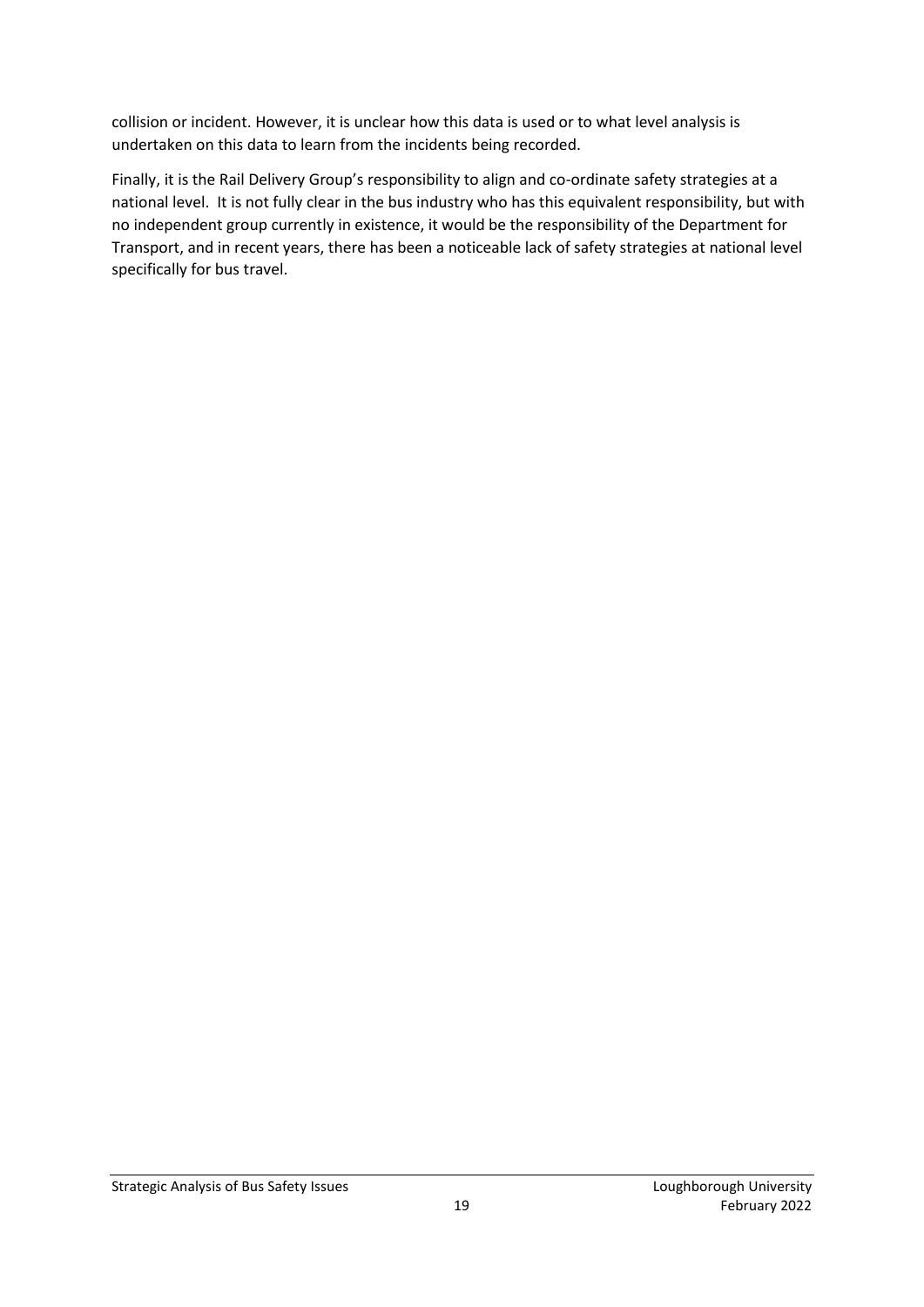collision or incident. However, it is unclear how this data is used or to what level analysis is undertaken on this data to learn from the incidents being recorded.

Finally, it is the Rail Delivery Group's responsibility to align and co-ordinate safety strategies at a national level. It is not fully clear in the bus industry who has this equivalent responsibility, but with no independent group currently in existence, it would be the responsibility of the Department for Transport, and in recent years, there has been a noticeable lack of safety strategies at national level specifically for bus travel.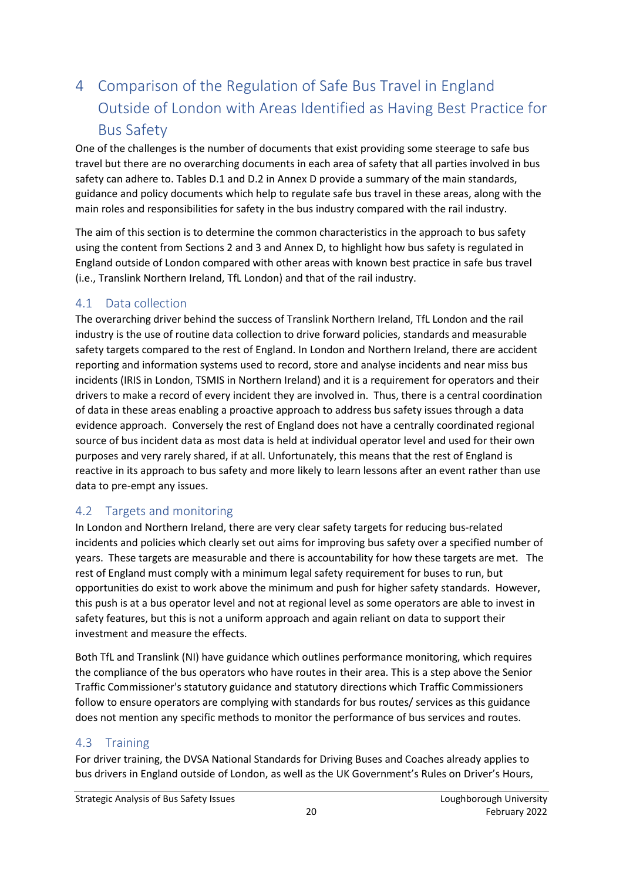# 4 Comparison of the Regulation of Safe Bus Travel in England Outside of London with Areas Identified as Having Best Practice for Bus Safety

One of the challenges is the number of documents that exist providing some steerage to safe bus travel but there are no overarching documents in each area of safety that all parties involved in bus safety can adhere to. Tables D.1 and D.2 in Annex D provide a summary of the main standards, guidance and policy documents which help to regulate safe bus travel in these areas, along with the main roles and responsibilities for safety in the bus industry compared with the rail industry.

The aim of this section is to determine the common characteristics in the approach to bus safety using the content from Sections 2 and 3 and Annex D, to highlight how bus safety is regulated in England outside of London compared with other areas with known best practice in safe bus travel (i.e., Translink Northern Ireland, TfL London) and that of the rail industry.

## 4.1 Data collection

The overarching driver behind the success of Translink Northern Ireland, TfL London and the rail industry is the use of routine data collection to drive forward policies, standards and measurable safety targets compared to the rest of England. In London and Northern Ireland, there are accident reporting and information systems used to record, store and analyse incidents and near miss bus incidents (IRIS in London, TSMIS in Northern Ireland) and it is a requirement for operators and their drivers to make a record of every incident they are involved in. Thus, there is a central coordination of data in these areas enabling a proactive approach to address bus safety issues through a data evidence approach. Conversely the rest of England does not have a centrally coordinated regional source of bus incident data as most data is held at individual operator level and used for their own purposes and very rarely shared, if at all. Unfortunately, this means that the rest of England is reactive in its approach to bus safety and more likely to learn lessons after an event rather than use data to pre-empt any issues.

## 4.2 Targets and monitoring

In London and Northern Ireland, there are very clear safety targets for reducing bus-related incidents and policies which clearly set out aims for improving bus safety over a specified number of years. These targets are measurable and there is accountability for how these targets are met. The rest of England must comply with a minimum legal safety requirement for buses to run, but opportunities do exist to work above the minimum and push for higher safety standards. However, this push is at a bus operator level and not at regional level as some operators are able to invest in safety features, but this is not a uniform approach and again reliant on data to support their investment and measure the effects.

Both TfL and Translink (NI) have guidance which outlines performance monitoring, which requires the compliance of the bus operators who have routes in their area. This is a step above the Senior Traffic Commissioner's statutory guidance and statutory directions which Traffic Commissioners follow to ensure operators are complying with standards for bus routes/ services as this guidance does not mention any specific methods to monitor the performance of bus services and routes.

## 4.3 Training

For driver training, the DVSA National Standards for Driving Buses and Coaches already applies to bus drivers in England outside of London, as well as the UK Government's Rules on Driver's Hours,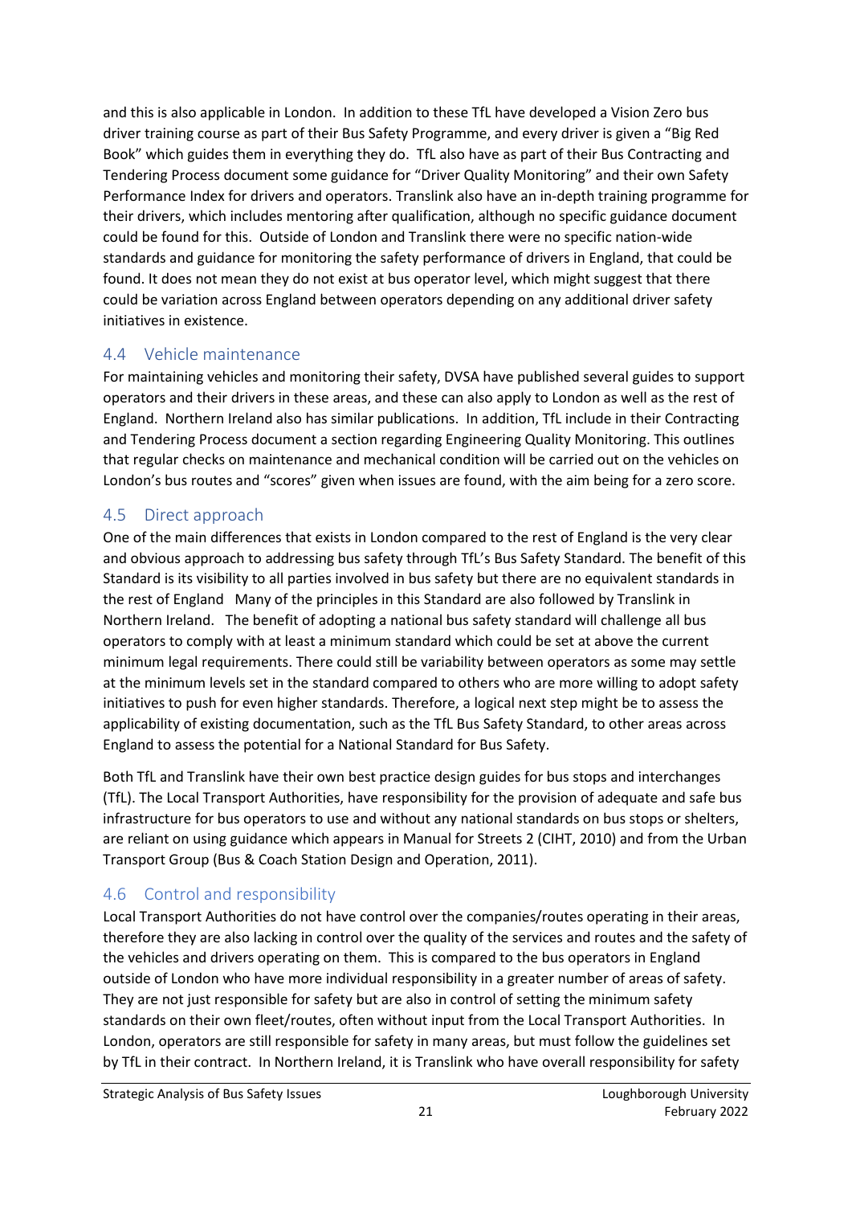and this is also applicable in London. In addition to these TfL have developed a Vision Zero bus driver training course as part of their Bus Safety Programme, and every driver is given a "Big Red Book" which guides them in everything they do. TfL also have as part of their Bus Contracting and Tendering Process document some guidance for "Driver Quality Monitoring" and their own Safety Performance Index for drivers and operators. Translink also have an in-depth training programme for their drivers, which includes mentoring after qualification, although no specific guidance document could be found for this. Outside of London and Translink there were no specific nation-wide standards and guidance for monitoring the safety performance of drivers in England, that could be found. It does not mean they do not exist at bus operator level, which might suggest that there could be variation across England between operators depending on any additional driver safety initiatives in existence.

## 4.4 Vehicle maintenance

For maintaining vehicles and monitoring their safety, DVSA have published several guides to support operators and their drivers in these areas, and these can also apply to London as well as the rest of England. Northern Ireland also has similar publications. In addition, TfL include in their Contracting and Tendering Process document a section regarding Engineering Quality Monitoring. This outlines that regular checks on maintenance and mechanical condition will be carried out on the vehicles on London's bus routes and "scores" given when issues are found, with the aim being for a zero score.

## 4.5 Direct approach

One of the main differences that exists in London compared to the rest of England is the very clear and obvious approach to addressing bus safety through TfL's Bus Safety Standard. The benefit of this Standard is its visibility to all parties involved in bus safety but there are no equivalent standards in the rest of England Many of the principles in this Standard are also followed by Translink in Northern Ireland. The benefit of adopting a national bus safety standard will challenge all bus operators to comply with at least a minimum standard which could be set at above the current minimum legal requirements. There could still be variability between operators as some may settle at the minimum levels set in the standard compared to others who are more willing to adopt safety initiatives to push for even higher standards. Therefore, a logical next step might be to assess the applicability of existing documentation, such as the TfL Bus Safety Standard, to other areas across England to assess the potential for a National Standard for Bus Safety.

Both TfL and Translink have their own best practice design guides for bus stops and interchanges (TfL). The Local Transport Authorities, have responsibility for the provision of adequate and safe bus infrastructure for bus operators to use and without any national standards on bus stops or shelters, are reliant on using guidance which appears in Manual for Streets 2 (CIHT, 2010) and from the Urban Transport Group (Bus & Coach Station Design and Operation, 2011).

## 4.6 Control and responsibility

Local Transport Authorities do not have control over the companies/routes operating in their areas, therefore they are also lacking in control over the quality of the services and routes and the safety of the vehicles and drivers operating on them. This is compared to the bus operators in England outside of London who have more individual responsibility in a greater number of areas of safety. They are not just responsible for safety but are also in control of setting the minimum safety standards on their own fleet/routes, often without input from the Local Transport Authorities. In London, operators are still responsible for safety in many areas, but must follow the guidelines set by TfL in their contract. In Northern Ireland, it is Translink who have overall responsibility for safety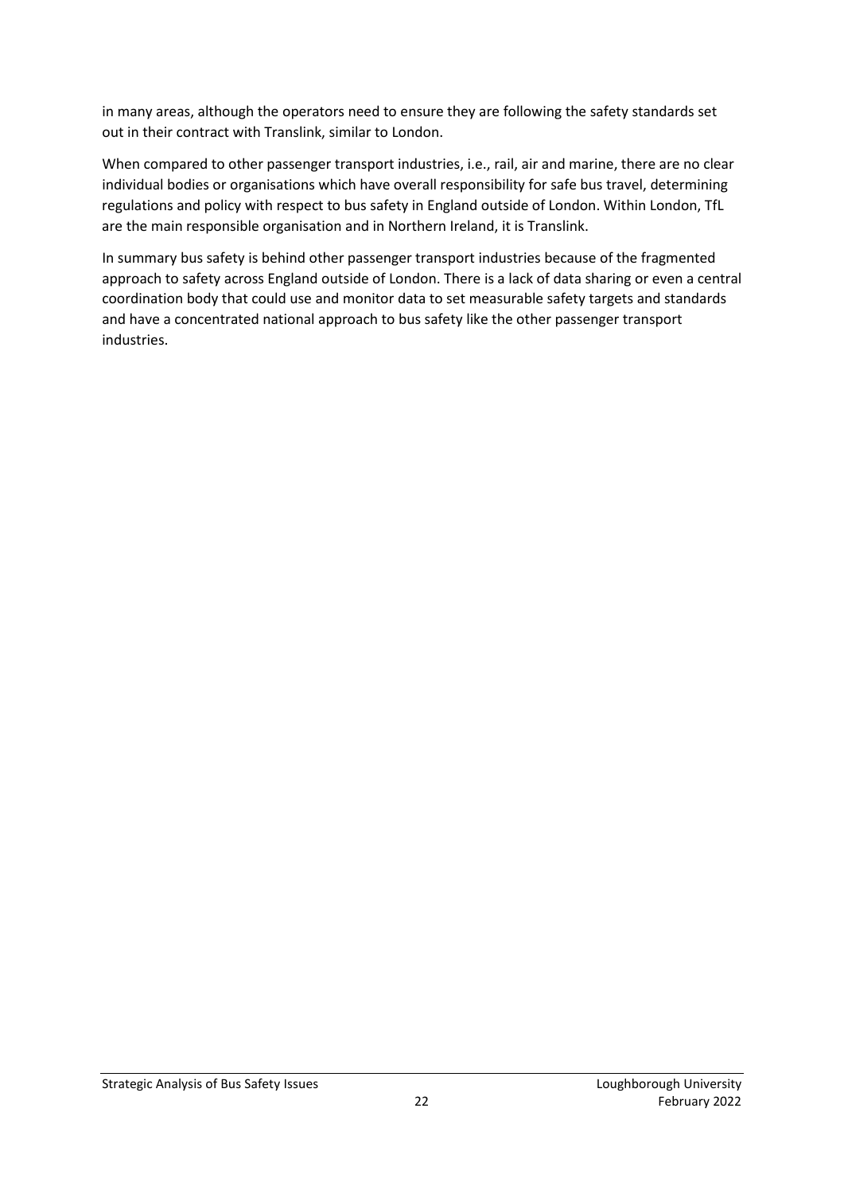in many areas, although the operators need to ensure they are following the safety standards set out in their contract with Translink, similar to London.

When compared to other passenger transport industries, i.e., rail, air and marine, there are no clear individual bodies or organisations which have overall responsibility for safe bus travel, determining regulations and policy with respect to bus safety in England outside of London. Within London, TfL are the main responsible organisation and in Northern Ireland, it is Translink.

In summary bus safety is behind other passenger transport industries because of the fragmented approach to safety across England outside of London. There is a lack of data sharing or even a central coordination body that could use and monitor data to set measurable safety targets and standards and have a concentrated national approach to bus safety like the other passenger transport industries.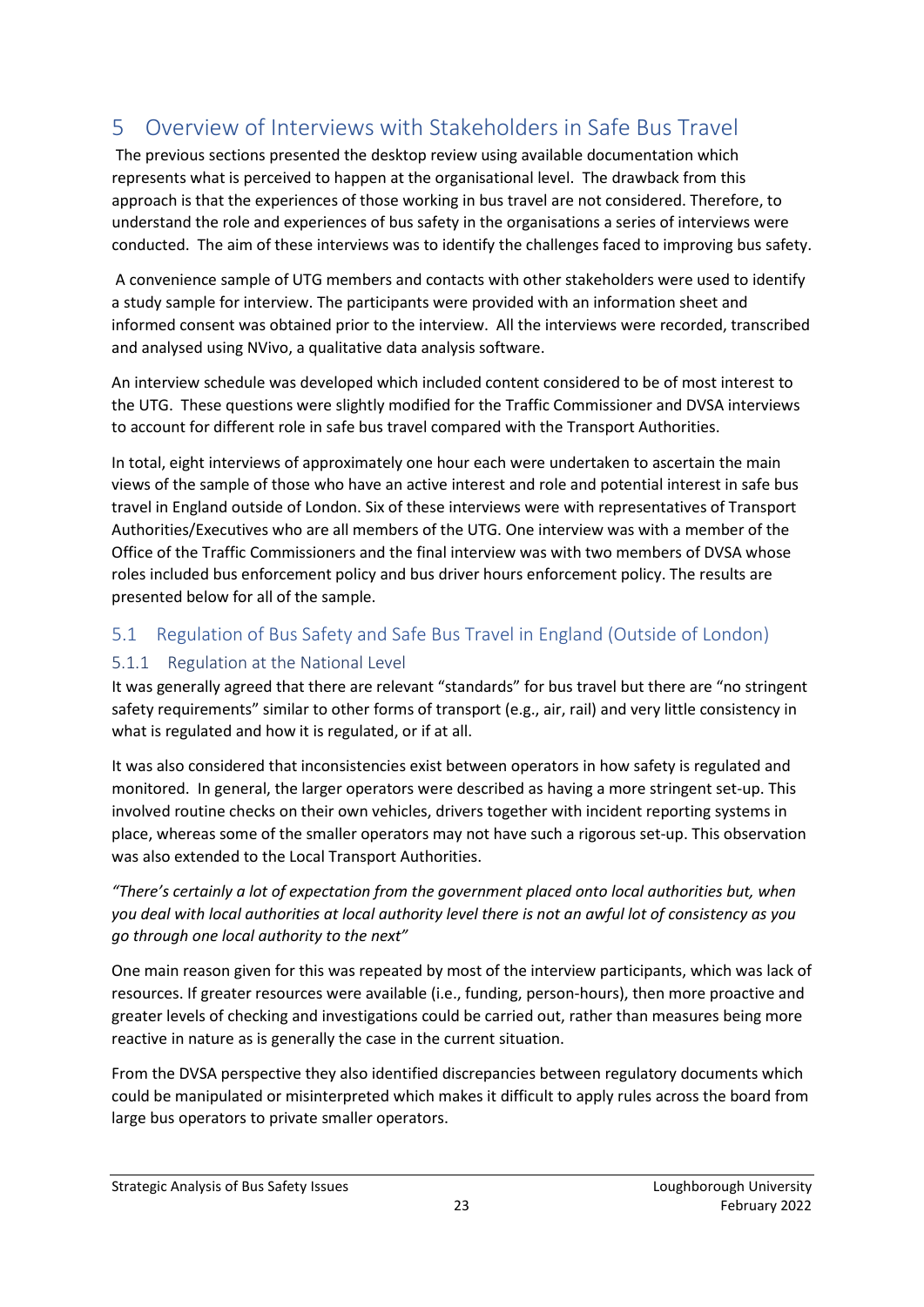# 5 Overview of Interviews with Stakeholders in Safe Bus Travel

The previous sections presented the desktop review using available documentation which represents what is perceived to happen at the organisational level. The drawback from this approach is that the experiences of those working in bus travel are not considered. Therefore, to understand the role and experiences of bus safety in the organisations a series of interviews were conducted. The aim of these interviews was to identify the challenges faced to improving bus safety.

A convenience sample of UTG members and contacts with other stakeholders were used to identify a study sample for interview. The participants were provided with an information sheet and informed consent was obtained prior to the interview. All the interviews were recorded, transcribed and analysed using NVivo, a qualitative data analysis software.

An interview schedule was developed which included content considered to be of most interest to the UTG. These questions were slightly modified for the Traffic Commissioner and DVSA interviews to account for different role in safe bus travel compared with the Transport Authorities.

In total, eight interviews of approximately one hour each were undertaken to ascertain the main views of the sample of those who have an active interest and role and potential interest in safe bus travel in England outside of London. Six of these interviews were with representatives of Transport Authorities/Executives who are all members of the UTG. One interview was with a member of the Office of the Traffic Commissioners and the final interview was with two members of DVSA whose roles included bus enforcement policy and bus driver hours enforcement policy. The results are presented below for all of the sample.

## 5.1 Regulation of Bus Safety and Safe Bus Travel in England (Outside of London)

### 5.1.1 Regulation at the National Level

It was generally agreed that there are relevant "standards" for bus travel but there are "no stringent safety requirements" similar to other forms of transport (e.g., air, rail) and very little consistency in what is regulated and how it is regulated, or if at all.

It was also considered that inconsistencies exist between operators in how safety is regulated and monitored. In general, the larger operators were described as having a more stringent set-up. This involved routine checks on their own vehicles, drivers together with incident reporting systems in place, whereas some of the smaller operators may not have such a rigorous set-up. This observation was also extended to the Local Transport Authorities.

*"There's certainly a lot of expectation from the government placed onto local authorities but, when you deal with local authorities at local authority level there is not an awful lot of consistency as you go through one local authority to the next"*

One main reason given for this was repeated by most of the interview participants, which was lack of resources. If greater resources were available (i.e., funding, person-hours), then more proactive and greater levels of checking and investigations could be carried out, rather than measures being more reactive in nature as is generally the case in the current situation.

From the DVSA perspective they also identified discrepancies between regulatory documents which could be manipulated or misinterpreted which makes it difficult to apply rules across the board from large bus operators to private smaller operators.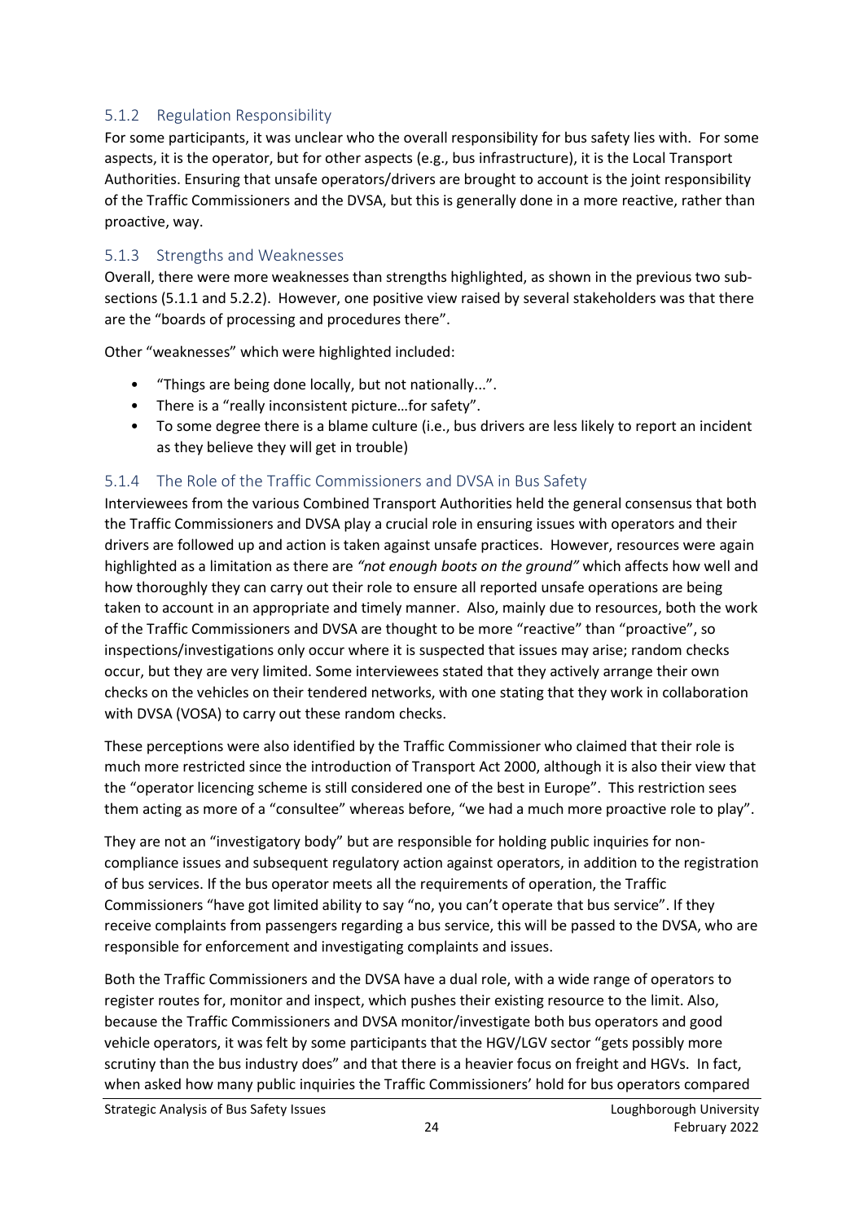### 5.1.2 Regulation Responsibility

For some participants, it was unclear who the overall responsibility for bus safety lies with. For some aspects, it is the operator, but for other aspects (e.g., bus infrastructure), it is the Local Transport Authorities. Ensuring that unsafe operators/drivers are brought to account is the joint responsibility of the Traffic Commissioners and the DVSA, but this is generally done in a more reactive, rather than proactive, way.

### 5.1.3 Strengths and Weaknesses

Overall, there were more weaknesses than strengths highlighted, as shown in the previous two sub-sections (5.1.1 and 5.2.2). However, one positive view raised by several stakeholders was that there are the "boards of processing and procedures there".

Other "weaknesses" which were highlighted included:

- "Things are being done locally, but not nationally...".
- There is a "really inconsistent picture…for safety".
- To some degree there is a blame culture (i.e., bus drivers are less likely to report an incident as they believe they will get in trouble)

### 5.1.4 The Role of the Traffic Commissioners and DVSA in Bus Safety

Interviewees from the various Combined Transport Authorities held the general consensus that both the Traffic Commissioners and DVSA play a crucial role in ensuring issues with operators and their drivers are followed up and action is taken against unsafe practices. However, resources were again highlighted as a limitation as there are *"not enough boots on the ground"* which affects how well and how thoroughly they can carry out their role to ensure all reported unsafe operations are being taken to account in an appropriate and timely manner. Also, mainly due to resources, both the work of the Traffic Commissioners and DVSA are thought to be more "reactive" than "proactive", so inspections/investigations only occur where it is suspected that issues may arise; random checks occur, but they are very limited. Some interviewees stated that they actively arrange their own checks on the vehicles on their tendered networks, with one stating that they work in collaboration with DVSA (VOSA) to carry out these random checks.

These perceptions were also identified by the Traffic Commissioner who claimed that their role is much more restricted since the introduction of Transport Act 2000, although it is also their view that the "operator licencing scheme is still considered one of the best in Europe". This restriction sees them acting as more of a "consultee" whereas before, "we had a much more proactive role to play".

They are not an "investigatory body" but are responsible for holding public inquiries for non-compliance issues and subsequent regulatory action against operators, in addition to the registration of bus services. If the bus operator meets all the requirements of operation, the Traffic Commissioners "have got limited ability to say "no, you can't operate that bus service". If they receive complaints from passengers regarding a bus service, this will be passed to the DVSA, who are responsible for enforcement and investigating complaints and issues.

Both the Traffic Commissioners and the DVSA have a dual role, with a wide range of operators to register routes for, monitor and inspect, which pushes their existing resource to the limit. Also, because the Traffic Commissioners and DVSA monitor/investigate both bus operators and good vehicle operators, it was felt by some participants that the HGV/LGV sector "gets possibly more scrutiny than the bus industry does" and that there is a heavier focus on freight and HGVs. In fact, when asked how many public inquiries the Traffic Commissioners' hold for bus operators compared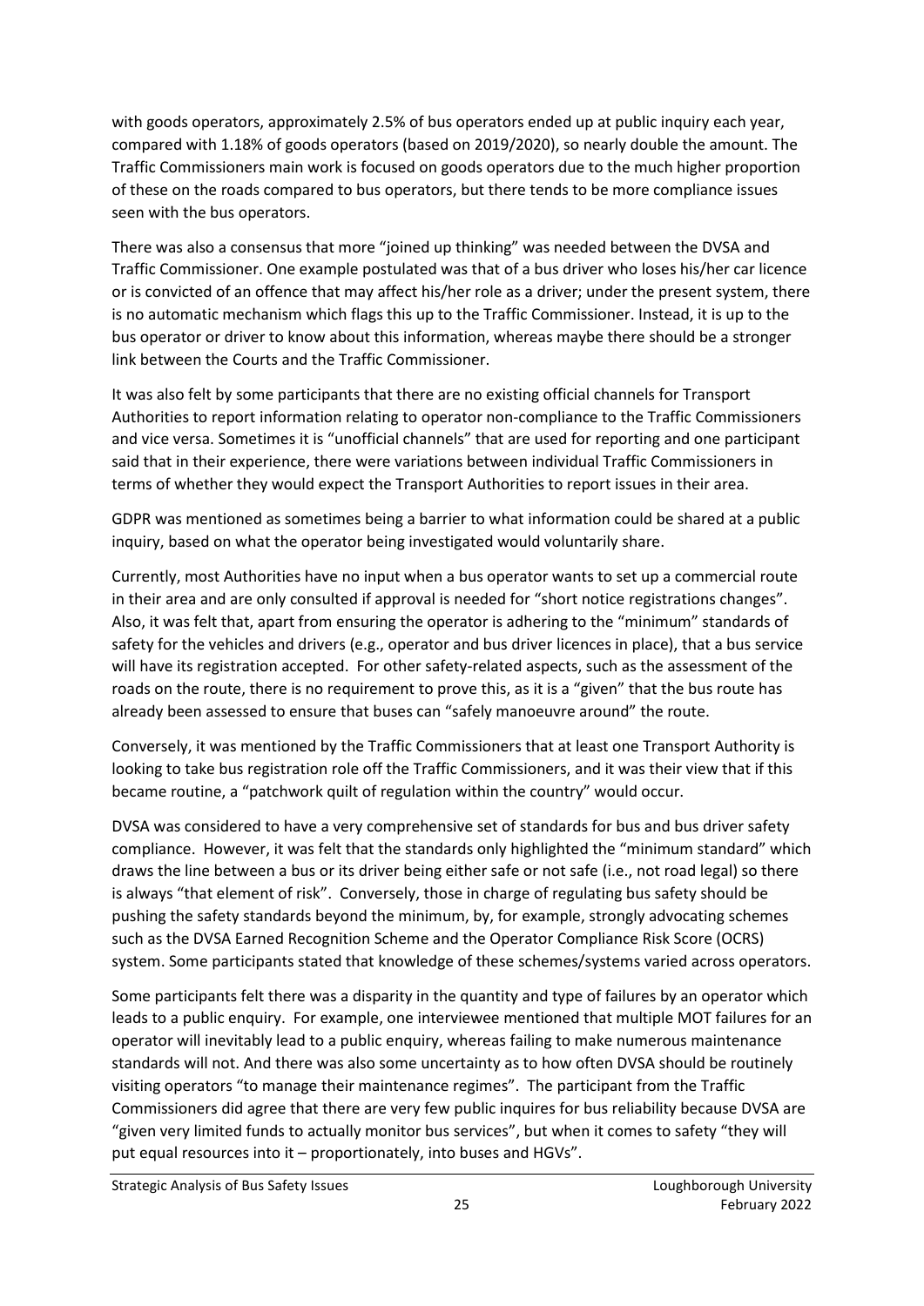with goods operators, approximately 2.5% of bus operators ended up at public inquiry each year, compared with 1.18% of goods operators (based on 2019/2020), so nearly double the amount. The Traffic Commissioners main work is focused on goods operators due to the much higher proportion of these on the roads compared to bus operators, but there tends to be more compliance issues seen with the bus operators.

There was also a consensus that more "joined up thinking" was needed between the DVSA and Traffic Commissioner. One example postulated was that of a bus driver who loses his/her car licence or is convicted of an offence that may affect his/her role as a driver; under the present system, there is no automatic mechanism which flags this up to the Traffic Commissioner. Instead, it is up to the bus operator or driver to know about this information, whereas maybe there should be a stronger link between the Courts and the Traffic Commissioner.

It was also felt by some participants that there are no existing official channels for Transport Authorities to report information relating to operator non-compliance to the Traffic Commissioners and vice versa. Sometimes it is "unofficial channels" that are used for reporting and one participant said that in their experience, there were variations between individual Traffic Commissioners in terms of whether they would expect the Transport Authorities to report issues in their area.

GDPR was mentioned as sometimes being a barrier to what information could be shared at a public inquiry, based on what the operator being investigated would voluntarily share.

Currently, most Authorities have no input when a bus operator wants to set up a commercial route in their area and are only consulted if approval is needed for "short notice registrations changes". Also, it was felt that, apart from ensuring the operator is adhering to the "minimum" standards of safety for the vehicles and drivers (e.g., operator and bus driver licences in place), that a bus service will have its registration accepted. For other safety-related aspects, such as the assessment of the roads on the route, there is no requirement to prove this, as it is a "given" that the bus route has already been assessed to ensure that buses can "safely manoeuvre around" the route.

Conversely, it was mentioned by the Traffic Commissioners that at least one Transport Authority is looking to take bus registration role off the Traffic Commissioners, and it was their view that if this became routine, a "patchwork quilt of regulation within the country" would occur.

DVSA was considered to have a very comprehensive set of standards for bus and bus driver safety compliance. However, it was felt that the standards only highlighted the "minimum standard" which draws the line between a bus or its driver being either safe or not safe (i.e., not road legal) so there is always "that element of risk". Conversely, those in charge of regulating bus safety should be pushing the safety standards beyond the minimum, by, for example, strongly advocating schemes such as the DVSA Earned Recognition Scheme and the Operator Compliance Risk Score (OCRS) system. Some participants stated that knowledge of these schemes/systems varied across operators.

Some participants felt there was a disparity in the quantity and type of failures by an operator which leads to a public enquiry. For example, one interviewee mentioned that multiple MOT failures for an operator will inevitably lead to a public enquiry, whereas failing to make numerous maintenance standards will not. And there was also some uncertainty as to how often DVSA should be routinely visiting operators "to manage their maintenance regimes". The participant from the Traffic Commissioners did agree that there are very few public inquires for bus reliability because DVSA are "given very limited funds to actually monitor bus services", but when it comes to safety "they will put equal resources into it – proportionately, into buses and HGVs".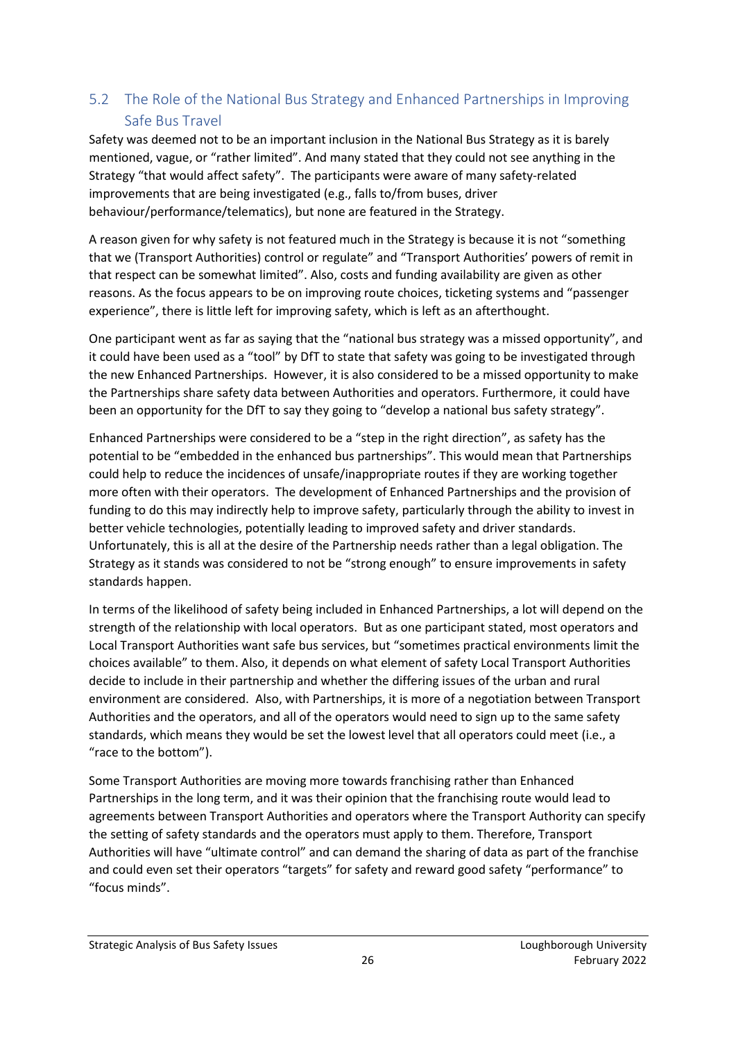## 5.2 The Role of the National Bus Strategy and Enhanced Partnerships in Improving Safe Bus Travel

Safety was deemed not to be an important inclusion in the National Bus Strategy as it is barely mentioned, vague, or "rather limited". And many stated that they could not see anything in the Strategy "that would affect safety". The participants were aware of many safety-related improvements that are being investigated (e.g., falls to/from buses, driver behaviour/performance/telematics), but none are featured in the Strategy.

A reason given for why safety is not featured much in the Strategy is because it is not "something that we (Transport Authorities) control or regulate" and "Transport Authorities' powers of remit in that respect can be somewhat limited". Also, costs and funding availability are given as other reasons. As the focus appears to be on improving route choices, ticketing systems and "passenger experience", there is little left for improving safety, which is left as an afterthought.

One participant went as far as saying that the "national bus strategy was a missed opportunity", and it could have been used as a "tool" by DfT to state that safety was going to be investigated through the new Enhanced Partnerships. However, it is also considered to be a missed opportunity to make the Partnerships share safety data between Authorities and operators. Furthermore, it could have been an opportunity for the DfT to say they going to "develop a national bus safety strategy".

Enhanced Partnerships were considered to be a "step in the right direction", as safety has the potential to be "embedded in the enhanced bus partnerships". This would mean that Partnerships could help to reduce the incidences of unsafe/inappropriate routes if they are working together more often with their operators. The development of Enhanced Partnerships and the provision of funding to do this may indirectly help to improve safety, particularly through the ability to invest in better vehicle technologies, potentially leading to improved safety and driver standards. Unfortunately, this is all at the desire of the Partnership needs rather than a legal obligation. The Strategy as it stands was considered to not be "strong enough" to ensure improvements in safety standards happen.

In terms of the likelihood of safety being included in Enhanced Partnerships, a lot will depend on the strength of the relationship with local operators. But as one participant stated, most operators and Local Transport Authorities want safe bus services, but "sometimes practical environments limit the choices available" to them. Also, it depends on what element of safety Local Transport Authorities decide to include in their partnership and whether the differing issues of the urban and rural environment are considered. Also, with Partnerships, it is more of a negotiation between Transport Authorities and the operators, and all of the operators would need to sign up to the same safety standards, which means they would be set the lowest level that all operators could meet (i.e., a "race to the bottom").

Some Transport Authorities are moving more towards franchising rather than Enhanced Partnerships in the long term, and it was their opinion that the franchising route would lead to agreements between Transport Authorities and operators where the Transport Authority can specify the setting of safety standards and the operators must apply to them. Therefore, Transport Authorities will have "ultimate control" and can demand the sharing of data as part of the franchise and could even set their operators "targets" for safety and reward good safety "performance" to "focus minds".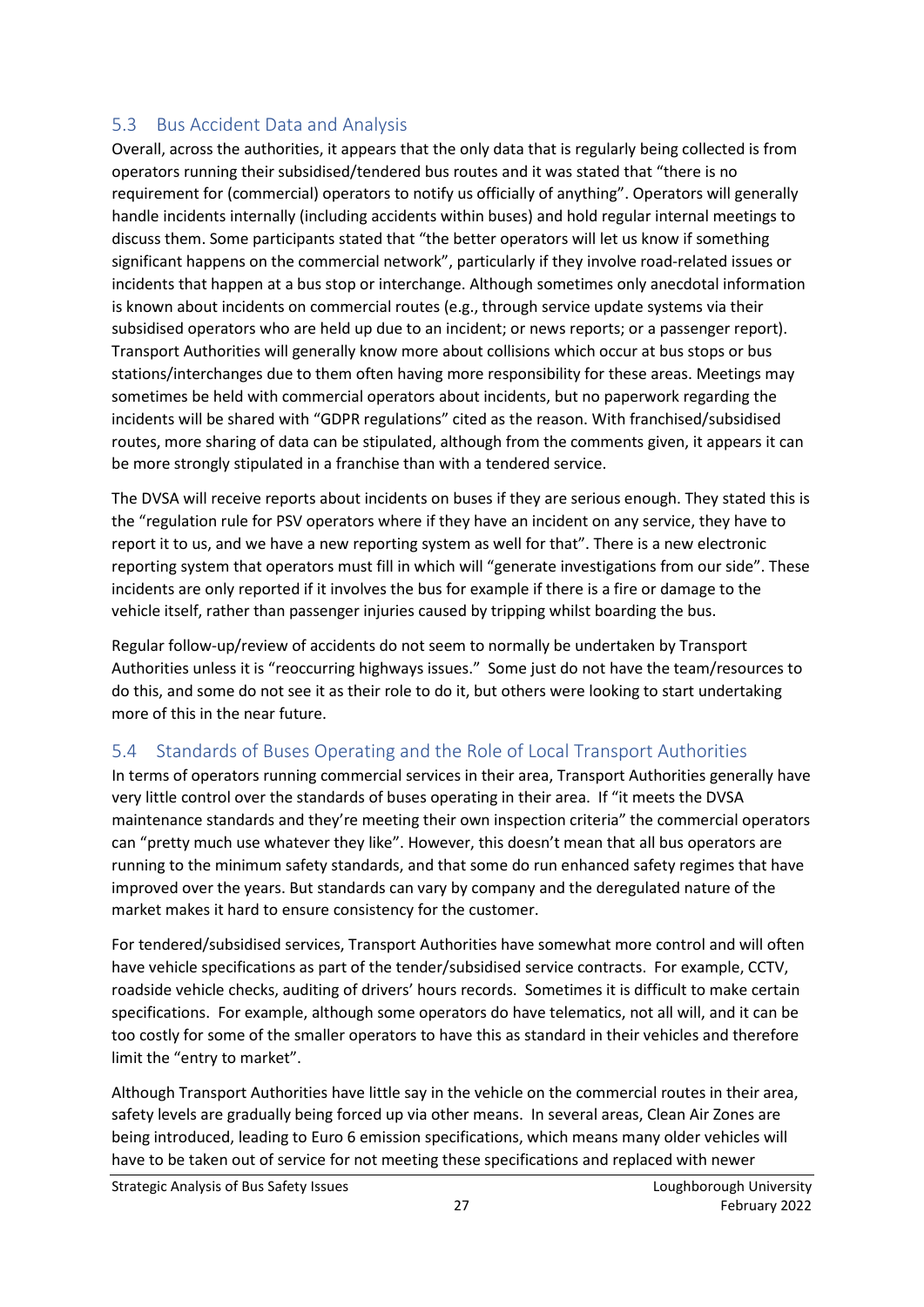## 5.3 Bus Accident Data and Analysis

Overall, across the authorities, it appears that the only data that is regularly being collected is from operators running their subsidised/tendered bus routes and it was stated that "there is no requirement for (commercial) operators to notify us officially of anything". Operators will generally handle incidents internally (including accidents within buses) and hold regular internal meetings to discuss them. Some participants stated that "the better operators will let us know if something significant happens on the commercial network", particularly if they involve road-related issues or incidents that happen at a bus stop or interchange. Although sometimes only anecdotal information is known about incidents on commercial routes (e.g., through service update systems via their subsidised operators who are held up due to an incident; or news reports; or a passenger report). Transport Authorities will generally know more about collisions which occur at bus stops or bus stations/interchanges due to them often having more responsibility for these areas. Meetings may sometimes be held with commercial operators about incidents, but no paperwork regarding the incidents will be shared with "GDPR regulations" cited as the reason. With franchised/subsidised routes, more sharing of data can be stipulated, although from the comments given, it appears it can be more strongly stipulated in a franchise than with a tendered service.

The DVSA will receive reports about incidents on buses if they are serious enough. They stated this is the "regulation rule for PSV operators where if they have an incident on any service, they have to report it to us, and we have a new reporting system as well for that". There is a new electronic reporting system that operators must fill in which will "generate investigations from our side". These incidents are only reported if it involves the bus for example if there is a fire or damage to the vehicle itself, rather than passenger injuries caused by tripping whilst boarding the bus.

Regular follow-up/review of accidents do not seem to normally be undertaken by Transport Authorities unless it is "reoccurring highways issues." Some just do not have the team/resources to do this, and some do not see it as their role to do it, but others were looking to start undertaking more of this in the near future.

## 5.4 Standards of Buses Operating and the Role of Local Transport Authorities

In terms of operators running commercial services in their area, Transport Authorities generally have very little control over the standards of buses operating in their area. If "it meets the DVSA maintenance standards and they're meeting their own inspection criteria" the commercial operators can "pretty much use whatever they like". However, this doesn't mean that all bus operators are running to the minimum safety standards, and that some do run enhanced safety regimes that have improved over the years. But standards can vary by company and the deregulated nature of the market makes it hard to ensure consistency for the customer.

For tendered/subsidised services, Transport Authorities have somewhat more control and will often have vehicle specifications as part of the tender/subsidised service contracts. For example, CCTV, roadside vehicle checks, auditing of drivers' hours records. Sometimes it is difficult to make certain specifications. For example, although some operators do have telematics, not all will, and it can be too costly for some of the smaller operators to have this as standard in their vehicles and therefore limit the "entry to market".

Although Transport Authorities have little say in the vehicle on the commercial routes in their area, safety levels are gradually being forced up via other means. In several areas, Clean Air Zones are being introduced, leading to Euro 6 emission specifications, which means many older vehicles will have to be taken out of service for not meeting these specifications and replaced with newer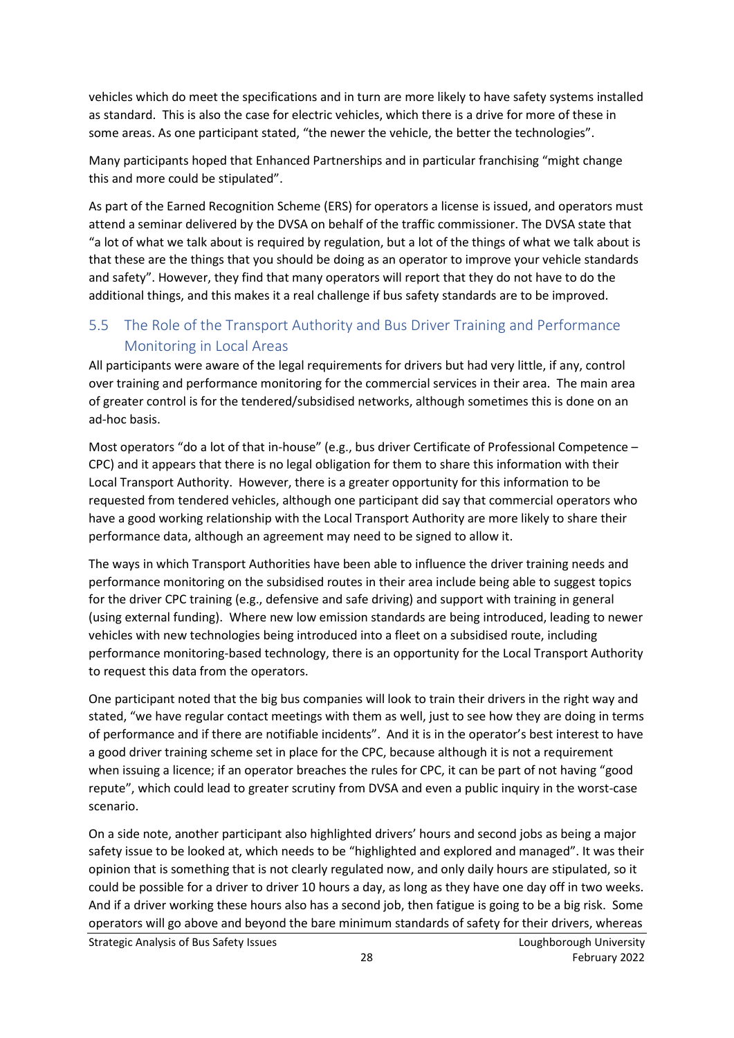vehicles which do meet the specifications and in turn are more likely to have safety systems installed as standard. This is also the case for electric vehicles, which there is a drive for more of these in some areas. As one participant stated, "the newer the vehicle, the better the technologies".

Many participants hoped that Enhanced Partnerships and in particular franchising "might change this and more could be stipulated".

As part of the Earned Recognition Scheme (ERS) for operators a license is issued, and operators must attend a seminar delivered by the DVSA on behalf of the traffic commissioner. The DVSA state that "a lot of what we talk about is required by regulation, but a lot of the things of what we talk about is that these are the things that you should be doing as an operator to improve your vehicle standards and safety". However, they find that many operators will report that they do not have to do the additional things, and this makes it a real challenge if bus safety standards are to be improved.

## 5.5 The Role of the Transport Authority and Bus Driver Training and Performance Monitoring in Local Areas

All participants were aware of the legal requirements for drivers but had very little, if any, control over training and performance monitoring for the commercial services in their area. The main area of greater control is for the tendered/subsidised networks, although sometimes this is done on an ad-hoc basis.

Most operators "do a lot of that in-house" (e.g., bus driver Certificate of Professional Competence – CPC) and it appears that there is no legal obligation for them to share this information with their Local Transport Authority. However, there is a greater opportunity for this information to be requested from tendered vehicles, although one participant did say that commercial operators who have a good working relationship with the Local Transport Authority are more likely to share their performance data, although an agreement may need to be signed to allow it.

The ways in which Transport Authorities have been able to influence the driver training needs and performance monitoring on the subsidised routes in their area include being able to suggest topics for the driver CPC training (e.g., defensive and safe driving) and support with training in general (using external funding). Where new low emission standards are being introduced, leading to newer vehicles with new technologies being introduced into a fleet on a subsidised route, including performance monitoring-based technology, there is an opportunity for the Local Transport Authority to request this data from the operators.

One participant noted that the big bus companies will look to train their drivers in the right way and stated, "we have regular contact meetings with them as well, just to see how they are doing in terms of performance and if there are notifiable incidents". And it is in the operator's best interest to have a good driver training scheme set in place for the CPC, because although it is not a requirement when issuing a licence; if an operator breaches the rules for CPC, it can be part of not having "good repute", which could lead to greater scrutiny from DVSA and even a public inquiry in the worst-case scenario.

On a side note, another participant also highlighted drivers' hours and second jobs as being a major safety issue to be looked at, which needs to be "highlighted and explored and managed". It was their opinion that is something that is not clearly regulated now, and only daily hours are stipulated, so it could be possible for a driver to driver 10 hours a day, as long as they have one day off in two weeks. And if a driver working these hours also has a second job, then fatigue is going to be a big risk. Some operators will go above and beyond the bare minimum standards of safety for their drivers, whereas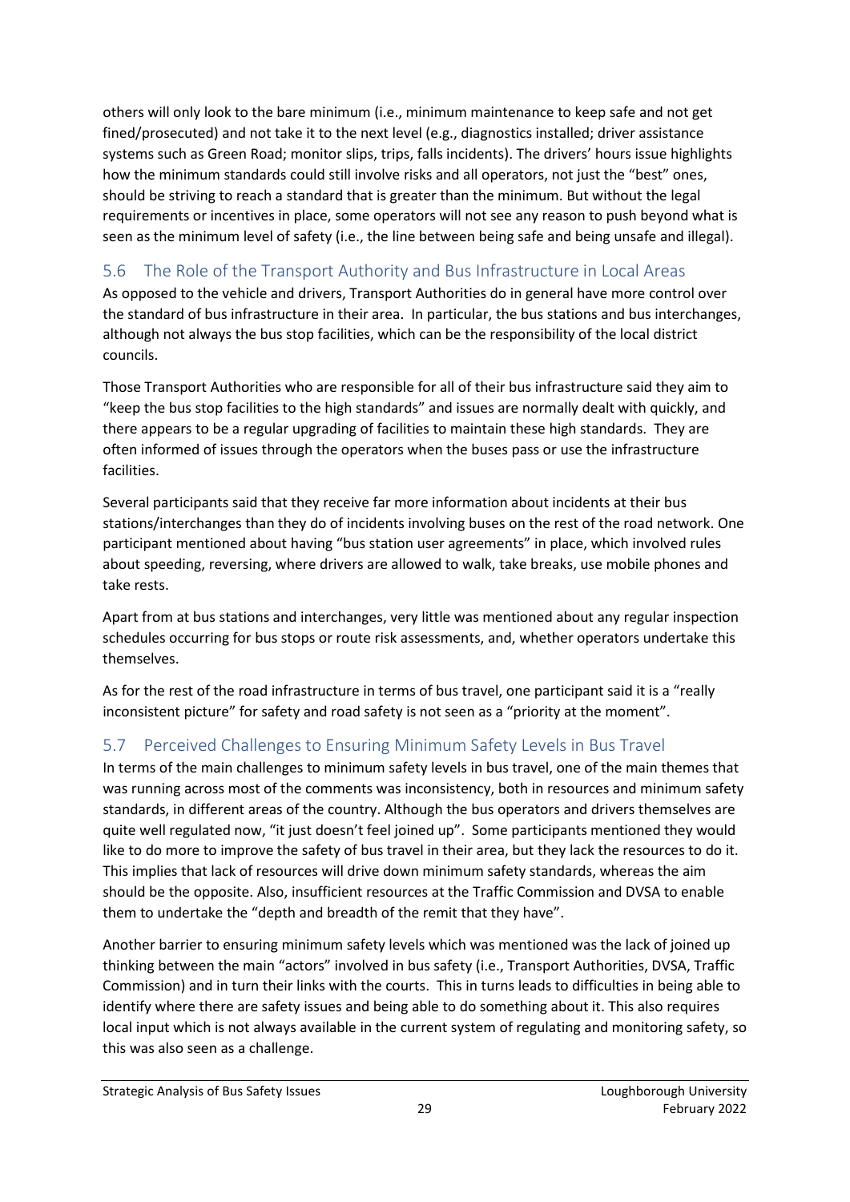others will only look to the bare minimum (i.e., minimum maintenance to keep safe and not get fined/prosecuted) and not take it to the next level (e.g., diagnostics installed; driver assistance systems such as Green Road; monitor slips, trips, falls incidents). The drivers' hours issue highlights how the minimum standards could still involve risks and all operators, not just the "best" ones, should be striving to reach a standard that is greater than the minimum. But without the legal requirements or incentives in place, some operators will not see any reason to push beyond what is seen as the minimum level of safety (i.e., the line between being safe and being unsafe and illegal).

## 5.6 The Role of the Transport Authority and Bus Infrastructure in Local Areas

As opposed to the vehicle and drivers, Transport Authorities do in general have more control over the standard of bus infrastructure in their area. In particular, the bus stations and bus interchanges, although not always the bus stop facilities, which can be the responsibility of the local district councils.

Those Transport Authorities who are responsible for all of their bus infrastructure said they aim to "keep the bus stop facilities to the high standards" and issues are normally dealt with quickly, and there appears to be a regular upgrading of facilities to maintain these high standards. They are often informed of issues through the operators when the buses pass or use the infrastructure facilities.

Several participants said that they receive far more information about incidents at their bus stations/interchanges than they do of incidents involving buses on the rest of the road network. One participant mentioned about having "bus station user agreements" in place, which involved rules about speeding, reversing, where drivers are allowed to walk, take breaks, use mobile phones and take rests.

Apart from at bus stations and interchanges, very little was mentioned about any regular inspection schedules occurring for bus stops or route risk assessments, and, whether operators undertake this themselves.

As for the rest of the road infrastructure in terms of bus travel, one participant said it is a "really inconsistent picture" for safety and road safety is not seen as a "priority at the moment".

## 5.7 Perceived Challenges to Ensuring Minimum Safety Levels in Bus Travel

In terms of the main challenges to minimum safety levels in bus travel, one of the main themes that was running across most of the comments was inconsistency, both in resources and minimum safety standards, in different areas of the country. Although the bus operators and drivers themselves are quite well regulated now, "it just doesn't feel joined up". Some participants mentioned they would like to do more to improve the safety of bus travel in their area, but they lack the resources to do it. This implies that lack of resources will drive down minimum safety standards, whereas the aim should be the opposite. Also, insufficient resources at the Traffic Commission and DVSA to enable them to undertake the "depth and breadth of the remit that they have".

Another barrier to ensuring minimum safety levels which was mentioned was the lack of joined up thinking between the main "actors" involved in bus safety (i.e., Transport Authorities, DVSA, Traffic Commission) and in turn their links with the courts. This in turns leads to difficulties in being able to identify where there are safety issues and being able to do something about it. This also requires local input which is not always available in the current system of regulating and monitoring safety, so this was also seen as a challenge.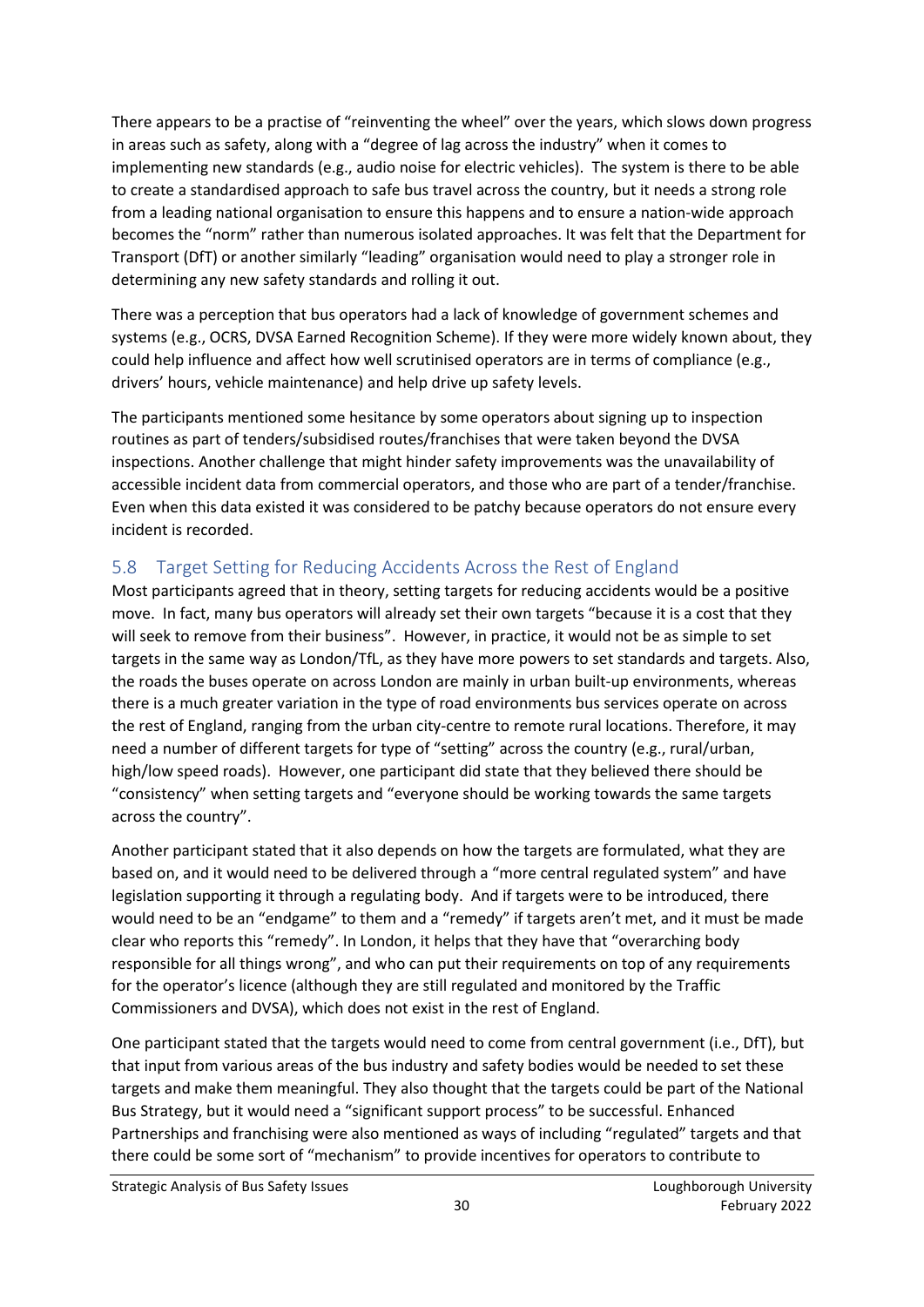There appears to be a practise of "reinventing the wheel" over the years, which slows down progress in areas such as safety, along with a "degree of lag across the industry" when it comes to implementing new standards (e.g., audio noise for electric vehicles). The system is there to be able to create a standardised approach to safe bus travel across the country, but it needs a strong role from a leading national organisation to ensure this happens and to ensure a nation-wide approach becomes the "norm" rather than numerous isolated approaches. It was felt that the Department for Transport (DfT) or another similarly "leading" organisation would need to play a stronger role in determining any new safety standards and rolling it out.

There was a perception that bus operators had a lack of knowledge of government schemes and systems (e.g., OCRS, DVSA Earned Recognition Scheme). If they were more widely known about, they could help influence and affect how well scrutinised operators are in terms of compliance (e.g., drivers' hours, vehicle maintenance) and help drive up safety levels.

The participants mentioned some hesitance by some operators about signing up to inspection routines as part of tenders/subsidised routes/franchises that were taken beyond the DVSA inspections. Another challenge that might hinder safety improvements was the unavailability of accessible incident data from commercial operators, and those who are part of a tender/franchise. Even when this data existed it was considered to be patchy because operators do not ensure every incident is recorded.

## 5.8 Target Setting for Reducing Accidents Across the Rest of England

Most participants agreed that in theory, setting targets for reducing accidents would be a positive move. In fact, many bus operators will already set their own targets "because it is a cost that they will seek to remove from their business". However, in practice, it would not be as simple to set targets in the same way as London/TfL, as they have more powers to set standards and targets. Also, the roads the buses operate on across London are mainly in urban built-up environments, whereas there is a much greater variation in the type of road environments bus services operate on across the rest of England, ranging from the urban city-centre to remote rural locations. Therefore, it may need a number of different targets for type of "setting" across the country (e.g., rural/urban, high/low speed roads). However, one participant did state that they believed there should be "consistency" when setting targets and "everyone should be working towards the same targets across the country".

Another participant stated that it also depends on how the targets are formulated, what they are based on, and it would need to be delivered through a "more central regulated system" and have legislation supporting it through a regulating body. And if targets were to be introduced, there would need to be an "endgame" to them and a "remedy" if targets aren't met, and it must be made clear who reports this "remedy". In London, it helps that they have that "overarching body responsible for all things wrong", and who can put their requirements on top of any requirements for the operator's licence (although they are still regulated and monitored by the Traffic Commissioners and DVSA), which does not exist in the rest of England.

One participant stated that the targets would need to come from central government (i.e., DfT), but that input from various areas of the bus industry and safety bodies would be needed to set these targets and make them meaningful. They also thought that the targets could be part of the National Bus Strategy, but it would need a "significant support process" to be successful. Enhanced Partnerships and franchising were also mentioned as ways of including "regulated" targets and that there could be some sort of "mechanism" to provide incentives for operators to contribute to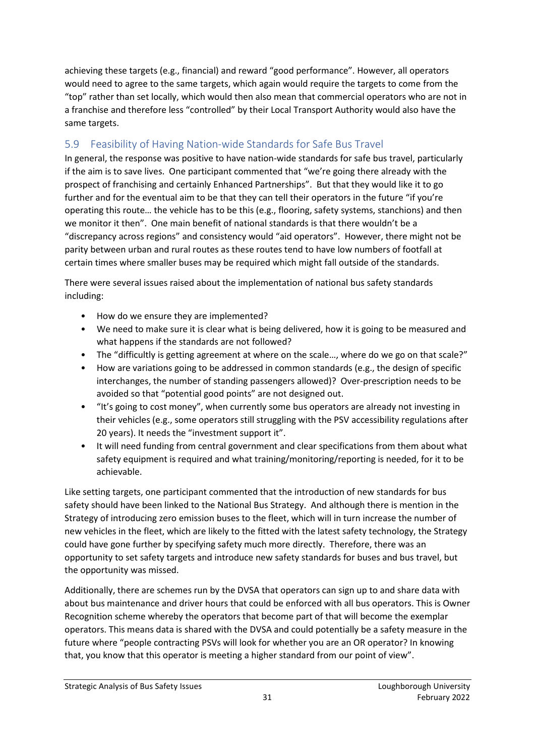achieving these targets (e.g., financial) and reward "good performance". However, all operators would need to agree to the same targets, which again would require the targets to come from the "top" rather than set locally, which would then also mean that commercial operators who are not in a franchise and therefore less "controlled" by their Local Transport Authority would also have the same targets.

## 5.9 Feasibility of Having Nation-wide Standards for Safe Bus Travel

In general, the response was positive to have nation-wide standards for safe bus travel, particularly if the aim is to save lives. One participant commented that "we're going there already with the prospect of franchising and certainly Enhanced Partnerships". But that they would like it to go further and for the eventual aim to be that they can tell their operators in the future "if you're operating this route… the vehicle has to be this (e.g., flooring, safety systems, stanchions) and then we monitor it then". One main benefit of national standards is that there wouldn't be a "discrepancy across regions" and consistency would "aid operators". However, there might not be parity between urban and rural routes as these routes tend to have low numbers of footfall at certain times where smaller buses may be required which might fall outside of the standards.

There were several issues raised about the implementation of national bus safety standards including:

- How do we ensure they are implemented?
- We need to make sure it is clear what is being delivered, how it is going to be measured and what happens if the standards are not followed?
- The "difficultly is getting agreement at where on the scale…, where do we go on that scale?"
- How are variations going to be addressed in common standards (e.g., the design of specific interchanges, the number of standing passengers allowed)? Over-prescription needs to be avoided so that "potential good points" are not designed out.
- "It's going to cost money", when currently some bus operators are already not investing in their vehicles (e.g., some operators still struggling with the PSV accessibility regulations after 20 years). It needs the "investment support it".
- It will need funding from central government and clear specifications from them about what safety equipment is required and what training/monitoring/reporting is needed, for it to be achievable.

Like setting targets, one participant commented that the introduction of new standards for bus safety should have been linked to the National Bus Strategy. And although there is mention in the Strategy of introducing zero emission buses to the fleet, which will in turn increase the number of new vehicles in the fleet, which are likely to the fitted with the latest safety technology, the Strategy could have gone further by specifying safety much more directly. Therefore, there was an opportunity to set safety targets and introduce new safety standards for buses and bus travel, but the opportunity was missed.

Additionally, there are schemes run by the DVSA that operators can sign up to and share data with about bus maintenance and driver hours that could be enforced with all bus operators. This is Owner Recognition scheme whereby the operators that become part of that will become the exemplar operators. This means data is shared with the DVSA and could potentially be a safety measure in the future where "people contracting PSVs will look for whether you are an OR operator? In knowing that, you know that this operator is meeting a higher standard from our point of view".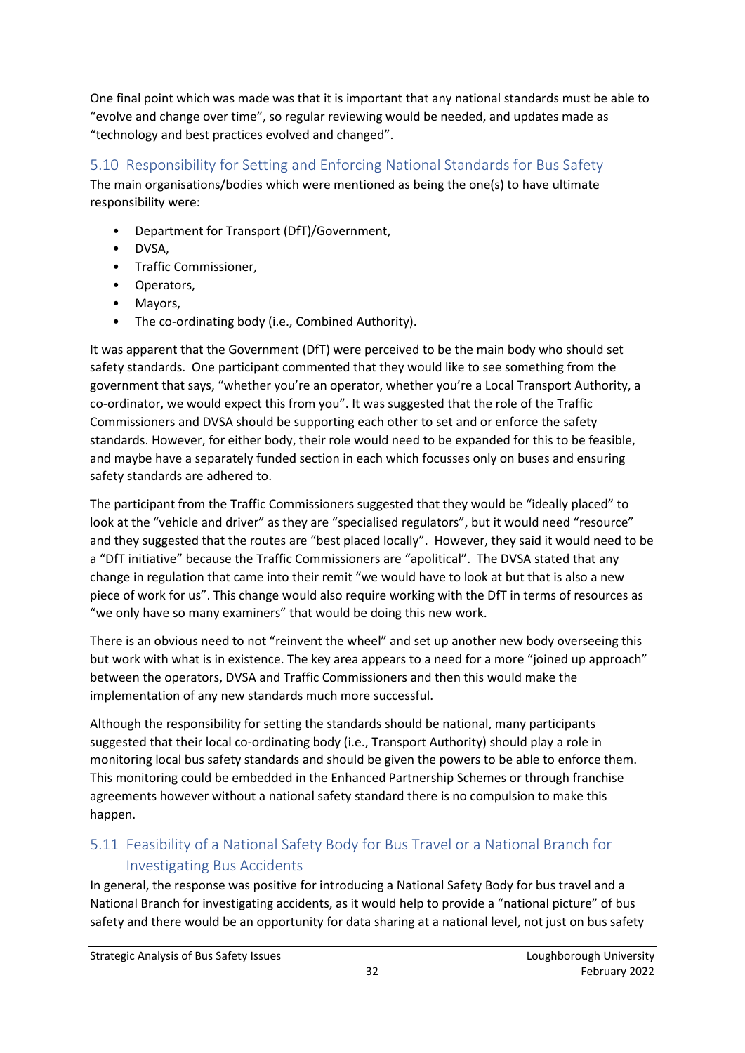One final point which was made was that it is important that any national standards must be able to "evolve and change over time", so regular reviewing would be needed, and updates made as "technology and best practices evolved and changed".

## 5.10 Responsibility for Setting and Enforcing National Standards for Bus Safety

The main organisations/bodies which were mentioned as being the one(s) to have ultimate responsibility were:

- Department for Transport (DfT)/Government,
- DVSA,
- Traffic Commissioner,
- Operators,
- Mayors,
- The co-ordinating body (i.e., Combined Authority).

It was apparent that the Government (DfT) were perceived to be the main body who should set safety standards. One participant commented that they would like to see something from the government that says, "whether you're an operator, whether you're a Local Transport Authority, a co-ordinator, we would expect this from you". It was suggested that the role of the Traffic Commissioners and DVSA should be supporting each other to set and or enforce the safety standards. However, for either body, their role would need to be expanded for this to be feasible, and maybe have a separately funded section in each which focusses only on buses and ensuring safety standards are adhered to.

The participant from the Traffic Commissioners suggested that they would be "ideally placed" to look at the "vehicle and driver" as they are "specialised regulators", but it would need "resource" and they suggested that the routes are "best placed locally". However, they said it would need to be a "DfT initiative" because the Traffic Commissioners are "apolitical". The DVSA stated that any change in regulation that came into their remit "we would have to look at but that is also a new piece of work for us". This change would also require working with the DfT in terms of resources as "we only have so many examiners" that would be doing this new work.

There is an obvious need to not "reinvent the wheel" and set up another new body overseeing this but work with what is in existence. The key area appears to a need for a more "joined up approach" between the operators, DVSA and Traffic Commissioners and then this would make the implementation of any new standards much more successful.

Although the responsibility for setting the standards should be national, many participants suggested that their local co-ordinating body (i.e., Transport Authority) should play a role in monitoring local bus safety standards and should be given the powers to be able to enforce them. This monitoring could be embedded in the Enhanced Partnership Schemes or through franchise agreements however without a national safety standard there is no compulsion to make this happen.

## 5.11 Feasibility of a National Safety Body for Bus Travel or a National Branch for Investigating Bus Accidents

In general, the response was positive for introducing a National Safety Body for bus travel and a National Branch for investigating accidents, as it would help to provide a "national picture" of bus safety and there would be an opportunity for data sharing at a national level, not just on bus safety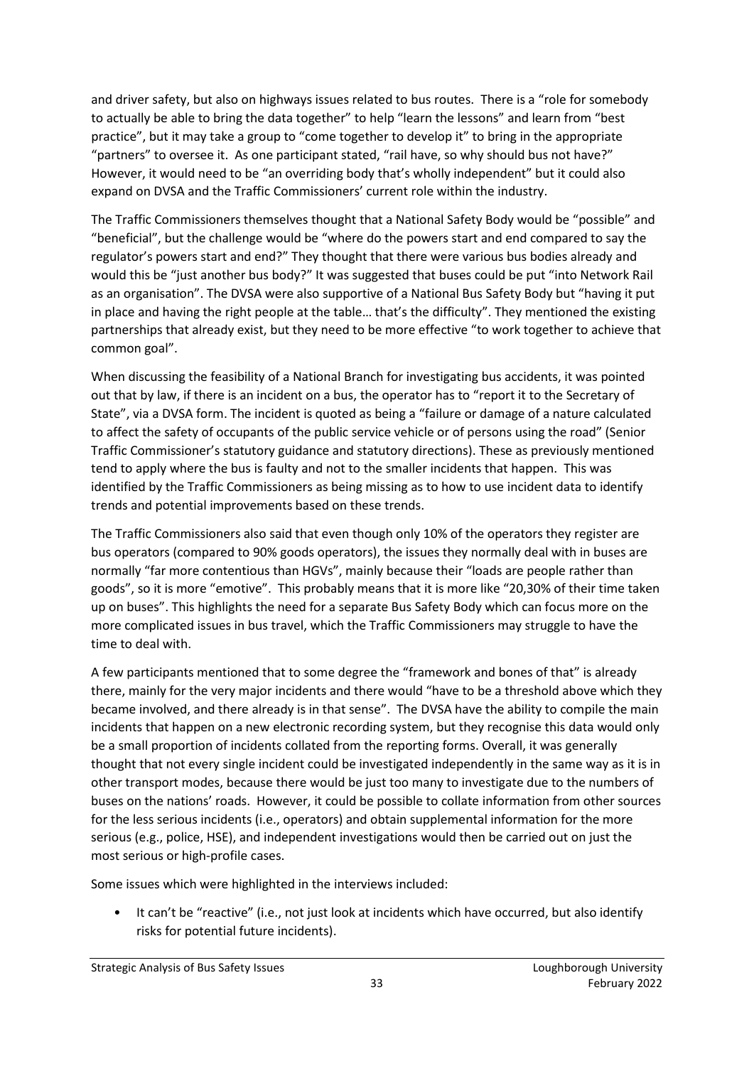and driver safety, but also on highways issues related to bus routes. There is a "role for somebody to actually be able to bring the data together" to help "learn the lessons" and learn from "best practice", but it may take a group to "come together to develop it" to bring in the appropriate "partners" to oversee it. As one participant stated, "rail have, so why should bus not have?" However, it would need to be "an overriding body that's wholly independent" but it could also expand on DVSA and the Traffic Commissioners' current role within the industry.

The Traffic Commissioners themselves thought that a National Safety Body would be "possible" and "beneficial", but the challenge would be "where do the powers start and end compared to say the regulator's powers start and end?" They thought that there were various bus bodies already and would this be "just another bus body?" It was suggested that buses could be put "into Network Rail as an organisation". The DVSA were also supportive of a National Bus Safety Body but "having it put in place and having the right people at the table… that's the difficulty". They mentioned the existing partnerships that already exist, but they need to be more effective "to work together to achieve that common goal".

When discussing the feasibility of a National Branch for investigating bus accidents, it was pointed out that by law, if there is an incident on a bus, the operator has to "report it to the Secretary of State", via a DVSA form. The incident is quoted as being a "failure or damage of a nature calculated to affect the safety of occupants of the public service vehicle or of persons using the road" (Senior Traffic Commissioner's statutory guidance and statutory directions). These as previously mentioned tend to apply where the bus is faulty and not to the smaller incidents that happen. This was identified by the Traffic Commissioners as being missing as to how to use incident data to identify trends and potential improvements based on these trends.

The Traffic Commissioners also said that even though only 10% of the operators they register are bus operators (compared to 90% goods operators), the issues they normally deal with in buses are normally "far more contentious than HGVs", mainly because their "loads are people rather than goods", so it is more "emotive". This probably means that it is more like "20,30% of their time taken up on buses". This highlights the need for a separate Bus Safety Body which can focus more on the more complicated issues in bus travel, which the Traffic Commissioners may struggle to have the time to deal with.

A few participants mentioned that to some degree the "framework and bones of that" is already there, mainly for the very major incidents and there would "have to be a threshold above which they became involved, and there already is in that sense". The DVSA have the ability to compile the main incidents that happen on a new electronic recording system, but they recognise this data would only be a small proportion of incidents collated from the reporting forms. Overall, it was generally thought that not every single incident could be investigated independently in the same way as it is in other transport modes, because there would be just too many to investigate due to the numbers of buses on the nations' roads. However, it could be possible to collate information from other sources for the less serious incidents (i.e., operators) and obtain supplemental information for the more serious (e.g., police, HSE), and independent investigations would then be carried out on just the most serious or high-profile cases.

Some issues which were highlighted in the interviews included:

- It can't be "reactive" (i.e., not just look at incidents which have occurred, but also identify risks for potential future incidents).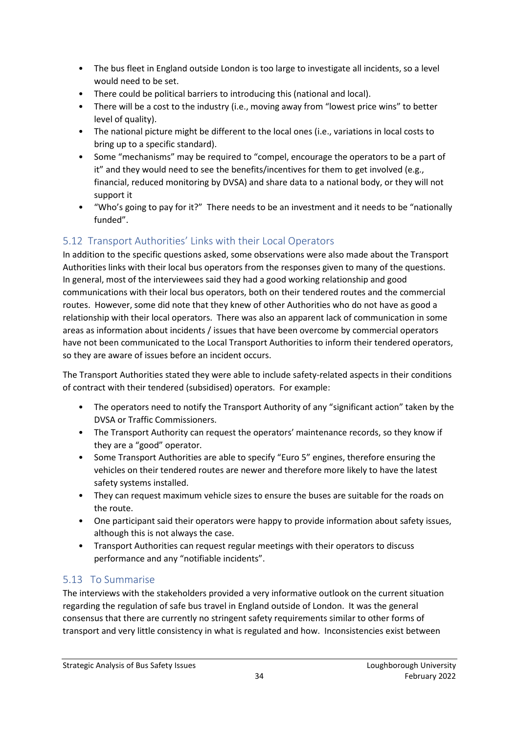- The bus fleet in England outside London is too large to investigate all incidents, so a level would need to be set.
- There could be political barriers to introducing this (national and local).
- There will be a cost to the industry (i.e., moving away from "lowest price wins" to better level of quality).
- The national picture might be different to the local ones (i.e., variations in local costs to bring up to a specific standard).
- Some "mechanisms" may be required to "compel, encourage the operators to be a part of it" and they would need to see the benefits/incentives for them to get involved (e.g., financial, reduced monitoring by DVSA) and share data to a national body, or they will not support it
- "Who's going to pay for it?" There needs to be an investment and it needs to be "nationally funded".

## 5.12 Transport Authorities' Links with their Local Operators

In addition to the specific questions asked, some observations were also made about the Transport Authorities links with their local bus operators from the responses given to many of the questions. In general, most of the interviewees said they had a good working relationship and good communications with their local bus operators, both on their tendered routes and the commercial routes. However, some did note that they knew of other Authorities who do not have as good a relationship with their local operators. There was also an apparent lack of communication in some areas as information about incidents / issues that have been overcome by commercial operators have not been communicated to the Local Transport Authorities to inform their tendered operators, so they are aware of issues before an incident occurs.

The Transport Authorities stated they were able to include safety-related aspects in their conditions of contract with their tendered (subsidised) operators. For example:

- The operators need to notify the Transport Authority of any "significant action" taken by the DVSA or Traffic Commissioners.
- The Transport Authority can request the operators' maintenance records, so they know if they are a "good" operator.
- Some Transport Authorities are able to specify "Euro 5" engines, therefore ensuring the vehicles on their tendered routes are newer and therefore more likely to have the latest safety systems installed.
- They can request maximum vehicle sizes to ensure the buses are suitable for the roads on the route.
- One participant said their operators were happy to provide information about safety issues, although this is not always the case.
- Transport Authorities can request regular meetings with their operators to discuss performance and any "notifiable incidents".

## 5.13 To Summarise

The interviews with the stakeholders provided a very informative outlook on the current situation regarding the regulation of safe bus travel in England outside of London. It was the general consensus that there are currently no stringent safety requirements similar to other forms of transport and very little consistency in what is regulated and how. Inconsistencies exist between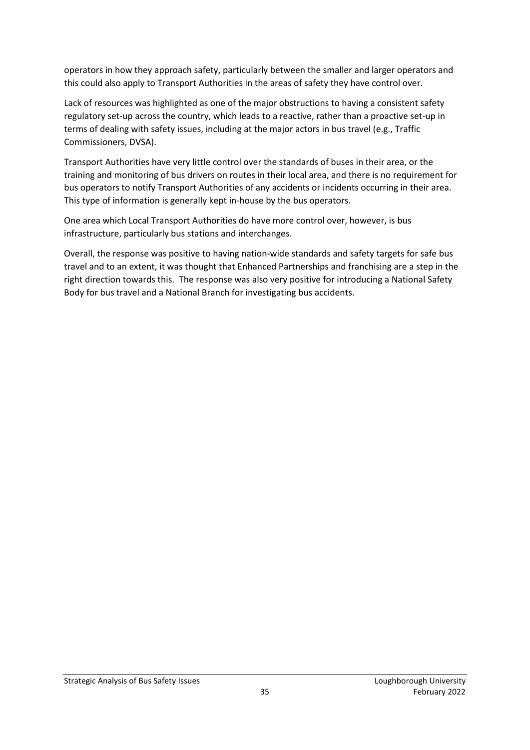operators in how they approach safety, particularly between the smaller and larger operators and this could also apply to Transport Authorities in the areas of safety they have control over.

Lack of resources was highlighted as one of the major obstructions to having a consistent safety regulatory set-up across the country, which leads to a reactive, rather than a proactive set-up in terms of dealing with safety issues, including at the major actors in bus travel (e.g., Traffic Commissioners, DVSA).

Transport Authorities have very little control over the standards of buses in their area, or the training and monitoring of bus drivers on routes in their local area, and there is no requirement for bus operators to notify Transport Authorities of any accidents or incidents occurring in their area. This type of information is generally kept in-house by the bus operators.

One area which Local Transport Authorities do have more control over, however, is bus infrastructure, particularly bus stations and interchanges.

Overall, the response was positive to having nation-wide standards and safety targets for safe bus travel and to an extent, it was thought that Enhanced Partnerships and franchising are a step in the right direction towards this. The response was also very positive for introducing a National Safety Body for bus travel and a National Branch for investigating bus accidents.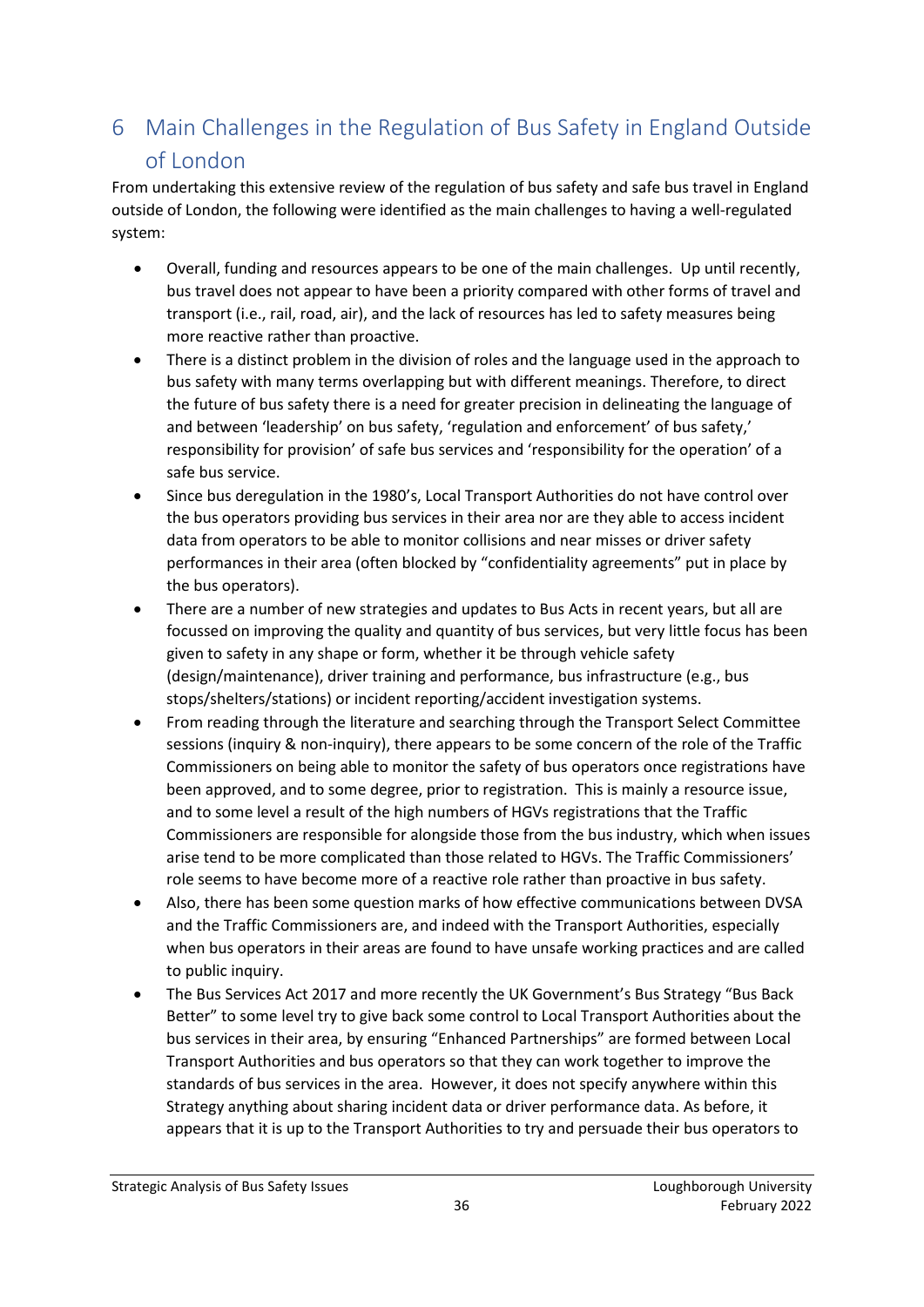# 6 Main Challenges in the Regulation of Bus Safety in England Outside of London

From undertaking this extensive review of the regulation of bus safety and safe bus travel in England outside of London, the following were identified as the main challenges to having a well-regulated system:

- Overall, funding and resources appears to be one of the main challenges. Up until recently, bus travel does not appear to have been a priority compared with other forms of travel and transport (i.e., rail, road, air), and the lack of resources has led to safety measures being more reactive rather than proactive.
- There is a distinct problem in the division of roles and the language used in the approach to bus safety with many terms overlapping but with different meanings. Therefore, to direct the future of bus safety there is a need for greater precision in delineating the language of and between 'leadership' on bus safety, 'regulation and enforcement' of bus safety,' responsibility for provision' of safe bus services and 'responsibility for the operation' of a safe bus service.
- Since bus deregulation in the 1980's, Local Transport Authorities do not have control over the bus operators providing bus services in their area nor are they able to access incident data from operators to be able to monitor collisions and near misses or driver safety performances in their area (often blocked by "confidentiality agreements" put in place by the bus operators).
- There are a number of new strategies and updates to Bus Acts in recent years, but all are focussed on improving the quality and quantity of bus services, but very little focus has been given to safety in any shape or form, whether it be through vehicle safety (design/maintenance), driver training and performance, bus infrastructure (e.g., bus stops/shelters/stations) or incident reporting/accident investigation systems.
- From reading through the literature and searching through the Transport Select Committee sessions (inquiry & non-inquiry), there appears to be some concern of the role of the Traffic Commissioners on being able to monitor the safety of bus operators once registrations have been approved, and to some degree, prior to registration. This is mainly a resource issue, and to some level a result of the high numbers of HGVs registrations that the Traffic Commissioners are responsible for alongside those from the bus industry, which when issues arise tend to be more complicated than those related to HGVs. The Traffic Commissioners' role seems to have become more of a reactive role rather than proactive in bus safety.
- Also, there has been some question marks of how effective communications between DVSA and the Traffic Commissioners are, and indeed with the Transport Authorities, especially when bus operators in their areas are found to have unsafe working practices and are called to public inquiry.
- The Bus Services Act 2017 and more recently the UK Government's Bus Strategy "Bus Back Better" to some level try to give back some control to Local Transport Authorities about the bus services in their area, by ensuring "Enhanced Partnerships" are formed between Local Transport Authorities and bus operators so that they can work together to improve the standards of bus services in the area. However, it does not specify anywhere within this Strategy anything about sharing incident data or driver performance data. As before, it appears that it is up to the Transport Authorities to try and persuade their bus operators to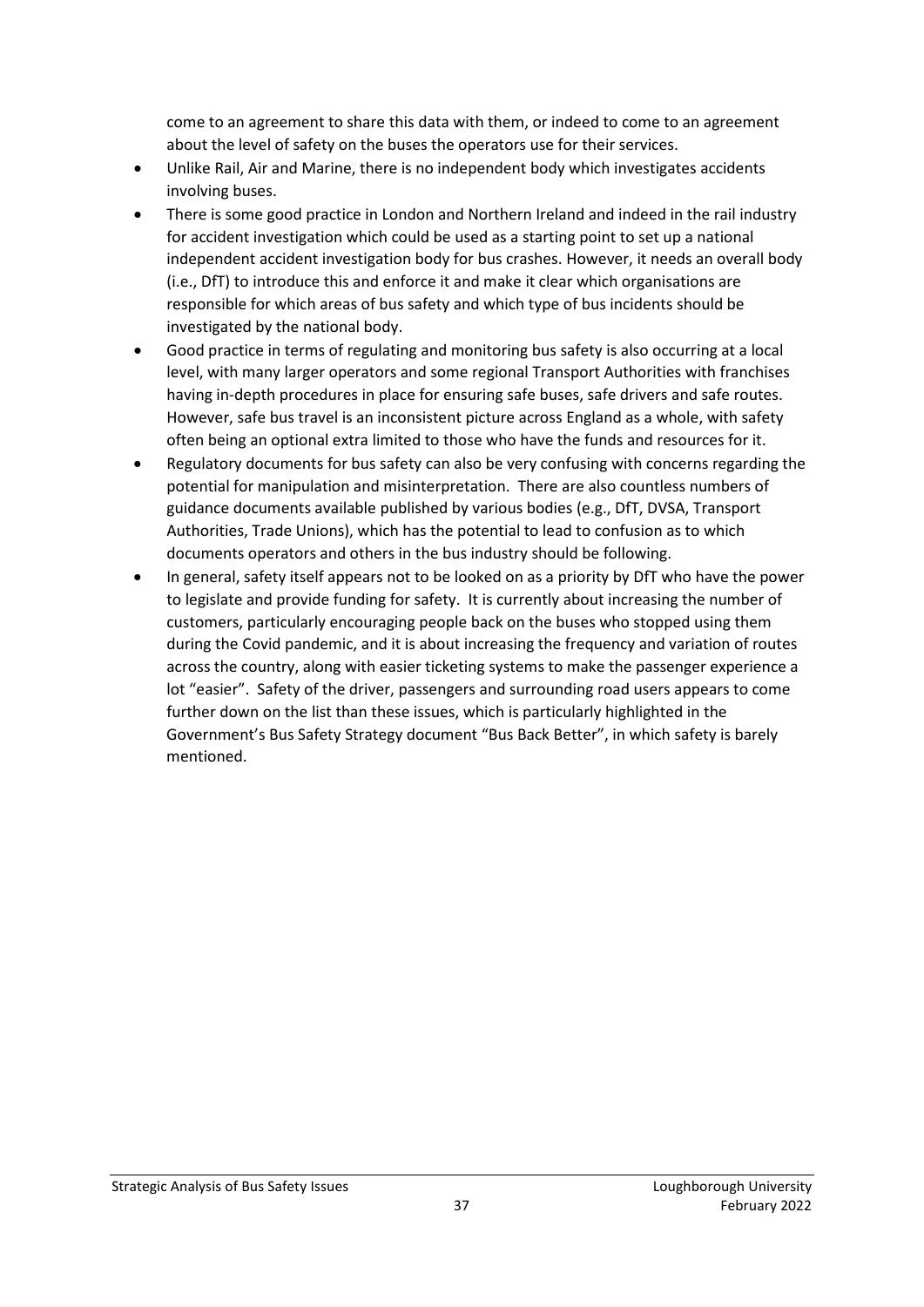come to an agreement to share this data with them, or indeed to come to an agreement about the level of safety on the buses the operators use for their services.

- Unlike Rail, Air and Marine, there is no independent body which investigates accidents involving buses.
- There is some good practice in London and Northern Ireland and indeed in the rail industry for accident investigation which could be used as a starting point to set up a national independent accident investigation body for bus crashes. However, it needs an overall body (i.e., DfT) to introduce this and enforce it and make it clear which organisations are responsible for which areas of bus safety and which type of bus incidents should be investigated by the national body.
- Good practice in terms of regulating and monitoring bus safety is also occurring at a local level, with many larger operators and some regional Transport Authorities with franchises having in-depth procedures in place for ensuring safe buses, safe drivers and safe routes. However, safe bus travel is an inconsistent picture across England as a whole, with safety often being an optional extra limited to those who have the funds and resources for it.
- Regulatory documents for bus safety can also be very confusing with concerns regarding the potential for manipulation and misinterpretation. There are also countless numbers of guidance documents available published by various bodies (e.g., DfT, DVSA, Transport Authorities, Trade Unions), which has the potential to lead to confusion as to which documents operators and others in the bus industry should be following.
- In general, safety itself appears not to be looked on as a priority by DfT who have the power to legislate and provide funding for safety. It is currently about increasing the number of customers, particularly encouraging people back on the buses who stopped using them during the Covid pandemic, and it is about increasing the frequency and variation of routes across the country, along with easier ticketing systems to make the passenger experience a lot "easier". Safety of the driver, passengers and surrounding road users appears to come further down on the list than these issues, which is particularly highlighted in the Government's Bus Safety Strategy document "Bus Back Better", in which safety is barely mentioned.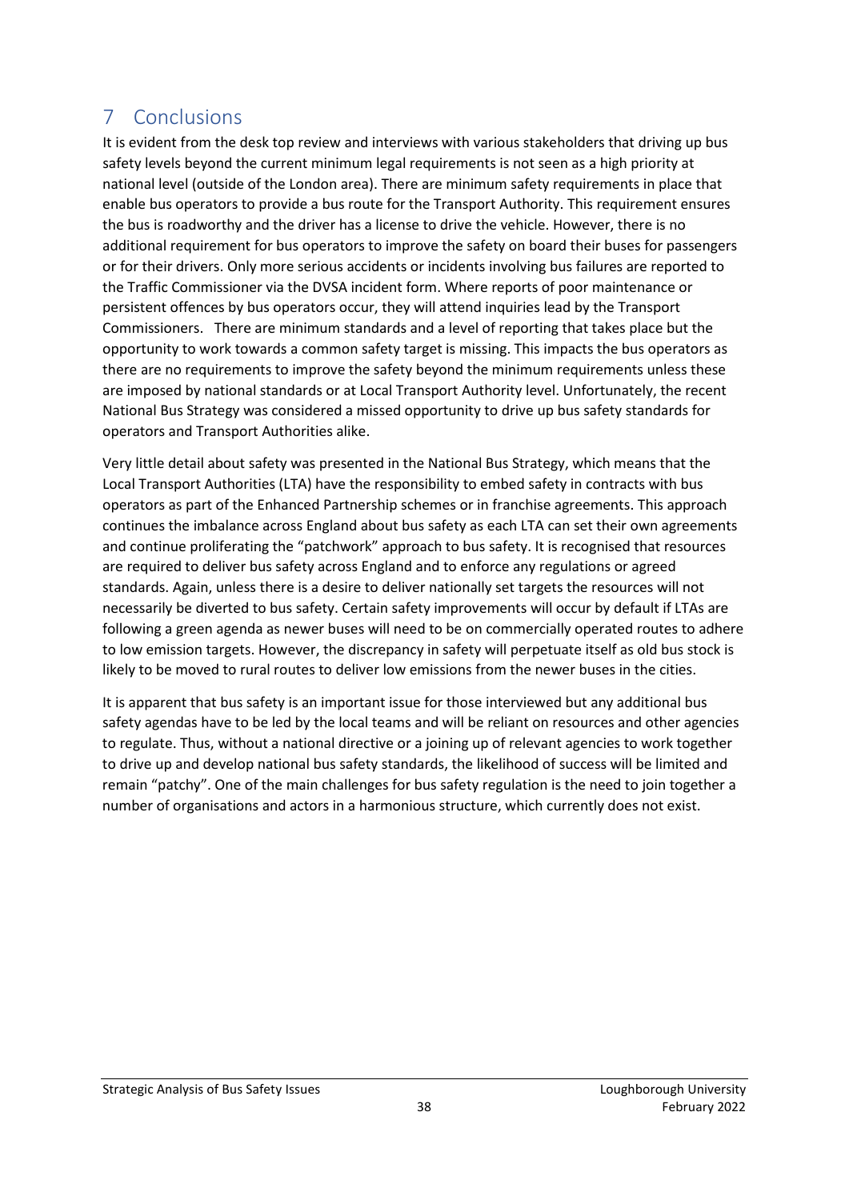# 7 Conclusions

It is evident from the desk top review and interviews with various stakeholders that driving up bus safety levels beyond the current minimum legal requirements is not seen as a high priority at national level (outside of the London area). There are minimum safety requirements in place that enable bus operators to provide a bus route for the Transport Authority. This requirement ensures the bus is roadworthy and the driver has a license to drive the vehicle. However, there is no additional requirement for bus operators to improve the safety on board their buses for passengers or for their drivers. Only more serious accidents or incidents involving bus failures are reported to the Traffic Commissioner via the DVSA incident form. Where reports of poor maintenance or persistent offences by bus operators occur, they will attend inquiries lead by the Transport Commissioners. There are minimum standards and a level of reporting that takes place but the opportunity to work towards a common safety target is missing. This impacts the bus operators as there are no requirements to improve the safety beyond the minimum requirements unless these are imposed by national standards or at Local Transport Authority level. Unfortunately, the recent National Bus Strategy was considered a missed opportunity to drive up bus safety standards for operators and Transport Authorities alike.

Very little detail about safety was presented in the National Bus Strategy, which means that the Local Transport Authorities (LTA) have the responsibility to embed safety in contracts with bus operators as part of the Enhanced Partnership schemes or in franchise agreements. This approach continues the imbalance across England about bus safety as each LTA can set their own agreements and continue proliferating the "patchwork" approach to bus safety. It is recognised that resources are required to deliver bus safety across England and to enforce any regulations or agreed standards. Again, unless there is a desire to deliver nationally set targets the resources will not necessarily be diverted to bus safety. Certain safety improvements will occur by default if LTAs are following a green agenda as newer buses will need to be on commercially operated routes to adhere to low emission targets. However, the discrepancy in safety will perpetuate itself as old bus stock is likely to be moved to rural routes to deliver low emissions from the newer buses in the cities.

It is apparent that bus safety is an important issue for those interviewed but any additional bus safety agendas have to be led by the local teams and will be reliant on resources and other agencies to regulate. Thus, without a national directive or a joining up of relevant agencies to work together to drive up and develop national bus safety standards, the likelihood of success will be limited and remain "patchy". One of the main challenges for bus safety regulation is the need to join together a number of organisations and actors in a harmonious structure, which currently does not exist.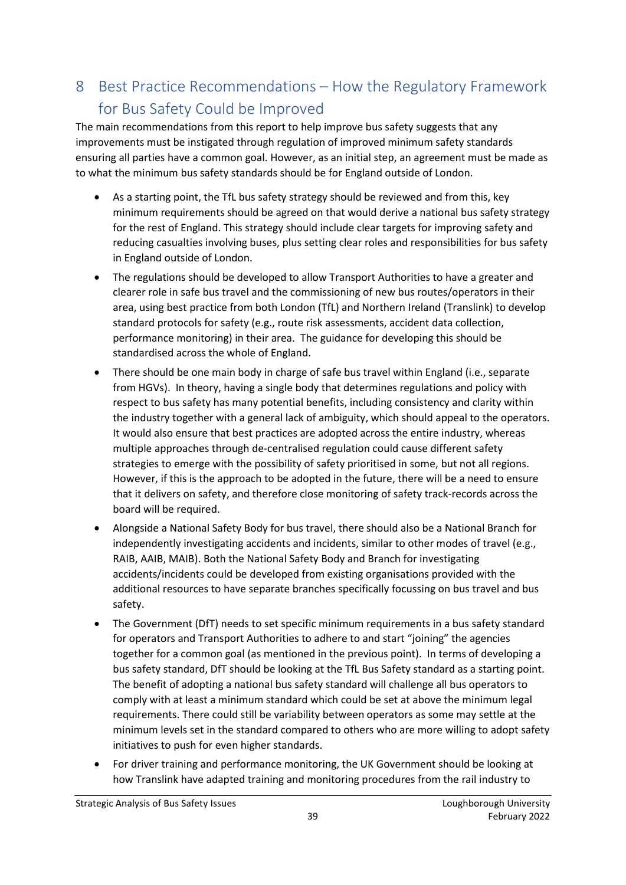# 8 Best Practice Recommendations – How the Regulatory Framework for Bus Safety Could be Improved

The main recommendations from this report to help improve bus safety suggests that any improvements must be instigated through regulation of improved minimum safety standards ensuring all parties have a common goal. However, as an initial step, an agreement must be made as to what the minimum bus safety standards should be for England outside of London.

- As a starting point, the TfL bus safety strategy should be reviewed and from this, key minimum requirements should be agreed on that would derive a national bus safety strategy for the rest of England. This strategy should include clear targets for improving safety and reducing casualties involving buses, plus setting clear roles and responsibilities for bus safety in England outside of London.
- The regulations should be developed to allow Transport Authorities to have a greater and clearer role in safe bus travel and the commissioning of new bus routes/operators in their area, using best practice from both London (TfL) and Northern Ireland (Translink) to develop standard protocols for safety (e.g., route risk assessments, accident data collection, performance monitoring) in their area. The guidance for developing this should be standardised across the whole of England.
- There should be one main body in charge of safe bus travel within England (i.e., separate from HGVs). In theory, having a single body that determines regulations and policy with respect to bus safety has many potential benefits, including consistency and clarity within the industry together with a general lack of ambiguity, which should appeal to the operators. It would also ensure that best practices are adopted across the entire industry, whereas multiple approaches through de-centralised regulation could cause different safety strategies to emerge with the possibility of safety prioritised in some, but not all regions. However, if this is the approach to be adopted in the future, there will be a need to ensure that it delivers on safety, and therefore close monitoring of safety track-records across the board will be required.
- Alongside a National Safety Body for bus travel, there should also be a National Branch for independently investigating accidents and incidents, similar to other modes of travel (e.g., RAIB, AAIB, MAIB). Both the National Safety Body and Branch for investigating accidents/incidents could be developed from existing organisations provided with the additional resources to have separate branches specifically focussing on bus travel and bus safety.
- The Government (DfT) needs to set specific minimum requirements in a bus safety standard for operators and Transport Authorities to adhere to and start "joining" the agencies together for a common goal (as mentioned in the previous point). In terms of developing a bus safety standard, DfT should be looking at the TfL Bus Safety standard as a starting point. The benefit of adopting a national bus safety standard will challenge all bus operators to comply with at least a minimum standard which could be set at above the minimum legal requirements. There could still be variability between operators as some may settle at the minimum levels set in the standard compared to others who are more willing to adopt safety initiatives to push for even higher standards.
- For driver training and performance monitoring, the UK Government should be looking at how Translink have adapted training and monitoring procedures from the rail industry to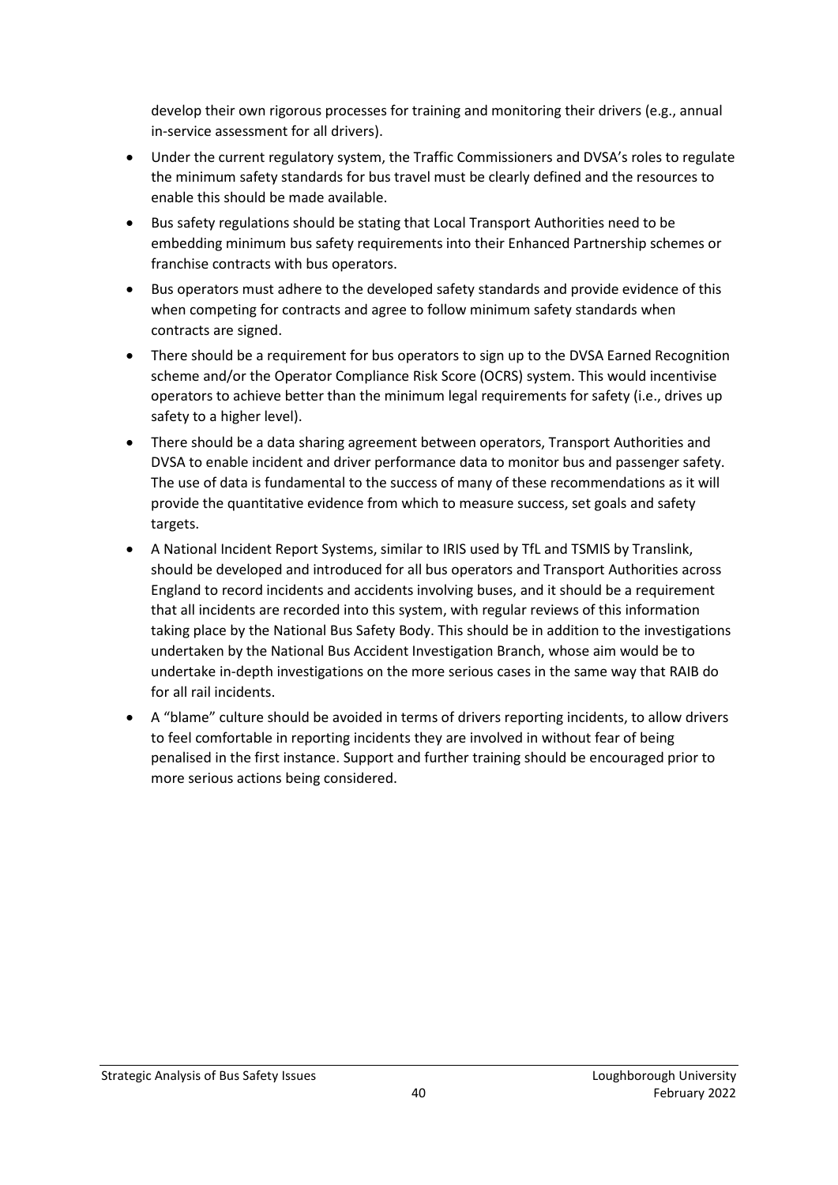develop their own rigorous processes for training and monitoring their drivers (e.g., annual in-service assessment for all drivers).

- Under the current regulatory system, the Traffic Commissioners and DVSA's roles to regulate the minimum safety standards for bus travel must be clearly defined and the resources to enable this should be made available.
- Bus safety regulations should be stating that Local Transport Authorities need to be embedding minimum bus safety requirements into their Enhanced Partnership schemes or franchise contracts with bus operators.
- Bus operators must adhere to the developed safety standards and provide evidence of this when competing for contracts and agree to follow minimum safety standards when contracts are signed.
- There should be a requirement for bus operators to sign up to the DVSA Earned Recognition scheme and/or the Operator Compliance Risk Score (OCRS) system. This would incentivise operators to achieve better than the minimum legal requirements for safety (i.e., drives up safety to a higher level).
- There should be a data sharing agreement between operators, Transport Authorities and DVSA to enable incident and driver performance data to monitor bus and passenger safety. The use of data is fundamental to the success of many of these recommendations as it will provide the quantitative evidence from which to measure success, set goals and safety targets.
- A National Incident Report Systems, similar to IRIS used by TfL and TSMIS by Translink, should be developed and introduced for all bus operators and Transport Authorities across England to record incidents and accidents involving buses, and it should be a requirement that all incidents are recorded into this system, with regular reviews of this information taking place by the National Bus Safety Body. This should be in addition to the investigations undertaken by the National Bus Accident Investigation Branch, whose aim would be to undertake in-depth investigations on the more serious cases in the same way that RAIB do for all rail incidents.
- A "blame" culture should be avoided in terms of drivers reporting incidents, to allow drivers to feel comfortable in reporting incidents they are involved in without fear of being penalised in the first instance. Support and further training should be encouraged prior to more serious actions being considered.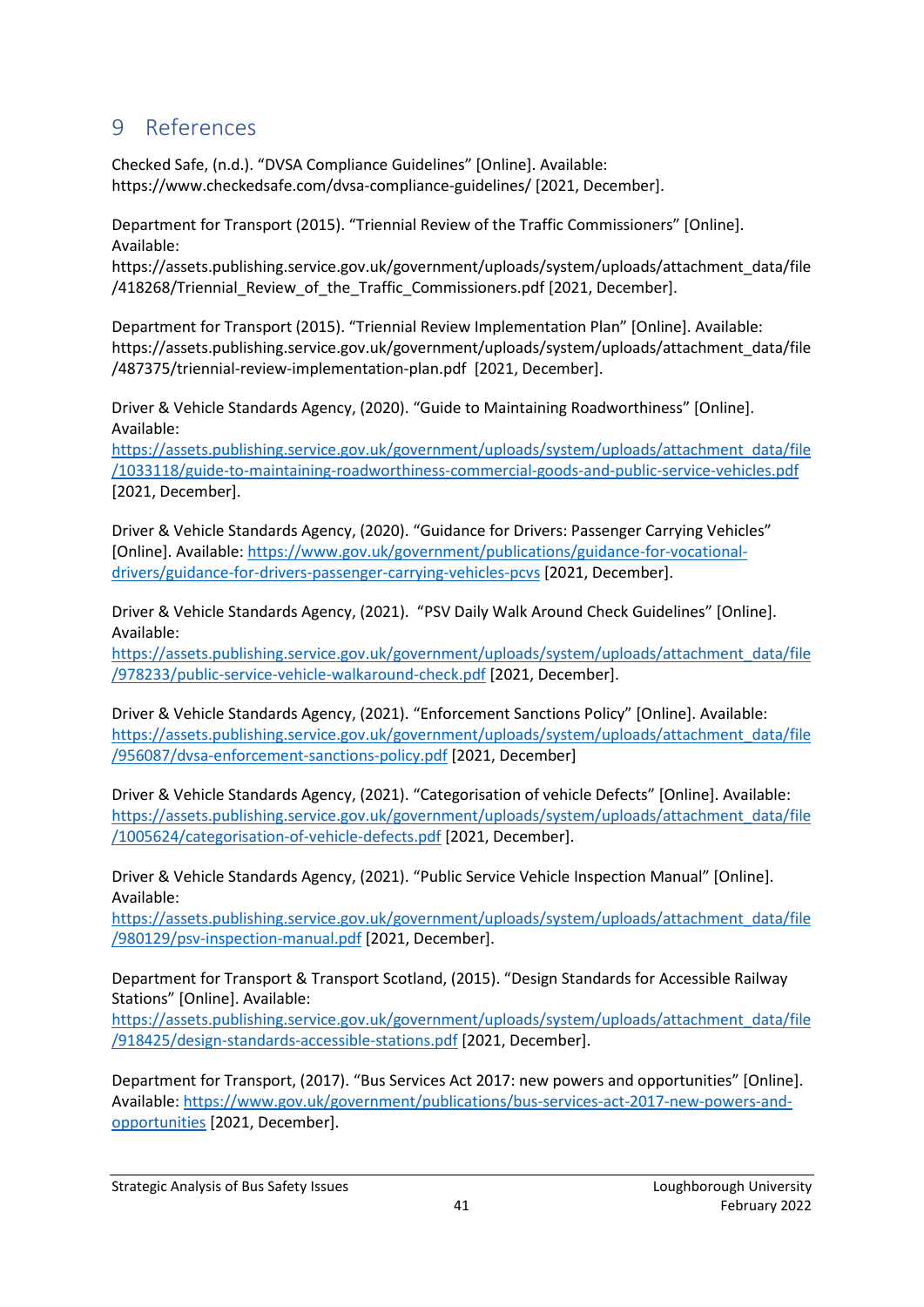# 9 References

Checked Safe, (n.d.). "DVSA Compliance Guidelines" [Online]. Available: https://www.checkedsafe.com/dvsa-compliance-guidelines/ [2021, December].

Department for Transport (2015). "Triennial Review of the Traffic Commissioners" [Online]. Available: https://assets.publishing.service.gov.uk/government/uploads/system/uploads/attachment_data/file/418268/Triennial_Review_of_the_Traffic_Commissioners.pdf [2021, December].

Department for Transport (2015). "Triennial Review Implementation Plan" [Online]. Available: https://assets.publishing.service.gov.uk/government/uploads/system/uploads/attachment_data/file/487375/triennial-review-implementation-plan.pdf [2021, December].

Driver & Vehicle Standards Agency, (2020). "Guide to Maintaining Roadworthiness" [Online]. Available: https://assets.publishing.service.gov.uk/government/uploads/system/uploads/attachment_data/file/1033118/guide-to-maintaining-roadworthiness-commercial-goods-and-public-service-vehicles.pdf [2021, December].

Driver & Vehicle Standards Agency, (2020). "Guidance for Drivers: Passenger Carrying Vehicles" [Online]. Available: https://www.gov.uk/government/publications/guidance-for-vocational-drivers/guidance-for-drivers-passenger-carrying-vehicles-pcvs [2021, December].

Driver & Vehicle Standards Agency, (2021). "PSV Daily Walk Around Check Guidelines" [Online]. Available: https://assets.publishing.service.gov.uk/government/uploads/system/uploads/attachment_data/file/978233/public-service-vehicle-walkaround-check.pdf [2021, December].

Driver & Vehicle Standards Agency, (2021). "Enforcement Sanctions Policy" [Online]. Available: https://assets.publishing.service.gov.uk/government/uploads/system/uploads/attachment_data/file/956087/dvsa-enforcement-sanctions-policy.pdf [2021, December]

Driver & Vehicle Standards Agency, (2021). "Categorisation of vehicle Defects" [Online]. Available: https://assets.publishing.service.gov.uk/government/uploads/system/uploads/attachment_data/file/1005624/categorisation-of-vehicle-defects.pdf [2021, December].

Driver & Vehicle Standards Agency, (2021). "Public Service Vehicle Inspection Manual" [Online]. Available: https://assets.publishing.service.gov.uk/government/uploads/system/uploads/attachment_data/file/980129/psv-inspection-manual.pdf [2021, December].

Department for Transport & Transport Scotland, (2015). "Design Standards for Accessible Railway Stations" [Online]. Available: https://assets.publishing.service.gov.uk/government/uploads/system/uploads/attachment_data/file/918425/design-standards-accessible-stations.pdf [2021, December].

Department for Transport, (2017). "Bus Services Act 2017: new powers and opportunities" [Online]. Available: https://www.gov.uk/government/publications/bus-services-act-2017-new-powers-and-opportunities [2021, December].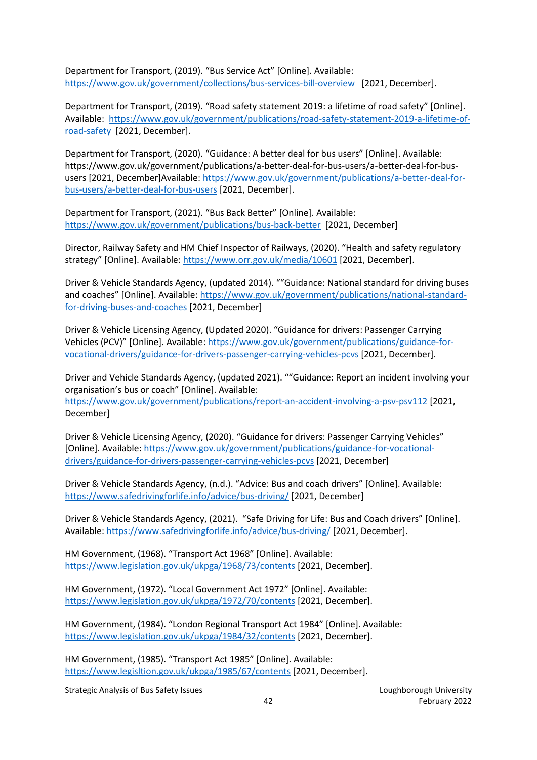Department for Transport, (2019). "Bus Service Act" [Online]. Available: https://www.gov.uk/government/collections/bus-services-bill-overview [2021, December].

Department for Transport, (2019). "Road safety statement 2019: a lifetime of road safety" [Online]. Available: https://www.gov.uk/government/publications/road-safety-statement-2019-a-lifetime-of-road-safety [2021, December].

Department for Transport, (2020). "Guidance: A better deal for bus users" [Online]. Available: https://www.gov.uk/government/publications/a-better-deal-for-bus-users/a-better-deal-for-bus-users [2021, December]Available: https://www.gov.uk/government/publications/a-better-deal-for-bus-users/a-better-deal-for-bus-users [2021, December].

Department for Transport, (2021). "Bus Back Better" [Online]. Available: https://www.gov.uk/government/publications/bus-back-better [2021, December]

Director, Railway Safety and HM Chief Inspector of Railways, (2020). "Health and safety regulatory strategy" [Online]. Available: https://www.orr.gov.uk/media/10601 [2021, December].

Driver & Vehicle Standards Agency, (updated 2014). ""Guidance: National standard for driving buses and coaches" [Online]. Available: https://www.gov.uk/government/publications/national-standard-for-driving-buses-and-coaches [2021, December]

Driver & Vehicle Licensing Agency, (Updated 2020). "Guidance for drivers: Passenger Carrying Vehicles (PCV)" [Online]. Available: https://www.gov.uk/government/publications/guidance-for-vocational-drivers/guidance-for-drivers-passenger-carrying-vehicles-pcvs [2021, December].

Driver and Vehicle Standards Agency, (updated 2021). ""Guidance: Report an incident involving your organisation's bus or coach" [Online]. Available: https://www.gov.uk/government/publications/report-an-accident-involving-a-psv-psv112 [2021, December]

Driver & Vehicle Licensing Agency, (2020). "Guidance for drivers: Passenger Carrying Vehicles" [Online]. Available: https://www.gov.uk/government/publications/guidance-for-vocational-drivers/guidance-for-drivers-passenger-carrying-vehicles-pcvs [2021, December]

Driver & Vehicle Standards Agency, (n.d.). "Advice: Bus and coach drivers" [Online]. Available: https://www.safedrivingforlife.info/advice/bus-driving/ [2021, December]

Driver & Vehicle Standards Agency, (2021). "Safe Driving for Life: Bus and Coach drivers" [Online]. Available: https://www.safedrivingforlife.info/advice/bus-driving/ [2021, December].

HM Government, (1968). "Transport Act 1968" [Online]. Available: https://www.legislation.gov.uk/ukpga/1968/73/contents [2021, December].

HM Government, (1972). "Local Government Act 1972" [Online]. Available: https://www.legislation.gov.uk/ukpga/1972/70/contents [2021, December].

HM Government, (1984). "London Regional Transport Act 1984" [Online]. Available: https://www.legislation.gov.uk/ukpga/1984/32/contents [2021, December].

HM Government, (1985). "Transport Act 1985" [Online]. Available: https://www.legisltion.gov.uk/ukpga/1985/67/contents [2021, December].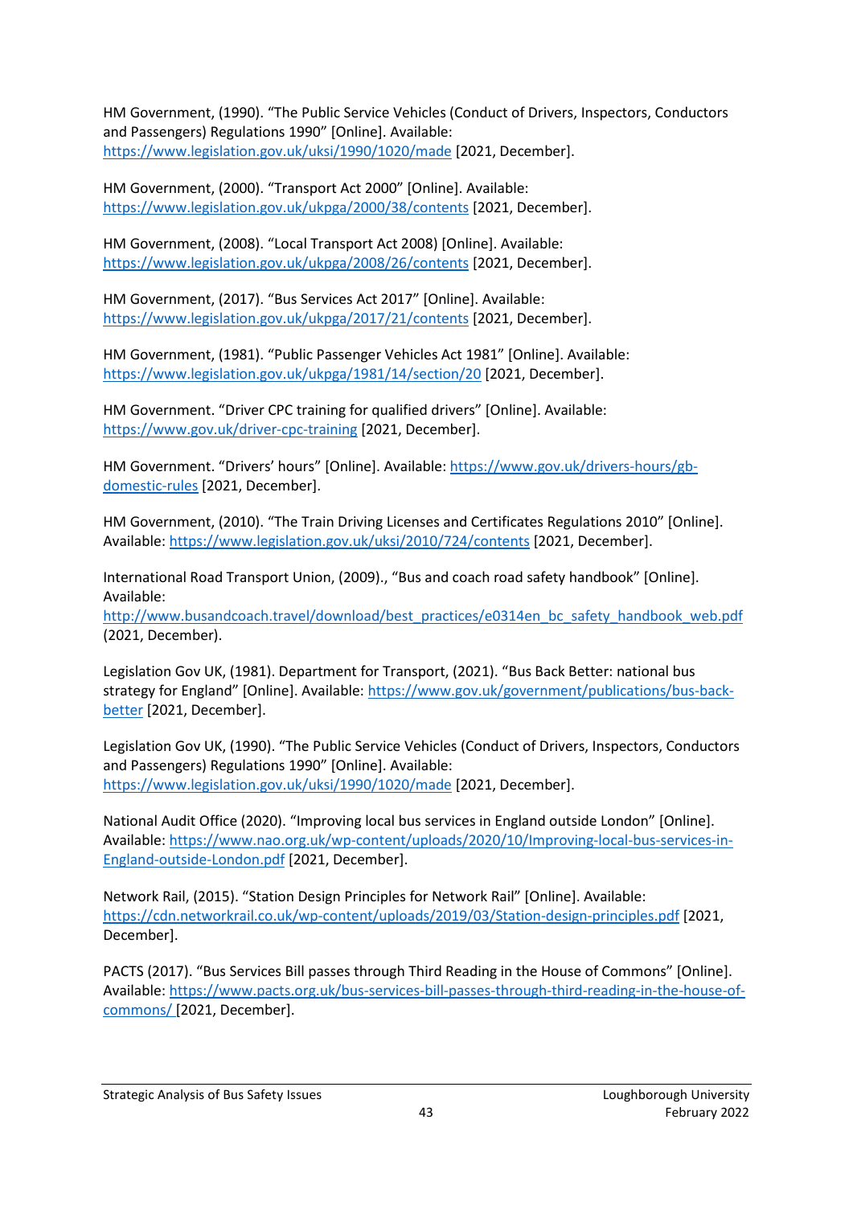HM Government, (1990). "The Public Service Vehicles (Conduct of Drivers, Inspectors, Conductors and Passengers) Regulations 1990" [Online]. Available: https://www.legislation.gov.uk/uksi/1990/1020/made [2021, December].

HM Government, (2000). "Transport Act 2000" [Online]. Available: https://www.legislation.gov.uk/ukpga/2000/38/contents [2021, December].

HM Government, (2008). "Local Transport Act 2008) [Online]. Available: https://www.legislation.gov.uk/ukpga/2008/26/contents [2021, December].

HM Government, (2017). "Bus Services Act 2017" [Online]. Available: https://www.legislation.gov.uk/ukpga/2017/21/contents [2021, December].

HM Government, (1981). "Public Passenger Vehicles Act 1981" [Online]. Available: https://www.legislation.gov.uk/ukpga/1981/14/section/20 [2021, December].

HM Government. "Driver CPC training for qualified drivers" [Online]. Available: https://www.gov.uk/driver-cpc-training [2021, December].

HM Government. "Drivers' hours" [Online]. Available: https://www.gov.uk/drivers-hours/gb-domestic-rules [2021, December].

HM Government, (2010). "The Train Driving Licenses and Certificates Regulations 2010" [Online]. Available: https://www.legislation.gov.uk/uksi/2010/724/contents [2021, December].

International Road Transport Union, (2009)., "Bus and coach road safety handbook" [Online]. Available: http://www.busandcoach.travel/download/best_practices/e0314en_bc_safety_handbook_web.pdf (2021, December).

Legislation Gov UK, (1981). Department for Transport, (2021). "Bus Back Better: national bus strategy for England" [Online]. Available: https://www.gov.uk/government/publications/bus-back-better [2021, December].

Legislation Gov UK, (1990). "The Public Service Vehicles (Conduct of Drivers, Inspectors, Conductors and Passengers) Regulations 1990" [Online]. Available: https://www.legislation.gov.uk/uksi/1990/1020/made [2021, December].

National Audit Office (2020). "Improving local bus services in England outside London" [Online]. Available: https://www.nao.org.uk/wp-content/uploads/2020/10/Improving-local-bus-services-in-England-outside-London.pdf [2021, December].

Network Rail, (2015). "Station Design Principles for Network Rail" [Online]. Available: https://cdn.networkrail.co.uk/wp-content/uploads/2019/03/Station-design-principles.pdf [2021, December].

PACTS (2017). "Bus Services Bill passes through Third Reading in the House of Commons" [Online]. Available: https://www.pacts.org.uk/bus-services-bill-passes-through-third-reading-in-the-house-of-commons/ [2021, December].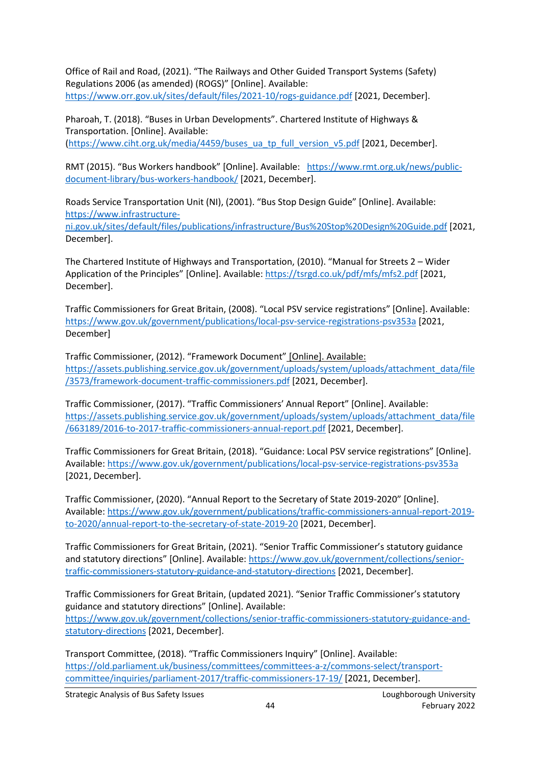Office of Rail and Road, (2021). "The Railways and Other Guided Transport Systems (Safety) Regulations 2006 (as amended) (ROGS)" [Online]. Available: https://www.orr.gov.uk/sites/default/files/2021-10/rogs-guidance.pdf [2021, December].

Pharoah, T. (2018). "Buses in Urban Developments". Chartered Institute of Highways & Transportation. [Online]. Available: (https://www.ciht.org.uk/media/4459/buses_ua_tp_full_version_v5.pdf [2021, December].

RMT (2015). "Bus Workers handbook" [Online]. Available: https://www.rmt.org.uk/news/public-document-library/bus-workers-handbook/ [2021, December].

Roads Service Transportation Unit (NI), (2001). "Bus Stop Design Guide" [Online]. Available: https://www.infrastructure-ni.gov.uk/sites/default/files/publications/infrastructure/Bus%20Stop%20Design%20Guide.pdf [2021, December].

The Chartered Institute of Highways and Transportation, (2010). "Manual for Streets 2 – Wider Application of the Principles" [Online]. Available: https://tsrgd.co.uk/pdf/mfs/mfs2.pdf [2021, December].

Traffic Commissioners for Great Britain, (2008). "Local PSV service registrations" [Online]. Available: https://www.gov.uk/government/publications/local-psv-service-registrations-psv353a [2021, December]

Traffic Commissioner, (2012). "Framework Document" [Online]. Available: https://assets.publishing.service.gov.uk/government/uploads/system/uploads/attachment_data/file/3573/framework-document-traffic-commissioners.pdf [2021, December].

Traffic Commissioner, (2017). "Traffic Commissioners' Annual Report" [Online]. Available: https://assets.publishing.service.gov.uk/government/uploads/system/uploads/attachment_data/file/663189/2016-to-2017-traffic-commissioners-annual-report.pdf [2021, December].

Traffic Commissioners for Great Britain, (2018). "Guidance: Local PSV service registrations" [Online]. Available: https://www.gov.uk/government/publications/local-psv-service-registrations-psv353a [2021, December].

Traffic Commissioner, (2020). "Annual Report to the Secretary of State 2019-2020" [Online]. Available: https://www.gov.uk/government/publications/traffic-commissioners-annual-report-2019-to-2020/annual-report-to-the-secretary-of-state-2019-20 [2021, December].

Traffic Commissioners for Great Britain, (2021). "Senior Traffic Commissioner's statutory guidance and statutory directions" [Online]. Available: https://www.gov.uk/government/collections/senior-traffic-commissioners-statutory-guidance-and-statutory-directions [2021, December].

Traffic Commissioners for Great Britain, (updated 2021). "Senior Traffic Commissioner's statutory guidance and statutory directions" [Online]. Available: https://www.gov.uk/government/collections/senior-traffic-commissioners-statutory-guidance-and-statutory-directions [2021, December].

Transport Committee, (2018). "Traffic Commissioners Inquiry" [Online]. Available: https://old.parliament.uk/business/committees/committees-a-z/commons-select/transport-committee/inquiries/parliament-2017/traffic-commissioners-17-19/ [2021, December].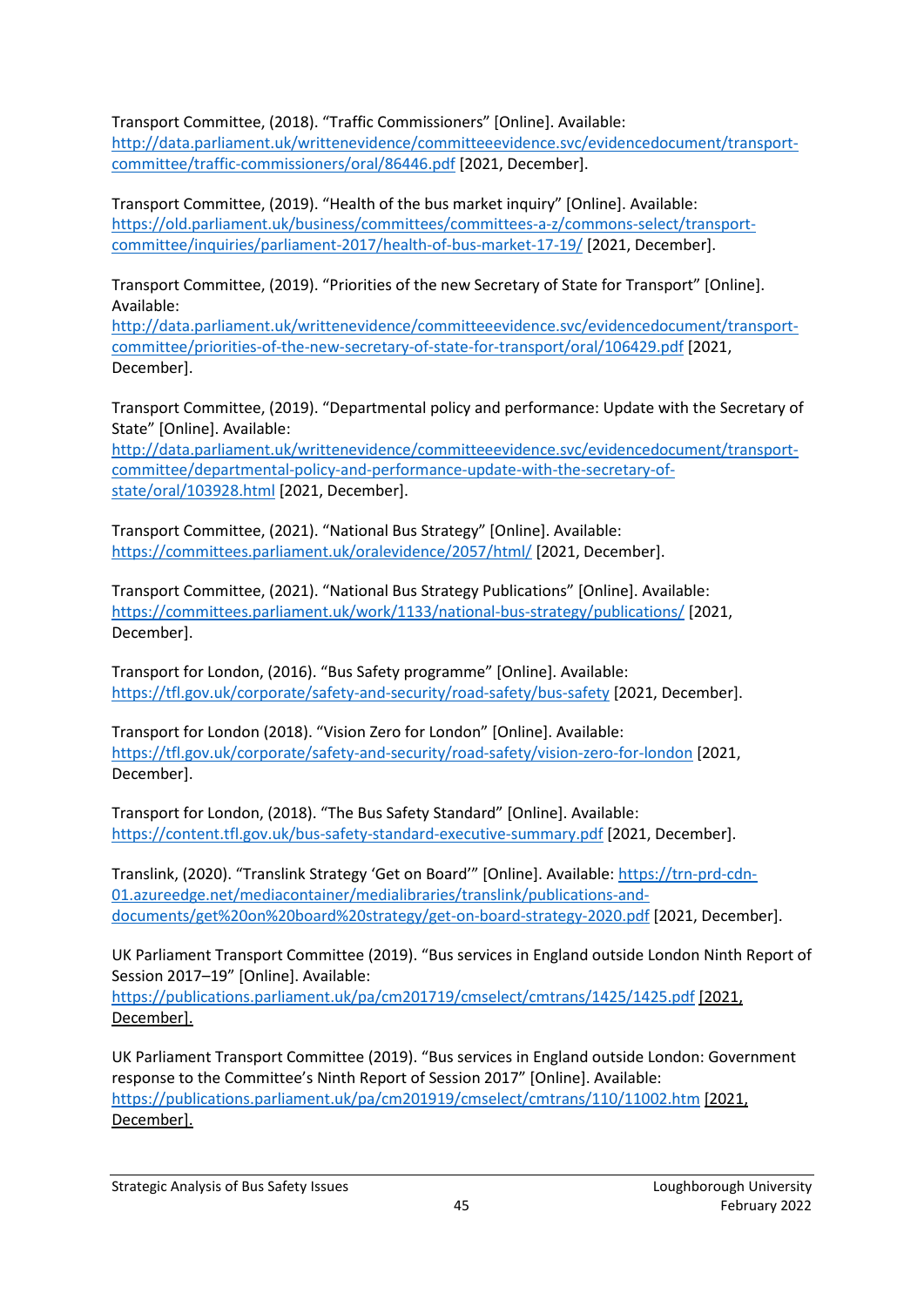Transport Committee, (2018). “Traffic Commissioners” [Online]. Available: http://data.parliament.uk/writtenevidence/committeeevidence.svc/evidencedocument/transport-committee/traffic-commissioners/oral/86446.pdf [2021, December].

Transport Committee, (2019). “Health of the bus market inquiry” [Online]. Available: https://old.parliament.uk/business/committees/committees-a-z/commons-select/transport-committee/inquiries/parliament-2017/health-of-bus-market-17-19/ [2021, December].

Transport Committee, (2019). “Priorities of the new Secretary of State for Transport” [Online]. Available: http://data.parliament.uk/writtenevidence/committeeevidence.svc/evidencedocument/transport-committee/priorities-of-the-new-secretary-of-state-for-transport/oral/106429.pdf [2021, December].

Transport Committee, (2019). “Departmental policy and performance: Update with the Secretary of State” [Online]. Available: http://data.parliament.uk/writtenevidence/committeeevidence.svc/evidencedocument/transport-committee/departmental-policy-and-performance-update-with-the-secretary-of-state/oral/103928.html [2021, December].

Transport Committee, (2021). “National Bus Strategy” [Online]. Available: https://committees.parliament.uk/oralevidence/2057/html/ [2021, December].

Transport Committee, (2021). “National Bus Strategy Publications” [Online]. Available: https://committees.parliament.uk/work/1133/national-bus-strategy/publications/ [2021, December].

Transport for London, (2016). “Bus Safety programme” [Online]. Available: https://tfl.gov.uk/corporate/safety-and-security/road-safety/bus-safety [2021, December].

Transport for London (2018). “Vision Zero for London” [Online]. Available: https://tfl.gov.uk/corporate/safety-and-security/road-safety/vision-zero-for-london [2021, December].

Transport for London, (2018). “The Bus Safety Standard” [Online]. Available: https://content.tfl.gov.uk/bus-safety-standard-executive-summary.pdf [2021, December].

Translink, (2020). “Translink Strategy ‘Get on Board’” [Online]. Available: https://trn-prd-cdn-01.azureedge.net/mediacontainer/medialibraries/translink/publications-and-documents/get%20on%20board%20strategy/get-on-board-strategy-2020.pdf [2021, December].

UK Parliament Transport Committee (2019). “Bus services in England outside London Ninth Report of Session 2017–19” [Online]. Available: https://publications.parliament.uk/pa/cm201719/cmselect/cmtrans/1425/1425.pdf [2021, December].

UK Parliament Transport Committee (2019). “Bus services in England outside London: Government response to the Committee’s Ninth Report of Session 2017” [Online]. Available: https://publications.parliament.uk/pa/cm201919/cmselect/cmtrans/110/11002.htm [2021, December].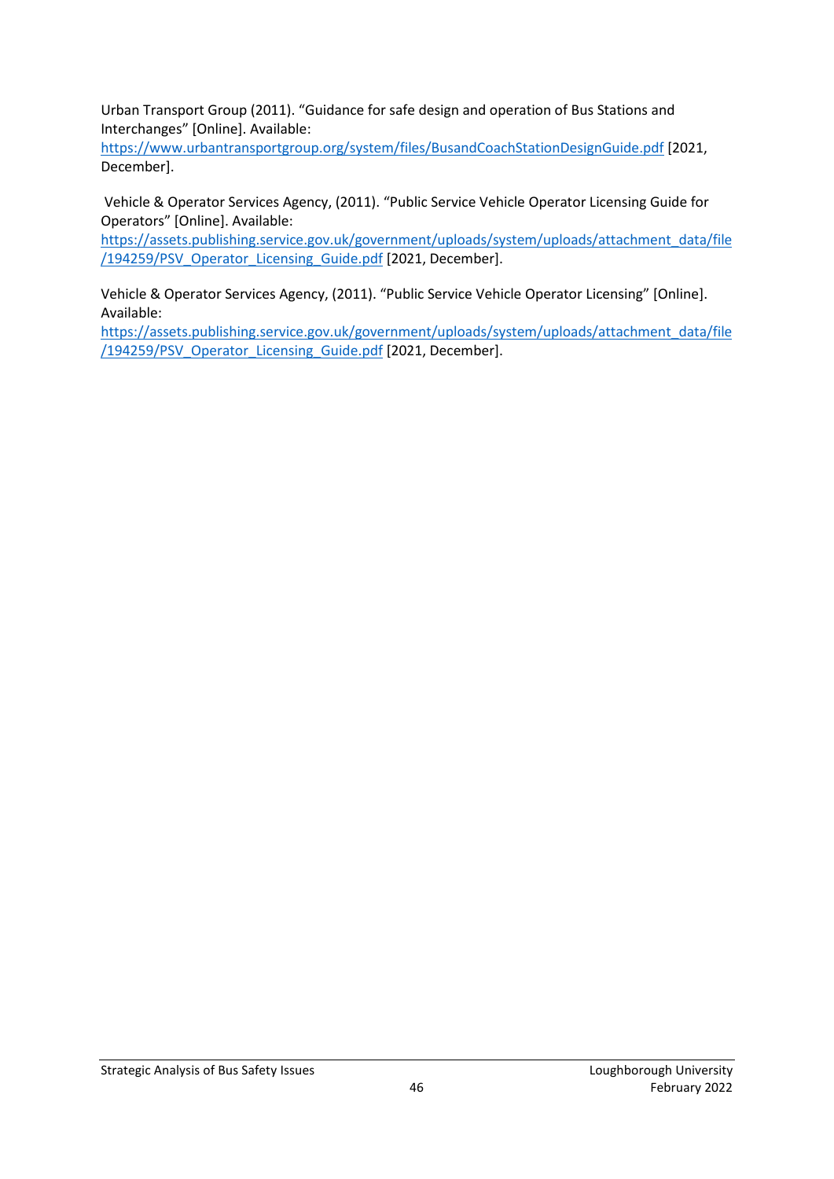Urban Transport Group (2011). “Guidance for safe design and operation of Bus Stations and Interchanges” [Online]. Available: https://www.urbantransportgroup.org/system/files/BusandCoachStationDesignGuide.pdf [2021, December].

Vehicle & Operator Services Agency, (2011). “Public Service Vehicle Operator Licensing Guide for Operators” [Online]. Available: https://assets.publishing.service.gov.uk/government/uploads/system/uploads/attachment_data/file/194259/PSV_Operator_Licensing_Guide.pdf [2021, December].

Vehicle & Operator Services Agency, (2011). “Public Service Vehicle Operator Licensing” [Online]. Available: https://assets.publishing.service.gov.uk/government/uploads/system/uploads/attachment_data/file/194259/PSV_Operator_Licensing_Guide.pdf [2021, December].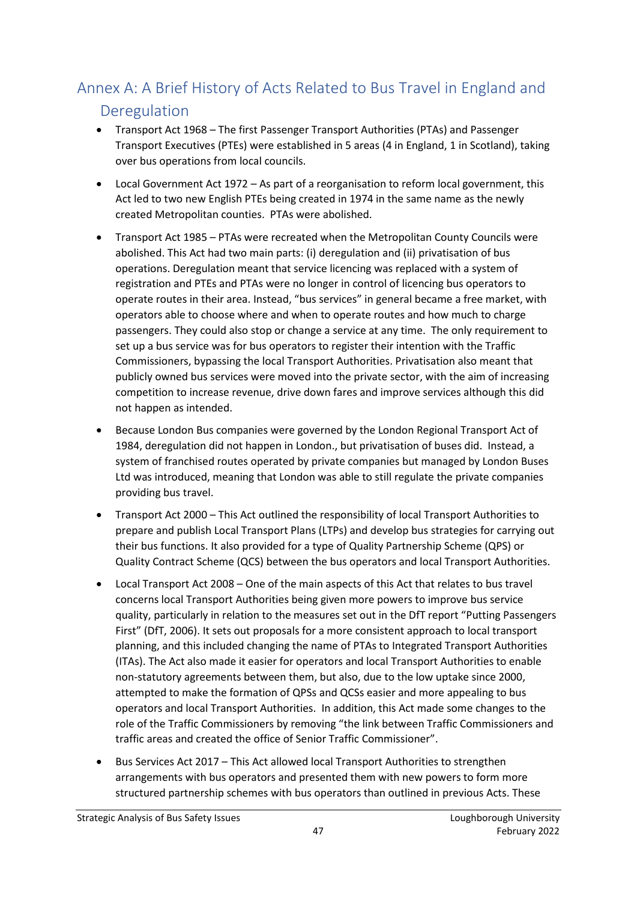## Annex A: A Brief History of Acts Related to Bus Travel in England and Deregulation

- Transport Act 1968 – The first Passenger Transport Authorities (PTAs) and Passenger Transport Executives (PTEs) were established in 5 areas (4 in England, 1 in Scotland), taking over bus operations from local councils.
- Local Government Act 1972 – As part of a reorganisation to reform local government, this Act led to two new English PTEs being created in 1974 in the same name as the newly created Metropolitan counties. PTAs were abolished.
- Transport Act 1985 – PTAs were recreated when the Metropolitan County Councils were abolished. This Act had two main parts: (i) deregulation and (ii) privatisation of bus operations. Deregulation meant that service licencing was replaced with a system of registration and PTEs and PTAs were no longer in control of licencing bus operators to operate routes in their area. Instead, "bus services" in general became a free market, with operators able to choose where and when to operate routes and how much to charge passengers. They could also stop or change a service at any time. The only requirement to set up a bus service was for bus operators to register their intention with the Traffic Commissioners, bypassing the local Transport Authorities. Privatisation also meant that publicly owned bus services were moved into the private sector, with the aim of increasing competition to increase revenue, drive down fares and improve services although this did not happen as intended.
- Because London Bus companies were governed by the London Regional Transport Act of 1984, deregulation did not happen in London., but privatisation of buses did. Instead, a system of franchised routes operated by private companies but managed by London Buses Ltd was introduced, meaning that London was able to still regulate the private companies providing bus travel.
- Transport Act 2000 – This Act outlined the responsibility of local Transport Authorities to prepare and publish Local Transport Plans (LTPs) and develop bus strategies for carrying out their bus functions. It also provided for a type of Quality Partnership Scheme (QPS) or Quality Contract Scheme (QCS) between the bus operators and local Transport Authorities.
- Local Transport Act 2008 – One of the main aspects of this Act that relates to bus travel concerns local Transport Authorities being given more powers to improve bus service quality, particularly in relation to the measures set out in the DfT report "Putting Passengers First" (DfT, 2006). It sets out proposals for a more consistent approach to local transport planning, and this included changing the name of PTAs to Integrated Transport Authorities (ITAs). The Act also made it easier for operators and local Transport Authorities to enable non-statutory agreements between them, but also, due to the low uptake since 2000, attempted to make the formation of QPSs and QCSs easier and more appealing to bus operators and local Transport Authorities. In addition, this Act made some changes to the role of the Traffic Commissioners by removing "the link between Traffic Commissioners and traffic areas and created the office of Senior Traffic Commissioner".
- Bus Services Act 2017 – This Act allowed local Transport Authorities to strengthen arrangements with bus operators and presented them with new powers to form more structured partnership schemes with bus operators than outlined in previous Acts. These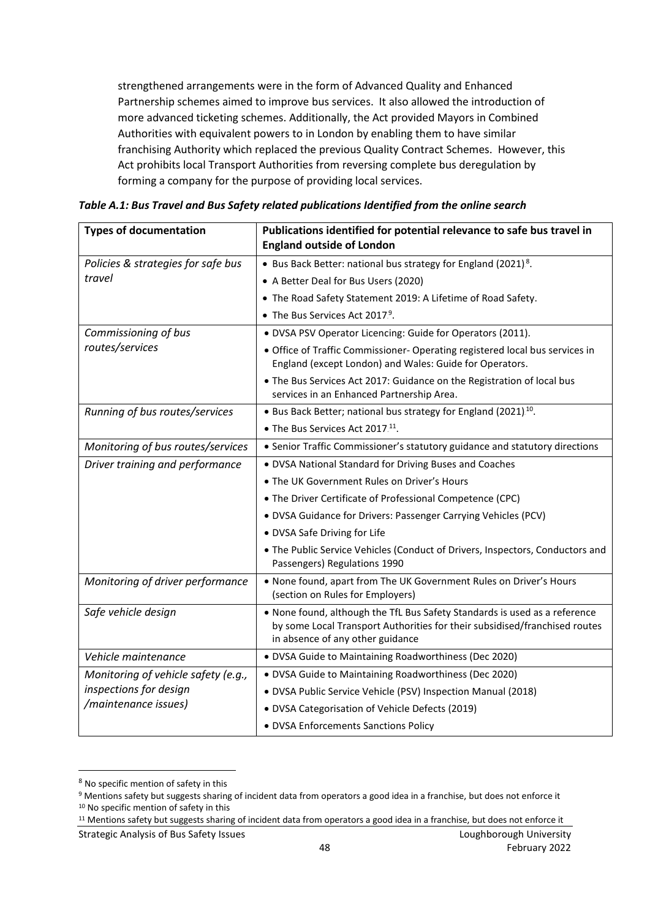strengthened arrangements were in the form of Advanced Quality and Enhanced Partnership schemes aimed to improve bus services. It also allowed the introduction of more advanced ticketing schemes. Additionally, the Act provided Mayors in Combined Authorities with equivalent powers to in London by enabling them to have similar franchising Authority which replaced the previous Quality Contract Schemes. However, this Act prohibits local Transport Authorities from reversing complete bus deregulation by forming a company for the purpose of providing local services.

***Table A.1: Bus Travel and Bus Safety related publications Identified from the online search***

| **Types of documentation** | **Publications identified for potential relevance to safe bus travel in England outside of London** |
|---|---|
| *Policies & strategies for safe bus travel* | • Bus Back Better: national bus strategy for England (2021)[8].<br>• A Better Deal for Bus Users (2020)<br>• The Road Safety Statement 2019: A Lifetime of Road Safety.<br>• The Bus Services Act 2017[9]. |
| *Commissioning of bus routes/services* | • DVSA PSV Operator Licencing: Guide for Operators (2011).<br>• Office of Traffic Commissioner- Operating registered local bus services in England (except London) and Wales: Guide for Operators.<br>• The Bus Services Act 2017: Guidance on the Registration of local bus services in an Enhanced Partnership Area. |
| *Running of bus routes/services* | • Bus Back Better; national bus strategy for England (2021)[10].<br>• The Bus Services Act 2017[11]. |
| *Monitoring of bus routes/services* | • Senior Traffic Commissioner's statutory guidance and statutory directions |
| *Driver training and performance* | • DVSA National Standard for Driving Buses and Coaches<br>• The UK Government Rules on Driver's Hours<br>• The Driver Certificate of Professional Competence (CPC)<br>• DVSA Guidance for Drivers: Passenger Carrying Vehicles (PCV)<br>• DVSA Safe Driving for Life<br>• The Public Service Vehicles (Conduct of Drivers, Inspectors, Conductors and Passengers) Regulations 1990 |
| *Monitoring of driver performance* | • None found, apart from The UK Government Rules on Driver's Hours (section on Rules for Employers) |
| *Safe vehicle design* | • None found, although the TfL Bus Safety Standards is used as a reference by some Local Transport Authorities for their subsidised/franchised routes in absence of any other guidance |
| *Vehicle maintenance* | • DVSA Guide to Maintaining Roadworthiness (Dec 2020) |
| *Monitoring of vehicle safety (e.g., inspections for design /maintenance issues)* | • DVSA Guide to Maintaining Roadworthiness (Dec 2020)<br>• DVSA Public Service Vehicle (PSV) Inspection Manual (2018)<br>• DVSA Categorisation of Vehicle Defects (2019)<br>• DVSA Enforcements Sanctions Policy |

[8] No specific mention of safety in this

[9] Mentions safety but suggests sharing of incident data from operators a good idea in a franchise, but does not enforce it

[10] No specific mention of safety in this

[11] Mentions safety but suggests sharing of incident data from operators a good idea in a franchise, but does not enforce it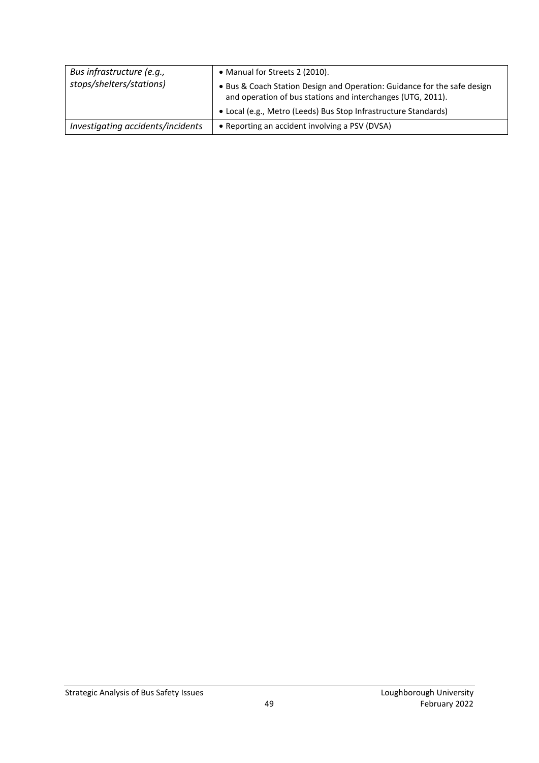| | |
|---|---|
| *Bus infrastructure (e.g., stops/shelters/stations)* | • Manual for Streets 2 (2010).<br>• Bus & Coach Station Design and Operation: Guidance for the safe design and operation of bus stations and interchanges (UTG, 2011).<br>• Local (e.g., Metro (Leeds) Bus Stop Infrastructure Standards) |
| *Investigating accidents/incidents* | • Reporting an accident involving a PSV (DVSA) |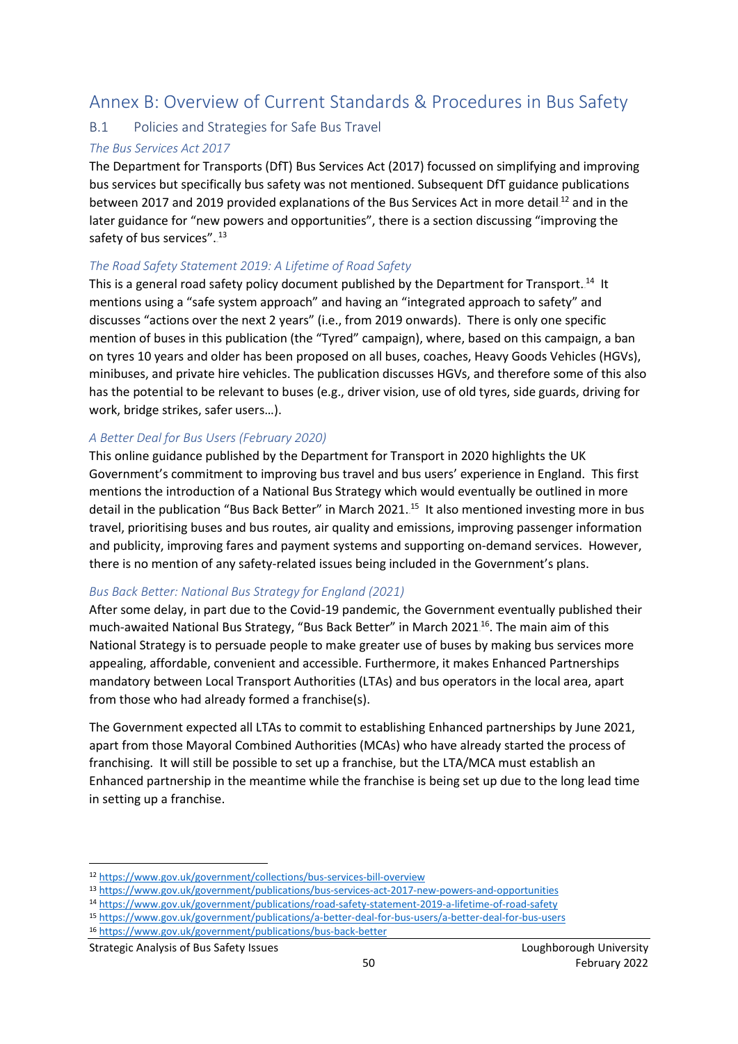# Annex B: Overview of Current Standards & Procedures in Bus Safety

## B.1 Policies and Strategies for Safe Bus Travel

### *The Bus Services Act 2017*

The Department for Transports (DfT) Bus Services Act (2017) focussed on simplifying and improving bus services but specifically bus safety was not mentioned. Subsequent DfT guidance publications between 2017 and 2019 provided explanations of the Bus Services Act in more detail [12] and in the later guidance for "new powers and opportunities", there is a section discussing "improving the safety of bus services". [13]

### *The Road Safety Statement 2019: A Lifetime of Road Safety*

This is a general road safety policy document published by the Department for Transport. [14] It mentions using a "safe system approach" and having an "integrated approach to safety" and discusses "actions over the next 2 years" (i.e., from 2019 onwards). There is only one specific mention of buses in this publication (the "Tyred" campaign), where, based on this campaign, a ban on tyres 10 years and older has been proposed on all buses, coaches, Heavy Goods Vehicles (HGVs), minibuses, and private hire vehicles. The publication discusses HGVs, and therefore some of this also has the potential to be relevant to buses (e.g., driver vision, use of old tyres, side guards, driving for work, bridge strikes, safer users…).

### *A Better Deal for Bus Users (February 2020)*

This online guidance published by the Department for Transport in 2020 highlights the UK Government's commitment to improving bus travel and bus users' experience in England. This first mentions the introduction of a National Bus Strategy which would eventually be outlined in more detail in the publication "Bus Back Better" in March 2021. [15] It also mentioned investing more in bus travel, prioritising buses and bus routes, air quality and emissions, improving passenger information and publicity, improving fares and payment systems and supporting on-demand services. However, there is no mention of any safety-related issues being included in the Government's plans.

### *Bus Back Better: National Bus Strategy for England (2021)*

After some delay, in part due to the Covid-19 pandemic, the Government eventually published their much-awaited National Bus Strategy, "Bus Back Better" in March 2021 [16]. The main aim of this National Strategy is to persuade people to make greater use of buses by making bus services more appealing, affordable, convenient and accessible. Furthermore, it makes Enhanced Partnerships mandatory between Local Transport Authorities (LTAs) and bus operators in the local area, apart from those who had already formed a franchise(s).

The Government expected all LTAs to commit to establishing Enhanced partnerships by June 2021, apart from those Mayoral Combined Authorities (MCAs) who have already started the process of franchising. It will still be possible to set up a franchise, but the LTA/MCA must establish an Enhanced partnership in the meantime while the franchise is being set up due to the long lead time in setting up a franchise.

---

[12] https://www.gov.uk/government/collections/bus-services-bill-overview

[13] https://www.gov.uk/government/publications/bus-services-act-2017-new-powers-and-opportunities

[14] https://www.gov.uk/government/publications/road-safety-statement-2019-a-lifetime-of-road-safety

[15] https://www.gov.uk/government/publications/a-better-deal-for-bus-users/a-better-deal-for-bus-users

[16] https://www.gov.uk/government/publications/bus-back-better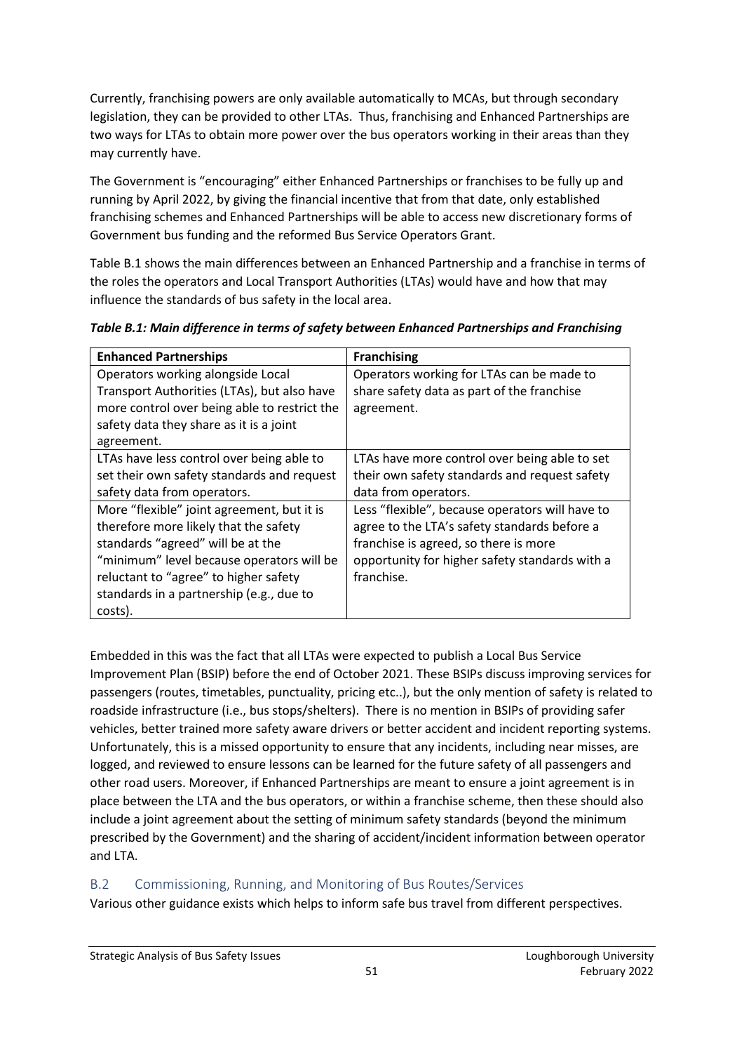Currently, franchising powers are only available automatically to MCAs, but through secondary legislation, they can be provided to other LTAs. Thus, franchising and Enhanced Partnerships are two ways for LTAs to obtain more power over the bus operators working in their areas than they may currently have.

The Government is "encouraging" either Enhanced Partnerships or franchises to be fully up and running by April 2022, by giving the financial incentive that from that date, only established franchising schemes and Enhanced Partnerships will be able to access new discretionary forms of Government bus funding and the reformed Bus Service Operators Grant.

Table B.1 shows the main differences between an Enhanced Partnership and a franchise in terms of the roles the operators and Local Transport Authorities (LTAs) would have and how that may influence the standards of bus safety in the local area.

***Table B.1: Main difference in terms of safety between Enhanced Partnerships and Franchising***

| **Enhanced Partnerships** | **Franchising** |
|---|---|
| Operators working alongside Local Transport Authorities (LTAs), but also have more control over being able to restrict the safety data they share as it is a joint agreement. | Operators working for LTAs can be made to share safety data as part of the franchise agreement. |
| LTAs have less control over being able to set their own safety standards and request safety data from operators. | LTAs have more control over being able to set their own safety standards and request safety data from operators. |
| More "flexible" joint agreement, but it is therefore more likely that the safety standards "agreed" will be at the "minimum" level because operators will be reluctant to "agree" to higher safety standards in a partnership (e.g., due to costs). | Less "flexible", because operators will have to agree to the LTA's safety standards before a franchise is agreed, so there is more opportunity for higher safety standards with a franchise. |

Embedded in this was the fact that all LTAs were expected to publish a Local Bus Service Improvement Plan (BSIP) before the end of October 2021. These BSIPs discuss improving services for passengers (routes, timetables, punctuality, pricing etc..), but the only mention of safety is related to roadside infrastructure (i.e., bus stops/shelters). There is no mention in BSIPs of providing safer vehicles, better trained more safety aware drivers or better accident and incident reporting systems. Unfortunately, this is a missed opportunity to ensure that any incidents, including near misses, are logged, and reviewed to ensure lessons can be learned for the future safety of all passengers and other road users. Moreover, if Enhanced Partnerships are meant to ensure a joint agreement is in place between the LTA and the bus operators, or within a franchise scheme, then these should also include a joint agreement about the setting of minimum safety standards (beyond the minimum prescribed by the Government) and the sharing of accident/incident information between operator and LTA.

## B.2 Commissioning, Running, and Monitoring of Bus Routes/Services

Various other guidance exists which helps to inform safe bus travel from different perspectives.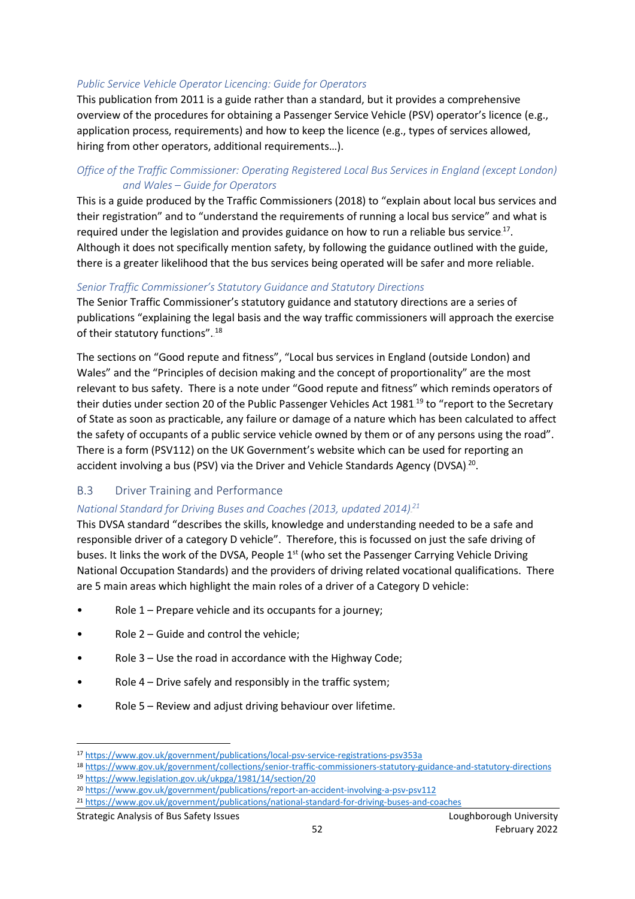*Public Service Vehicle Operator Licencing: Guide for Operators*

This publication from 2011 is a guide rather than a standard, but it provides a comprehensive overview of the procedures for obtaining a Passenger Service Vehicle (PSV) operator's licence (e.g., application process, requirements) and how to keep the licence (e.g., types of services allowed, hiring from other operators, additional requirements…).

*Office of the Traffic Commissioner: Operating Registered Local Bus Services in England (except London) and Wales – Guide for Operators*

This is a guide produced by the Traffic Commissioners (2018) to "explain about local bus services and their registration" and to "understand the requirements of running a local bus service" and what is required under the legislation and provides guidance on how to run a reliable bus service[17]. Although it does not specifically mention safety, by following the guidance outlined with the guide, there is a greater likelihood that the bus services being operated will be safer and more reliable.

*Senior Traffic Commissioner's Statutory Guidance and Statutory Directions*

The Senior Traffic Commissioner's statutory guidance and statutory directions are a series of publications "explaining the legal basis and the way traffic commissioners will approach the exercise of their statutory functions".[18]

The sections on "Good repute and fitness", "Local bus services in England (outside London) and Wales" and the "Principles of decision making and the concept of proportionality" are the most relevant to bus safety. There is a note under "Good repute and fitness" which reminds operators of their duties under section 20 of the Public Passenger Vehicles Act 1981[19] to "report to the Secretary of State as soon as practicable, any failure or damage of a nature which has been calculated to affect the safety of occupants of a public service vehicle owned by them or of any persons using the road". There is a form (PSV112) on the UK Government's website which can be used for reporting an accident involving a bus (PSV) via the Driver and Vehicle Standards Agency (DVSA)[20].

## B.3 Driver Training and Performance

*National Standard for Driving Buses and Coaches (2013, updated 2014)[21]*

This DVSA standard "describes the skills, knowledge and understanding needed to be a safe and responsible driver of a category D vehicle". Therefore, this is focussed on just the safe driving of buses. It links the work of the DVSA, People 1st (who set the Passenger Carrying Vehicle Driving National Occupation Standards) and the providers of driving related vocational qualifications. There are 5 main areas which highlight the main roles of a driver of a Category D vehicle:

- Role 1 – Prepare vehicle and its occupants for a journey;
- Role 2 – Guide and control the vehicle;
- Role 3 – Use the road in accordance with the Highway Code;
- Role 4 – Drive safely and responsibly in the traffic system;
- Role 5 – Review and adjust driving behaviour over lifetime.

---

[17] https://www.gov.uk/government/publications/local-psv-service-registrations-psv353a
[18] https://www.gov.uk/government/collections/senior-traffic-commissioners-statutory-guidance-and-statutory-directions
[19] https://www.legislation.gov.uk/ukpga/1981/14/section/20
[20] https://www.gov.uk/government/publications/report-an-accident-involving-a-psv-psv112
[21] https://www.gov.uk/government/publications/national-standard-for-driving-buses-and-coaches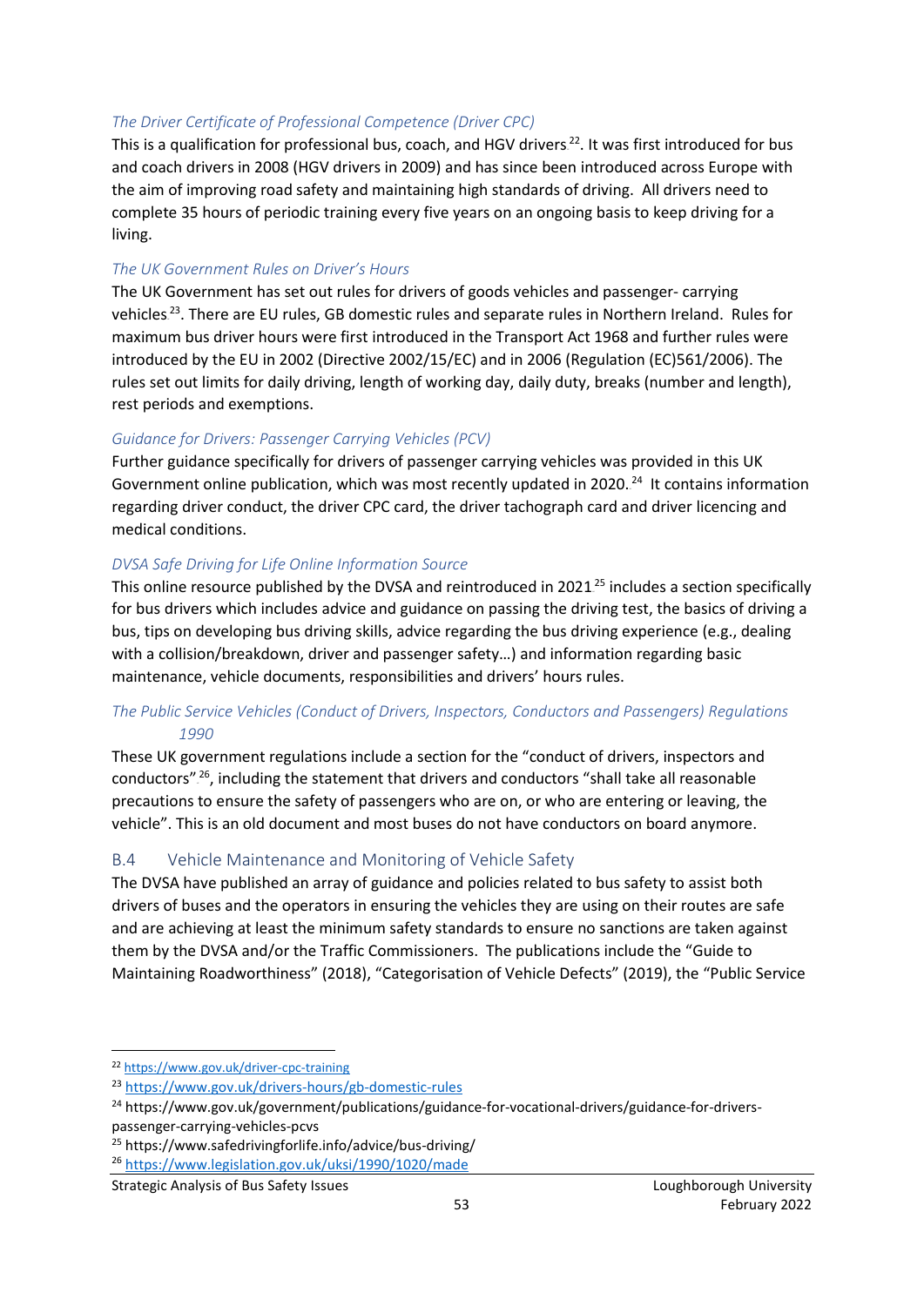#### *The Driver Certificate of Professional Competence (Driver CPC)*

This is a qualification for professional bus, coach, and HGV drivers[22]. It was first introduced for bus and coach drivers in 2008 (HGV drivers in 2009) and has since been introduced across Europe with the aim of improving road safety and maintaining high standards of driving. All drivers need to complete 35 hours of periodic training every five years on an ongoing basis to keep driving for a living.

#### *The UK Government Rules on Driver's Hours*

The UK Government has set out rules for drivers of goods vehicles and passenger- carrying vehicles[23]. There are EU rules, GB domestic rules and separate rules in Northern Ireland. Rules for maximum bus driver hours were first introduced in the Transport Act 1968 and further rules were introduced by the EU in 2002 (Directive 2002/15/EC) and in 2006 (Regulation (EC)561/2006). The rules set out limits for daily driving, length of working day, daily duty, breaks (number and length), rest periods and exemptions.

#### *Guidance for Drivers: Passenger Carrying Vehicles (PCV)*

Further guidance specifically for drivers of passenger carrying vehicles was provided in this UK Government online publication, which was most recently updated in 2020.[24] It contains information regarding driver conduct, the driver CPC card, the driver tachograph card and driver licencing and medical conditions.

#### *DVSA Safe Driving for Life Online Information Source*

This online resource published by the DVSA and reintroduced in 2021[25] includes a section specifically for bus drivers which includes advice and guidance on passing the driving test, the basics of driving a bus, tips on developing bus driving skills, advice regarding the bus driving experience (e.g., dealing with a collision/breakdown, driver and passenger safety…) and information regarding basic maintenance, vehicle documents, responsibilities and drivers' hours rules.

#### *The Public Service Vehicles (Conduct of Drivers, Inspectors, Conductors and Passengers) Regulations 1990*

These UK government regulations include a section for the "conduct of drivers, inspectors and conductors"[26], including the statement that drivers and conductors "shall take all reasonable precautions to ensure the safety of passengers who are on, or who are entering or leaving, the vehicle". This is an old document and most buses do not have conductors on board anymore.

### B.4 Vehicle Maintenance and Monitoring of Vehicle Safety

The DVSA have published an array of guidance and policies related to bus safety to assist both drivers of buses and the operators in ensuring the vehicles they are using on their routes are safe and are achieving at least the minimum safety standards to ensure no sanctions are taken against them by the DVSA and/or the Traffic Commissioners. The publications include the "Guide to Maintaining Roadworthiness" (2018), "Categorisation of Vehicle Defects" (2019), the "Public Service

---

[22] https://www.gov.uk/driver-cpc-training

[23] https://www.gov.uk/drivers-hours/gb-domestic-rules

[24] https://www.gov.uk/government/publications/guidance-for-vocational-drivers/guidance-for-drivers-passenger-carrying-vehicles-pcvs

[25] https://www.safedrivingforlife.info/advice/bus-driving/

[26] https://www.legislation.gov.uk/uksi/1990/1020/made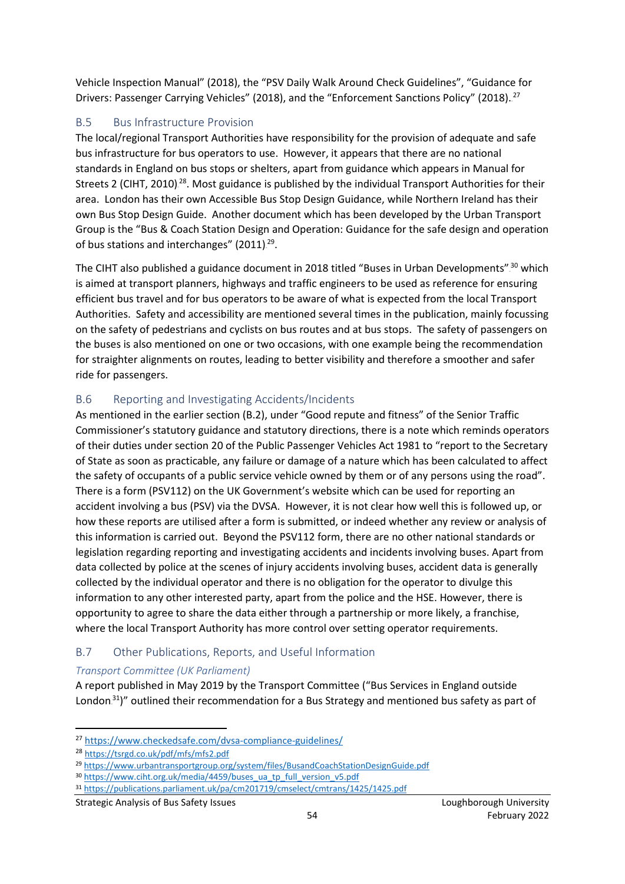Vehicle Inspection Manual" (2018), the "PSV Daily Walk Around Check Guidelines", "Guidance for Drivers: Passenger Carrying Vehicles" (2018), and the "Enforcement Sanctions Policy" (2018).[27]

## B.5 Bus Infrastructure Provision

The local/regional Transport Authorities have responsibility for the provision of adequate and safe bus infrastructure for bus operators to use. However, it appears that there are no national standards in England on bus stops or shelters, apart from guidance which appears in Manual for Streets 2 (CIHT, 2010)[28]. Most guidance is published by the individual Transport Authorities for their area. London has their own Accessible Bus Stop Design Guidance, while Northern Ireland has their own Bus Stop Design Guide. Another document which has been developed by the Urban Transport Group is the "Bus & Coach Station Design and Operation: Guidance for the safe design and operation of bus stations and interchanges" (2011)[29].

The CIHT also published a guidance document in 2018 titled "Buses in Urban Developments"[30] which is aimed at transport planners, highways and traffic engineers to be used as reference for ensuring efficient bus travel and for bus operators to be aware of what is expected from the local Transport Authorities. Safety and accessibility are mentioned several times in the publication, mainly focussing on the safety of pedestrians and cyclists on bus routes and at bus stops. The safety of passengers on the buses is also mentioned on one or two occasions, with one example being the recommendation for straighter alignments on routes, leading to better visibility and therefore a smoother and safer ride for passengers.

## B.6 Reporting and Investigating Accidents/Incidents

As mentioned in the earlier section (B.2), under "Good repute and fitness" of the Senior Traffic Commissioner's statutory guidance and statutory directions, there is a note which reminds operators of their duties under section 20 of the Public Passenger Vehicles Act 1981 to "report to the Secretary of State as soon as practicable, any failure or damage of a nature which has been calculated to affect the safety of occupants of a public service vehicle owned by them or of any persons using the road". There is a form (PSV112) on the UK Government's website which can be used for reporting an accident involving a bus (PSV) via the DVSA. However, it is not clear how well this is followed up, or how these reports are utilised after a form is submitted, or indeed whether any review or analysis of this information is carried out. Beyond the PSV112 form, there are no other national standards or legislation regarding reporting and investigating accidents and incidents involving buses. Apart from data collected by police at the scenes of injury accidents involving buses, accident data is generally collected by the individual operator and there is no obligation for the operator to divulge this information to any other interested party, apart from the police and the HSE. However, there is opportunity to agree to share the data either through a partnership or more likely, a franchise, where the local Transport Authority has more control over setting operator requirements.

## B.7 Other Publications, Reports, and Useful Information

### *Transport Committee (UK Parliament)*

A report published in May 2019 by the Transport Committee ("Bus Services in England outside London[31])" outlined their recommendation for a Bus Strategy and mentioned bus safety as part of

---

[27] https://www.checkedsafe.com/dvsa-compliance-guidelines/

[28] https://tsrgd.co.uk/pdf/mfs/mfs2.pdf

[29] https://www.urbantransportgroup.org/system/files/BusandCoachStationDesignGuide.pdf

[30] https://www.ciht.org.uk/media/4459/buses_ua_tp_full_version_v5.pdf

[31] https://publications.parliament.uk/pa/cm201719/cmselect/cmtrans/1425/1425.pdf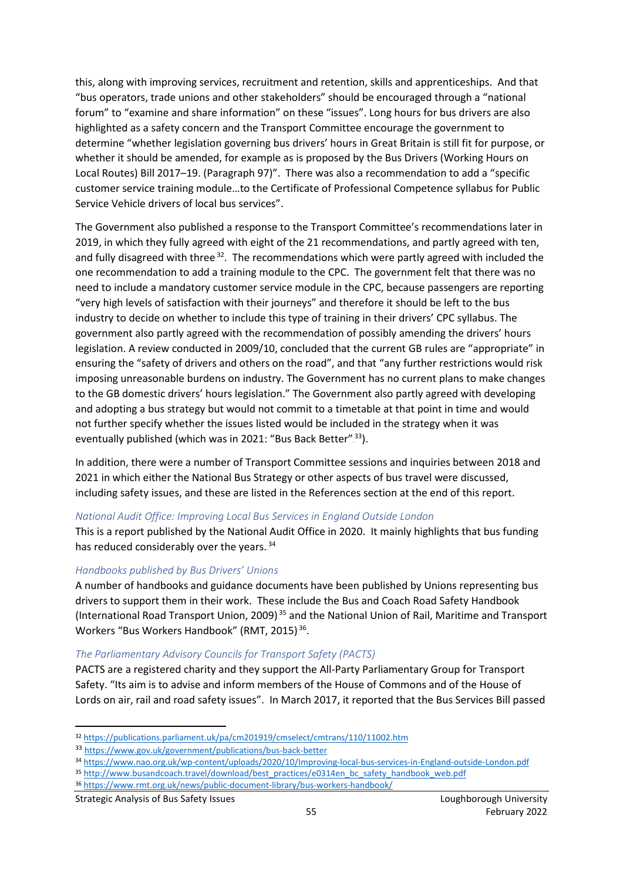this, along with improving services, recruitment and retention, skills and apprenticeships. And that "bus operators, trade unions and other stakeholders" should be encouraged through a "national forum" to "examine and share information" on these "issues". Long hours for bus drivers are also highlighted as a safety concern and the Transport Committee encourage the government to determine "whether legislation governing bus drivers' hours in Great Britain is still fit for purpose, or whether it should be amended, for example as is proposed by the Bus Drivers (Working Hours on Local Routes) Bill 2017–19. (Paragraph 97)". There was also a recommendation to add a "specific customer service training module…to the Certificate of Professional Competence syllabus for Public Service Vehicle drivers of local bus services".

The Government also published a response to the Transport Committee's recommendations later in 2019, in which they fully agreed with eight of the 21 recommendations, and partly agreed with ten, and fully disagreed with three[32]. The recommendations which were partly agreed with included the one recommendation to add a training module to the CPC. The government felt that there was no need to include a mandatory customer service module in the CPC, because passengers are reporting "very high levels of satisfaction with their journeys" and therefore it should be left to the bus industry to decide on whether to include this type of training in their drivers' CPC syllabus. The government also partly agreed with the recommendation of possibly amending the drivers' hours legislation. A review conducted in 2009/10, concluded that the current GB rules are "appropriate" in ensuring the "safety of drivers and others on the road", and that "any further restrictions would risk imposing unreasonable burdens on industry. The Government has no current plans to make changes to the GB domestic drivers' hours legislation." The Government also partly agreed with developing and adopting a bus strategy but would not commit to a timetable at that point in time and would not further specify whether the issues listed would be included in the strategy when it was eventually published (which was in 2021: "Bus Back Better"[33]).

In addition, there were a number of Transport Committee sessions and inquiries between 2018 and 2021 in which either the National Bus Strategy or other aspects of bus travel were discussed, including safety issues, and these are listed in the References section at the end of this report.

*National Audit Office: Improving Local Bus Services in England Outside London*

This is a report published by the National Audit Office in 2020. It mainly highlights that bus funding has reduced considerably over the years.[34]

*Handbooks published by Bus Drivers' Unions*

A number of handbooks and guidance documents have been published by Unions representing bus drivers to support them in their work. These include the Bus and Coach Road Safety Handbook (International Road Transport Union, 2009)[35] and the National Union of Rail, Maritime and Transport Workers "Bus Workers Handbook" (RMT, 2015)[36].

*The Parliamentary Advisory Councils for Transport Safety (PACTS)*

PACTS are a registered charity and they support the All-Party Parliamentary Group for Transport Safety. "Its aim is to advise and inform members of the House of Commons and of the House of Lords on air, rail and road safety issues". In March 2017, it reported that the Bus Services Bill passed

---

[32] https://publications.parliament.uk/pa/cm201919/cmselect/cmtrans/110/11002.htm

[33] https://www.gov.uk/government/publications/bus-back-better

[34] https://www.nao.org.uk/wp-content/uploads/2020/10/Improving-local-bus-services-in-England-outside-London.pdf

[35] http://www.busandcoach.travel/download/best_practices/e0314en_bc_safety_handbook_web.pdf

[36] https://www.rmt.org.uk/news/public-document-library/bus-workers-handbook/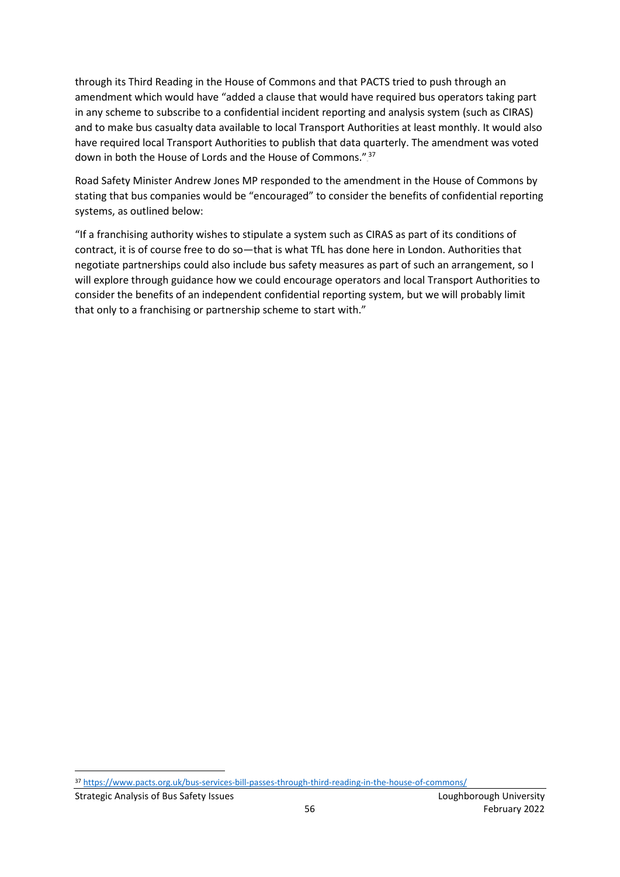through its Third Reading in the House of Commons and that PACTS tried to push through an amendment which would have "added a clause that would have required bus operators taking part in any scheme to subscribe to a confidential incident reporting and analysis system (such as CIRAS) and to make bus casualty data available to local Transport Authorities at least monthly. It would also have required local Transport Authorities to publish that data quarterly. The amendment was voted down in both the House of Lords and the House of Commons."[37]

Road Safety Minister Andrew Jones MP responded to the amendment in the House of Commons by stating that bus companies would be "encouraged" to consider the benefits of confidential reporting systems, as outlined below:

"If a franchising authority wishes to stipulate a system such as CIRAS as part of its conditions of contract, it is of course free to do so—that is what TfL has done here in London. Authorities that negotiate partnerships could also include bus safety measures as part of such an arrangement, so I will explore through guidance how we could encourage operators and local Transport Authorities to consider the benefits of an independent confidential reporting system, but we will probably limit that only to a franchising or partnership scheme to start with."

---

[37] https://www.pacts.org.uk/bus-services-bill-passes-through-third-reading-in-the-house-of-commons/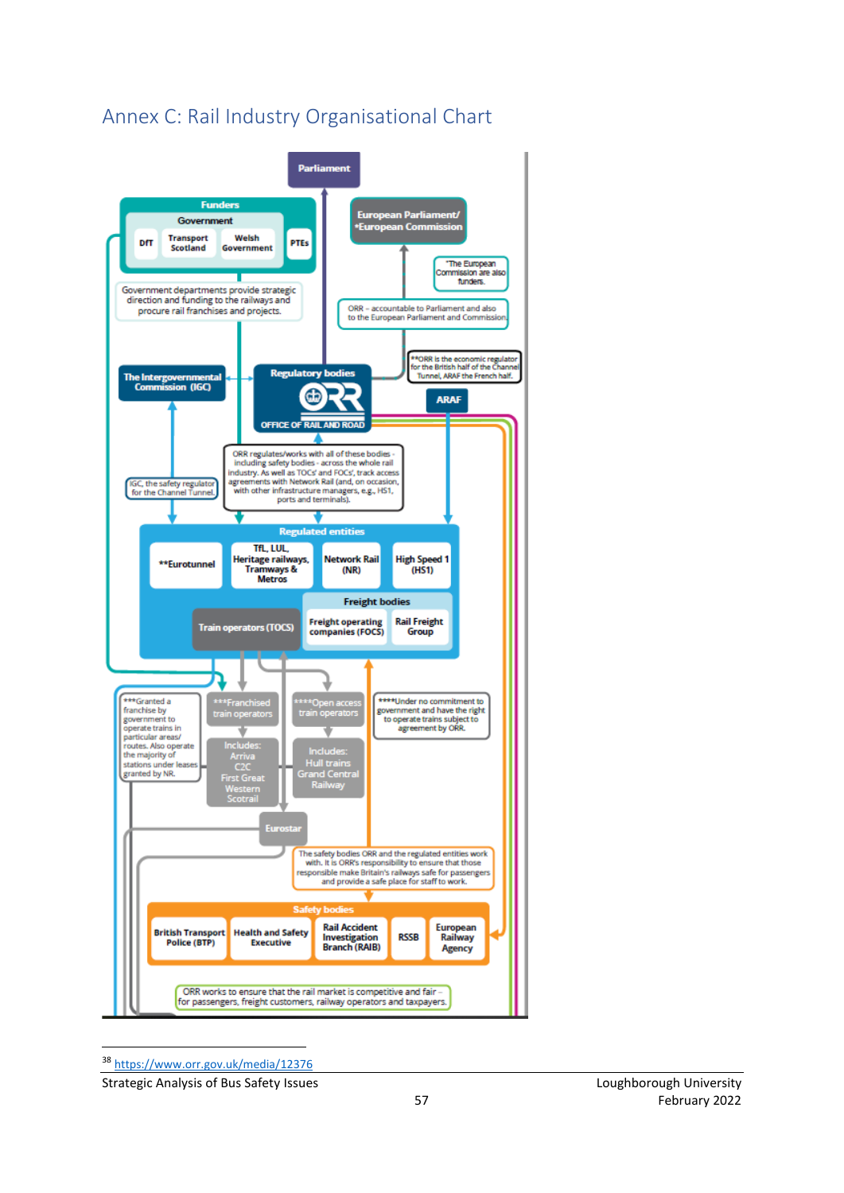## Annex C: Rail Industry Organisational Chart

Parliament

**Funders**

Government

DfT | Transport Scotland | Welsh Government | PTEs

Government departments provide strategic direction and funding to the railways and procure rail franchises and projects.

European Parliament/ *European Commission

*The European Commission are also funders.

ORR – accountable to Parliament and also to the European Parliament and Commission.

**ORR is the economic regulator for the British half of the Channel Tunnel, ARAF the French half.

The Intergovernmental Commission (IGC)

Regulatory bodies

OFFICE OF RAIL AND ROAD

ARAF

IGC, the safety regulator for the Channel Tunnel.

ORR regulates/works with all of these bodies - including safety bodies - across the whole rail industry. As well as TOCs' and FOCs', track access agreements with Network Rail (and, on occasion, with other infrastructure managers, e.g., HS1, ports and terminals).

**Regulated entities**

**Eurotunnel | TfL, LUL, Heritage railways, Tramways & Metros | Network Rail (NR) | High Speed 1 (HS1)

Train operators (TOCS)

Freight bodies: Freight operating companies (FOCS) | Rail Freight Group

***Granted a franchise by government to operate trains in particular areas/ routes. Also operate the majority of stations under leases granted by NR.

***Franchised train operators

Includes: Arriva C2C First Great Western Scotrail

****Open access train operators

Includes: Hull trains Grand Central Railway

****Under no commitment to government and have the right to operate trains subject to agreement by ORR.

Eurostar

The safety bodies ORR and the regulated entities work with. It is ORR's responsibility to ensure that those responsible make Britain's railways safe for passengers and provide a safe place for staff to work.

**Safety bodies**

British Transport Police (BTP) | Health and Safety Executive | Rail Accident Investigation Branch (RAIB) | RSSB | European Railway Agency

ORR works to ensure that the rail market is competitive and fair – for passengers, freight customers, railway operators and taxpayers.

---

[38] https://www.orr.gov.uk/media/12376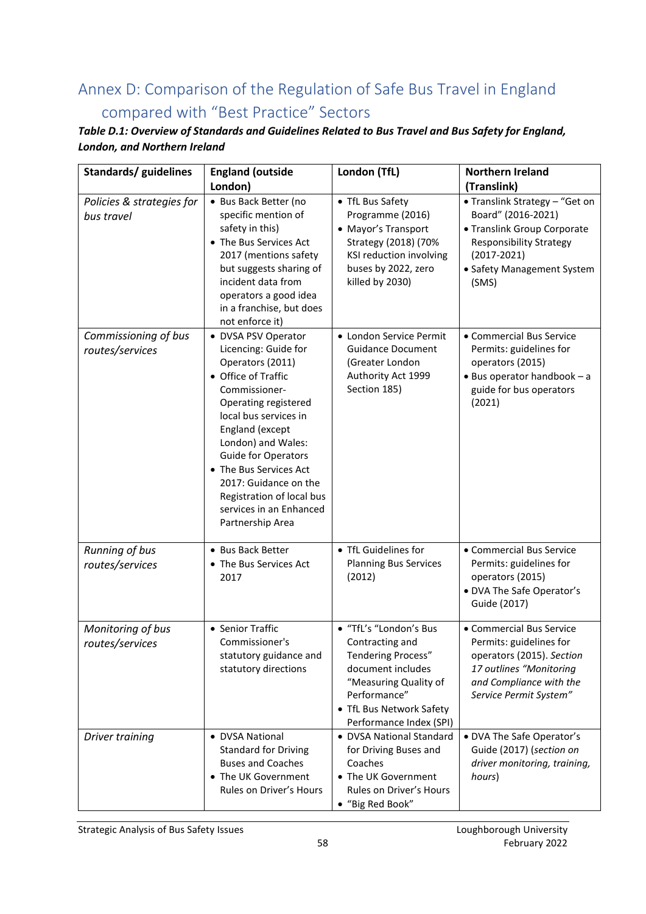# Annex D: Comparison of the Regulation of Safe Bus Travel in England compared with "Best Practice" Sectors

***Table D.1: Overview of Standards and Guidelines Related to Bus Travel and Bus Safety for England, London, and Northern Ireland***

| Standards/ guidelines | England (outside London) | London (TfL) | Northern Ireland (Translink) |
|---|---|---|---|
| *Policies & strategies for bus travel* | • Bus Back Better (no specific mention of safety in this)<br>• The Bus Services Act 2017 (mentions safety but suggests sharing of incident data from operators a good idea in a franchise, but does not enforce it) | • TfL Bus Safety Programme (2016)<br>• Mayor's Transport Strategy (2018) (70% KSI reduction involving buses by 2022, zero killed by 2030) | • Translink Strategy – "Get on Board" (2016-2021)<br>• Translink Group Corporate Responsibility Strategy (2017-2021)<br>• Safety Management System (SMS) |
| *Commissioning of bus routes/services* | • DVSA PSV Operator Licencing: Guide for Operators (2011)<br>• Office of Traffic Commissioner- Operating registered local bus services in England (except London) and Wales: Guide for Operators<br>• The Bus Services Act 2017: Guidance on the Registration of local bus services in an Enhanced Partnership Area | • London Service Permit Guidance Document (Greater London Authority Act 1999 Section 185) | • Commercial Bus Service Permits: guidelines for operators (2015)<br>• Bus operator handbook – a guide for bus operators (2021) |
| *Running of bus routes/services* | • Bus Back Better<br>• The Bus Services Act 2017 | • TfL Guidelines for Planning Bus Services (2012) | • Commercial Bus Service Permits: guidelines for operators (2015)<br>• DVA The Safe Operator's Guide (2017) |
| *Monitoring of bus routes/services* | • Senior Traffic Commissioner's statutory guidance and statutory directions | • "TfL's "London's Bus Contracting and Tendering Process" document includes "Measuring Quality of Performance"<br>• TfL Bus Network Safety Performance Index (SPI) | • Commercial Bus Service Permits: guidelines for operators (2015). *Section 17 outlines "Monitoring and Compliance with the Service Permit System"* |
| *Driver training* | • DVSA National Standard for Driving Buses and Coaches<br>• The UK Government Rules on Driver's Hours | • DVSA National Standard for Driving Buses and Coaches<br>• The UK Government Rules on Driver's Hours<br>• "Big Red Book" | • DVA The Safe Operator's Guide (2017) (*section on driver monitoring, training, hours*) |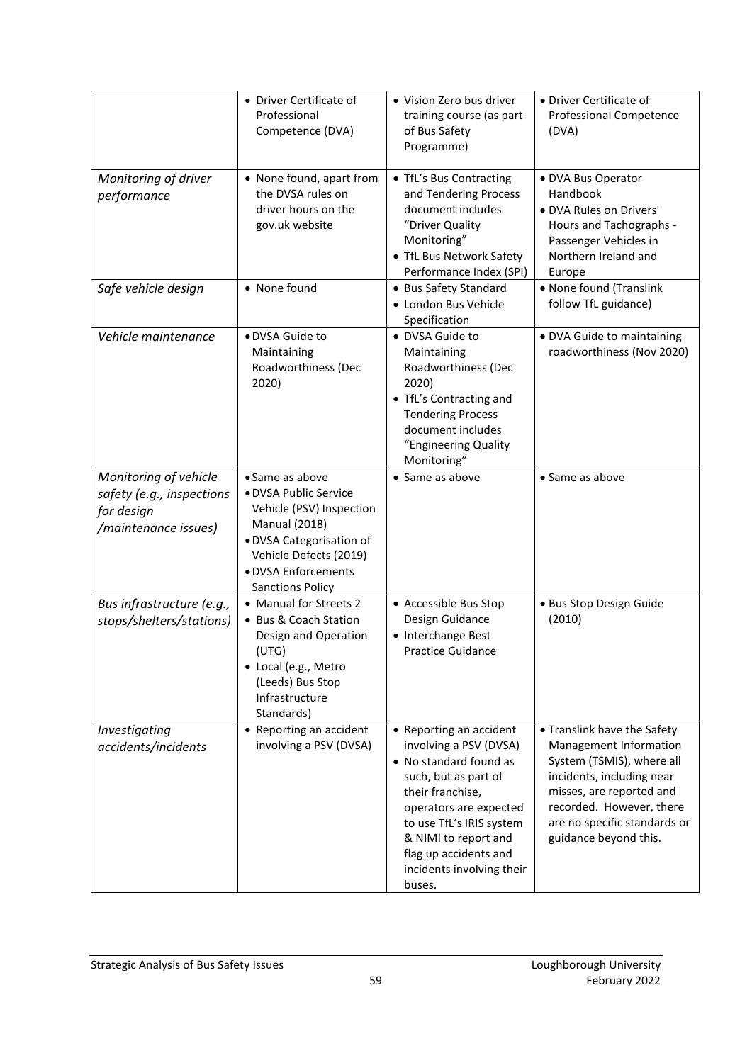| | | | |
|---|---|---|---|
| | • Driver Certificate of Professional Competence (DVA) | • Vision Zero bus driver training course (as part of Bus Safety Programme) | • Driver Certificate of Professional Competence (DVA) |
| *Monitoring of driver performance* | • None found, apart from the DVSA rules on driver hours on the gov.uk website | • TfL's Bus Contracting and Tendering Process document includes "Driver Quality Monitoring"<br>• TfL Bus Network Safety Performance Index (SPI) | • DVA Bus Operator Handbook<br>• DVA Rules on Drivers' Hours and Tachographs - Passenger Vehicles in Northern Ireland and Europe |
| *Safe vehicle design* | • None found | • Bus Safety Standard<br>• London Bus Vehicle Specification | • None found (Translink follow TfL guidance) |
| *Vehicle maintenance* | • DVSA Guide to Maintaining Roadworthiness (Dec 2020) | • DVSA Guide to Maintaining Roadworthiness (Dec 2020)<br>• TfL's Contracting and Tendering Process document includes "Engineering Quality Monitoring" | • DVA Guide to maintaining roadworthiness (Nov 2020) |
| *Monitoring of vehicle safety (e.g., inspections for design /maintenance issues)* | • Same as above<br>• DVSA Public Service Vehicle (PSV) Inspection Manual (2018)<br>• DVSA Categorisation of Vehicle Defects (2019)<br>• DVSA Enforcements Sanctions Policy | • Same as above | • Same as above |
| *Bus infrastructure (e.g., stops/shelters/stations)* | • Manual for Streets 2<br>• Bus & Coach Station Design and Operation (UTG)<br>• Local (e.g., Metro (Leeds) Bus Stop Infrastructure Standards) | • Accessible Bus Stop Design Guidance<br>• Interchange Best Practice Guidance | • Bus Stop Design Guide (2010) |
| *Investigating accidents/incidents* | • Reporting an accident involving a PSV (DVSA) | • Reporting an accident involving a PSV (DVSA)<br>• No standard found as such, but as part of their franchise, operators are expected to use TfL's IRIS system & NIMI to report and flag up accidents and incidents involving their buses. | • Translink have the Safety Management Information System (TSMIS), where all incidents, including near misses, are reported and recorded. However, there are no specific standards or guidance beyond this. |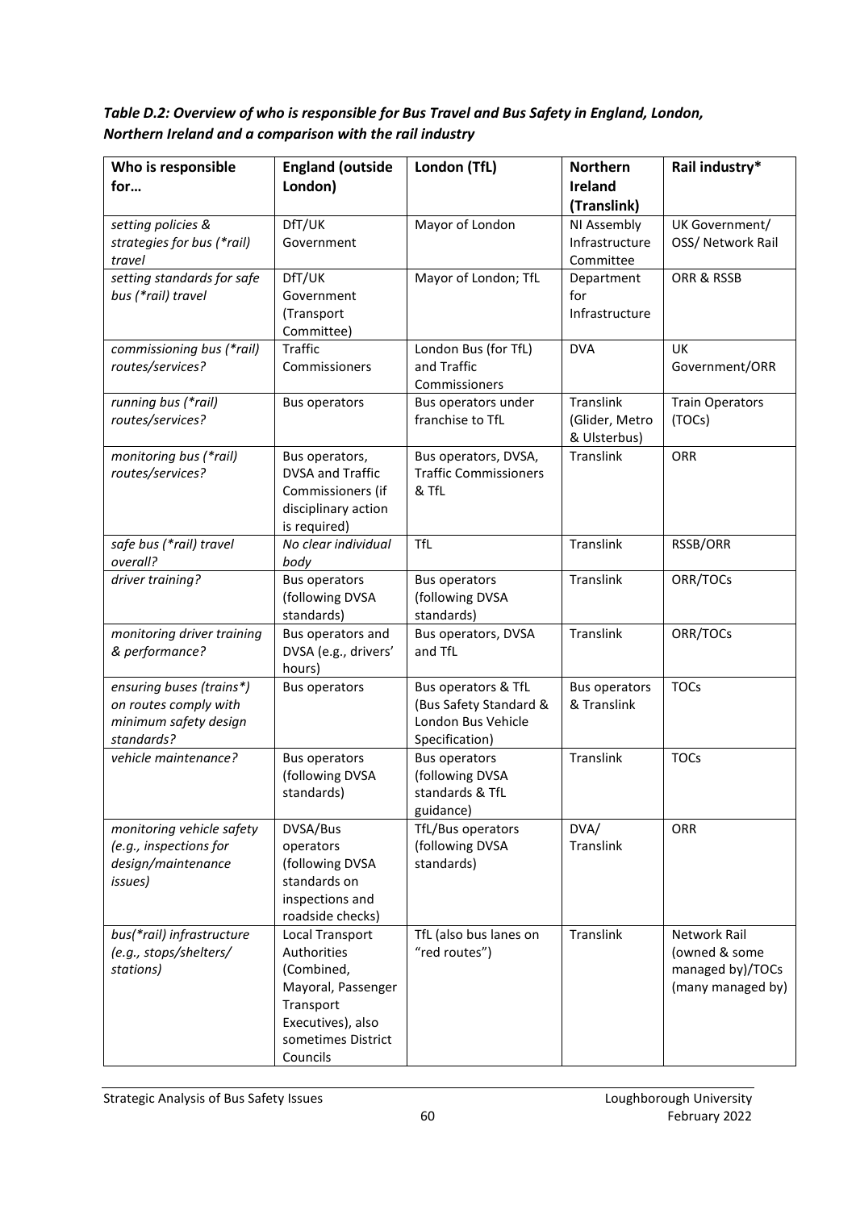***Table D.2: Overview of who is responsible for Bus Travel and Bus Safety in England, London, Northern Ireland and a comparison with the rail industry***

| Who is responsible for… | England (outside London) | London (TfL) | Northern Ireland (Translink) | Rail industry* |
|---|---|---|---|---|
| *setting policies & strategies for bus (*rail) travel* | DfT/UK Government | Mayor of London | NI Assembly Infrastructure Committee | UK Government/ OSS/ Network Rail |
| *setting standards for safe bus (*rail) travel* | DfT/UK Government (Transport Committee) | Mayor of London; TfL | Department for Infrastructure | ORR & RSSB |
| *commissioning bus (*rail) routes/services?* | Traffic Commissioners | London Bus (for TfL) and Traffic Commissioners | DVA | UK Government/ORR |
| *running bus (*rail) routes/services?* | Bus operators | Bus operators under franchise to TfL | Translink (Glider, Metro & Ulsterbus) | Train Operators (TOCs) |
| *monitoring bus (*rail) routes/services?* | Bus operators, DVSA and Traffic Commissioners (if disciplinary action is required) | Bus operators, DVSA, Traffic Commissioners & TfL | Translink | ORR |
| *safe bus (*rail) travel overall?* | *No clear individual body* | TfL | Translink | RSSB/ORR |
| *driver training?* | Bus operators (following DVSA standards) | Bus operators (following DVSA standards) | Translink | ORR/TOCs |
| *monitoring driver training & performance?* | Bus operators and DVSA (e.g., drivers' hours) | Bus operators, DVSA and TfL | Translink | ORR/TOCs |
| *ensuring buses (trains*) on routes comply with minimum safety design standards?* | Bus operators | Bus operators & TfL (Bus Safety Standard & London Bus Vehicle Specification) | Bus operators & Translink | TOCs |
| *vehicle maintenance?* | Bus operators (following DVSA standards) | Bus operators (following DVSA standards & TfL guidance) | Translink | TOCs |
| *monitoring vehicle safety (e.g., inspections for design/maintenance issues)* | DVSA/Bus operators (following DVSA standards on inspections and roadside checks) | TfL/Bus operators (following DVSA standards) | DVA/ Translink | ORR |
| *bus(*rail) infrastructure (e.g., stops/shelters/ stations)* | Local Transport Authorities (Combined, Mayoral, Passenger Transport Executives), also sometimes District Councils | TfL (also bus lanes on "red routes") | Translink | Network Rail (owned & some managed by)/TOCs (many managed by) |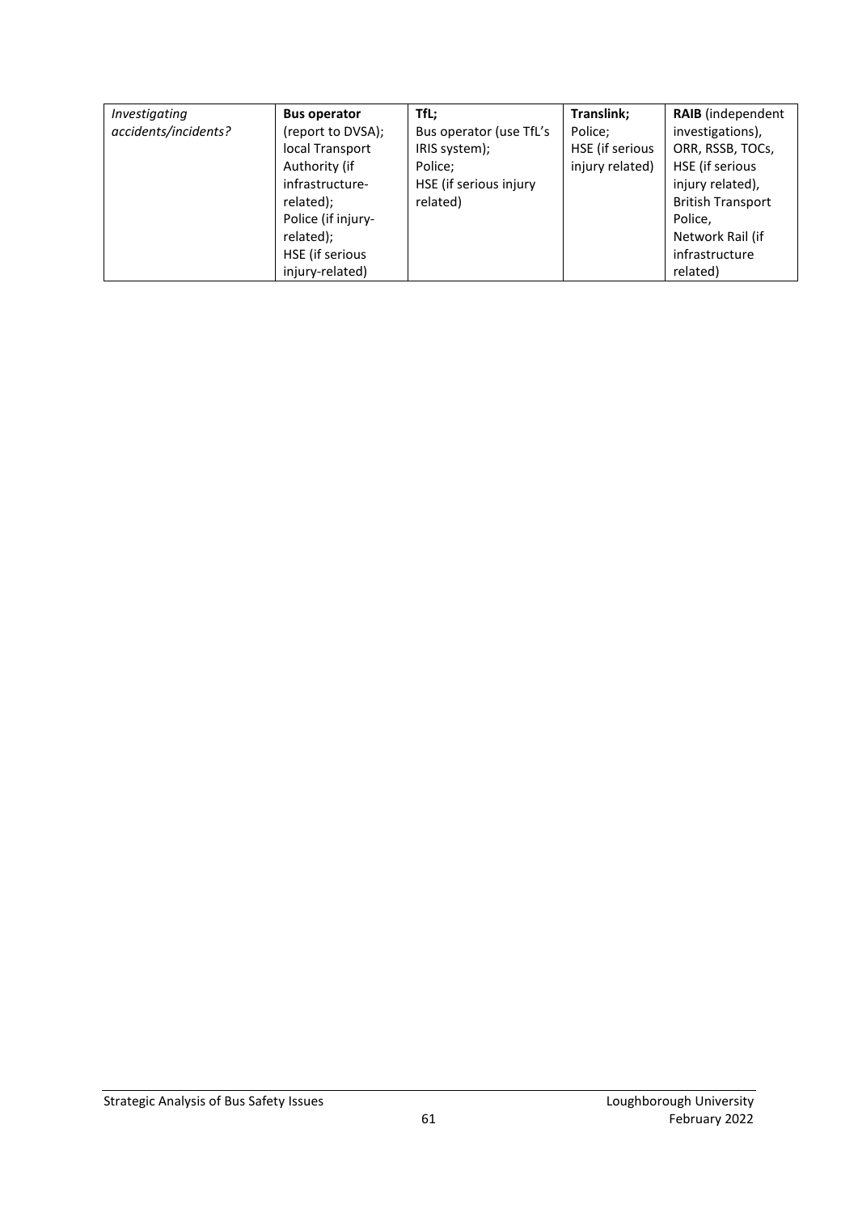| | | | | |
|---|---|---|---|---|
| *Investigating accidents/incidents?* | **Bus operator** (report to DVSA); local Transport Authority (if infrastructure-related); Police (if injury-related); HSE (if serious injury-related) | **TfL;** Bus operator (use TfL's IRIS system); Police; HSE (if serious injury related) | **Translink;** Police; HSE (if serious injury related) | **RAIB** (independent investigations), ORR, RSSB, TOCs, HSE (if serious injury related), British Transport Police, Network Rail (if infrastructure related) |